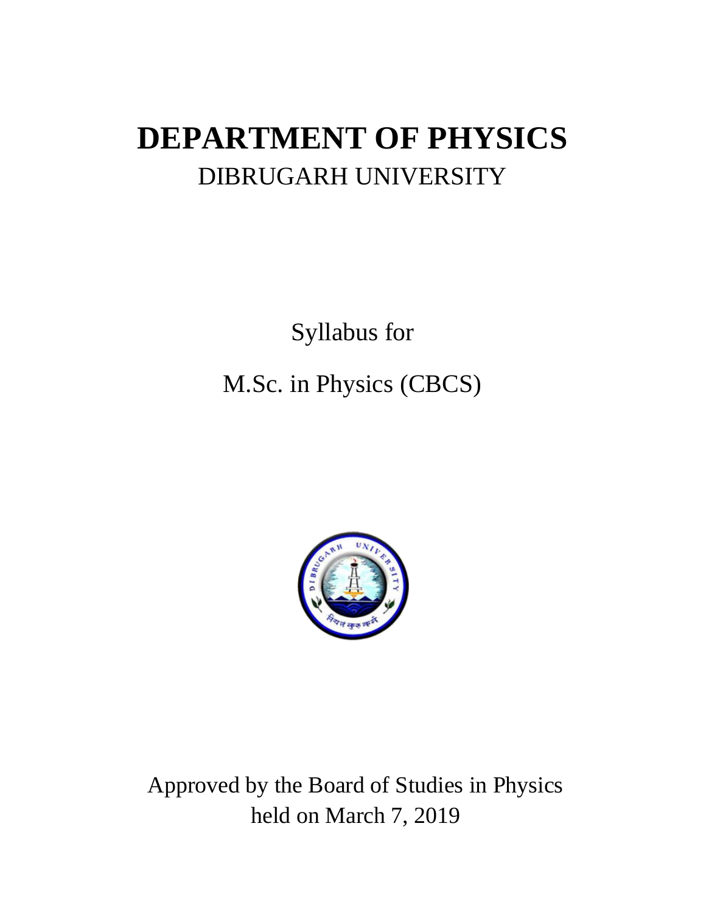# DEPARTMENT OF PHYSICS

DIBRUGARH UNIVERSITY

Syllabus for

M.Sc. in Physics (CBCS)

Approved by the Board of Studies in Physics
held on March 7, 2019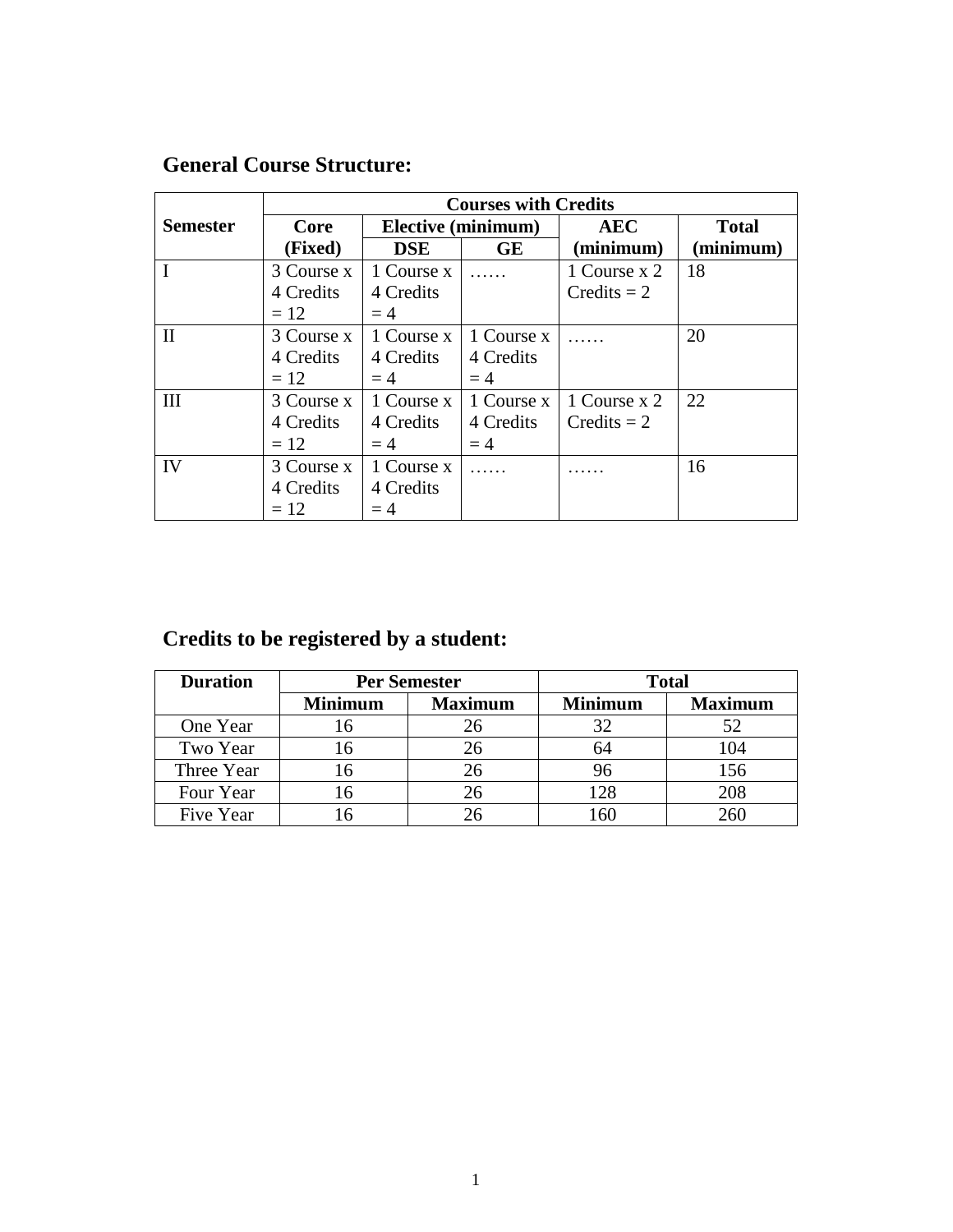## General Course Structure:

| Semester | Courses with Credits | | | | |
|---|---|---|---|---|---|
| | Core (Fixed) | Elective (minimum) | | AEC (minimum) | Total (minimum) |
| | | DSE | GE | | |
| I | 3 Course x 4 Credits = 12 | 1 Course x 4 Credits = 4 | …… | 1 Course x 2 Credits = 2 | 18 |
| II | 3 Course x 4 Credits = 12 | 1 Course x 4 Credits = 4 | 1 Course x 4 Credits = 4 | …… | 20 |
| III | 3 Course x 4 Credits = 12 | 1 Course x 4 Credits = 4 | 1 Course x 4 Credits = 4 | 1 Course x 2 Credits = 2 | 22 |
| IV | 3 Course x 4 Credits = 12 | 1 Course x 4 Credits = 4 | …… | …… | 16 |

## Credits to be registered by a student:

| Duration | Per Semester | | Total | |
|---|---|---|---|---|
| | Minimum | Maximum | Minimum | Maximum |
| One Year | 16 | 26 | 32 | 52 |
| Two Year | 16 | 26 | 64 | 104 |
| Three Year | 16 | 26 | 96 | 156 |
| Four Year | 16 | 26 | 128 | 208 |
| Five Year | 16 | 26 | 160 | 260 |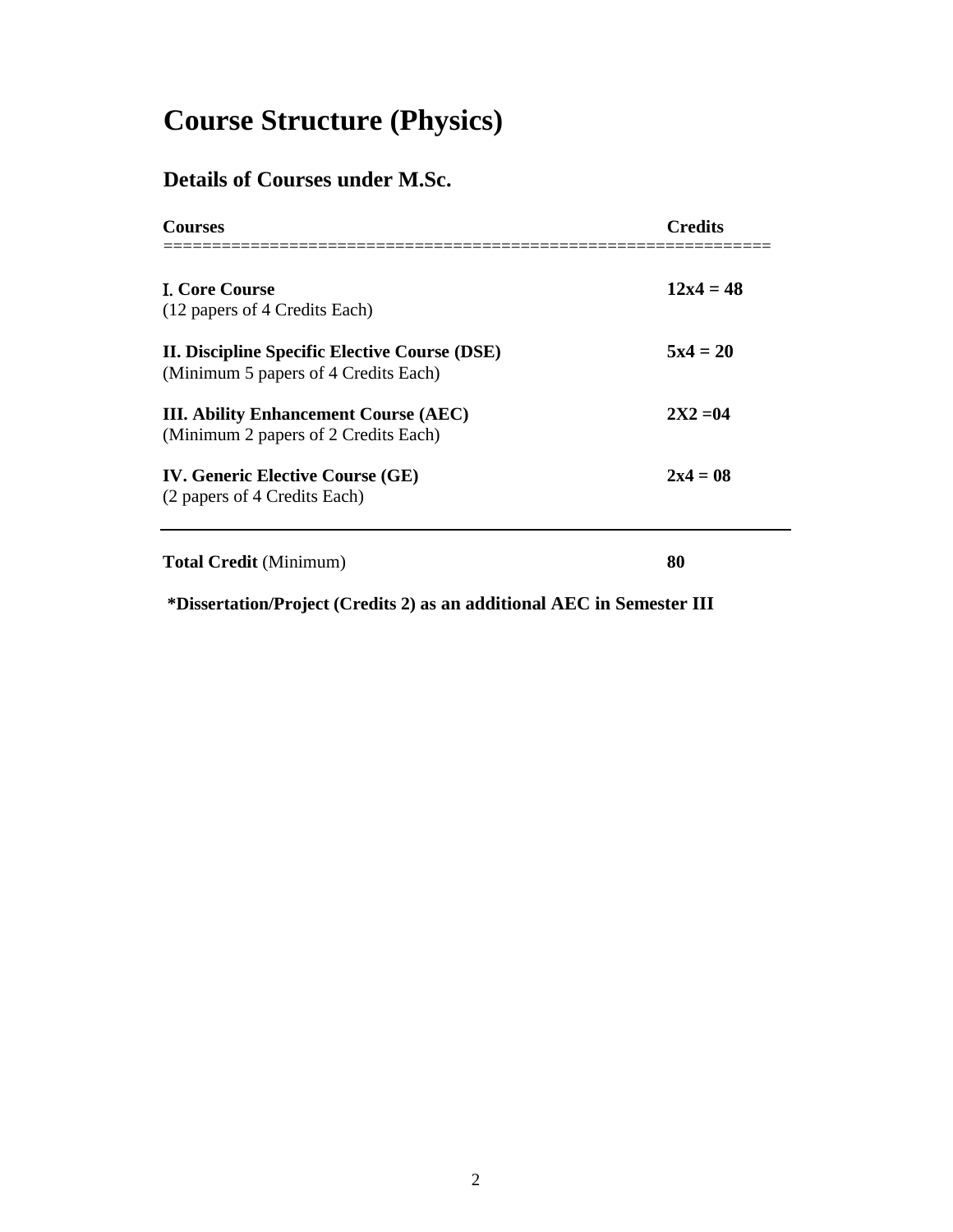# Course Structure (Physics)

## Details of Courses under M.Sc.

| Courses | Credits |
| --- | --- |
| **I. Core Course**<br>(12 papers of 4 Credits Each) | **12x4 = 48** |
| **II. Discipline Specific Elective Course (DSE)**<br>(Minimum 5 papers of 4 Credits Each) | **5x4 = 20** |
| **III. Ability Enhancement Course (AEC)**<br>(Minimum 2 papers of 2 Credits Each) | **2X2 =04** |
| **IV. Generic Elective Course (GE)**<br>(2 papers of 4 Credits Each) | **2x4 = 08** |
| **Total Credit** (Minimum) | **80** |

**\*Dissertation/Project (Credits 2) as an additional AEC in Semester III**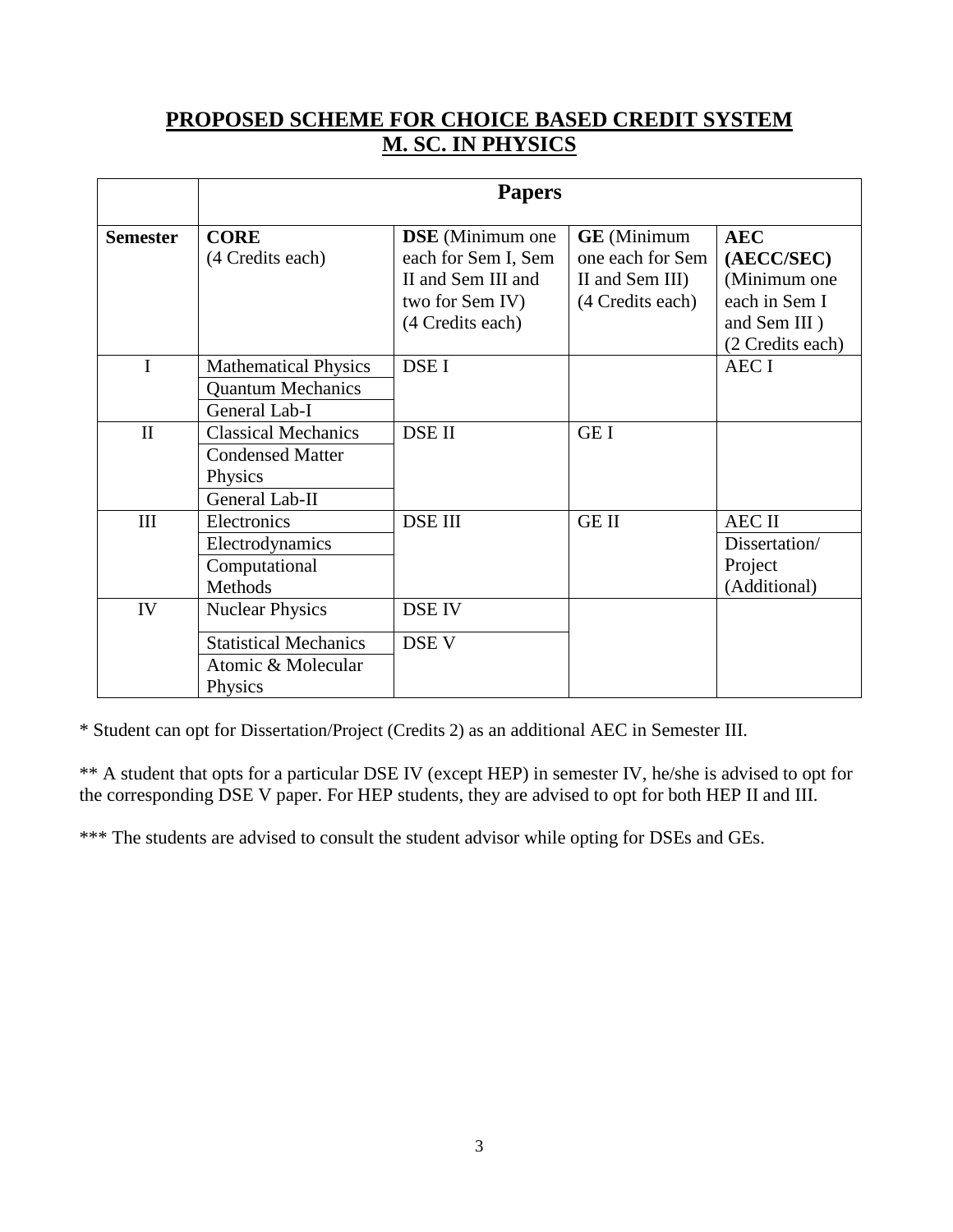## PROPOSED SCHEME FOR CHOICE BASED CREDIT SYSTEM
## M. SC. IN PHYSICS

| | Papers | | | |
|---|---|---|---|---|
| **Semester** | **CORE** (4 Credits each) | **DSE** (Minimum one each for Sem I, Sem II and Sem III and two for Sem IV) (4 Credits each) | **GE** (Minimum one each for Sem II and Sem III) (4 Credits each) | **AEC (AECC/SEC)** (Minimum one each in Sem I and Sem III ) (2 Credits each) |
| I | Mathematical Physics | DSE I | | AEC I |
| | Quantum Mechanics | | | |
| | General Lab-I | | | |
| II | Classical Mechanics | DSE II | GE I | |
| | Condensed Matter Physics | | | |
| | General Lab-II | | | |
| III | Electronics | DSE III | GE II | AEC II |
| | Electrodynamics | | | Dissertation/ Project (Additional) |
| | Computational Methods | | | |
| IV | Nuclear Physics | DSE IV | | |
| | Statistical Mechanics | DSE V | | |
| | Atomic & Molecular Physics | | | |

* Student can opt for Dissertation/Project (Credits 2) as an additional AEC in Semester III.

** A student that opts for a particular DSE IV (except HEP) in semester IV, he/she is advised to opt for the corresponding DSE V paper. For HEP students, they are advised to opt for both HEP II and III.

*** The students are advised to consult the student advisor while opting for DSEs and GEs.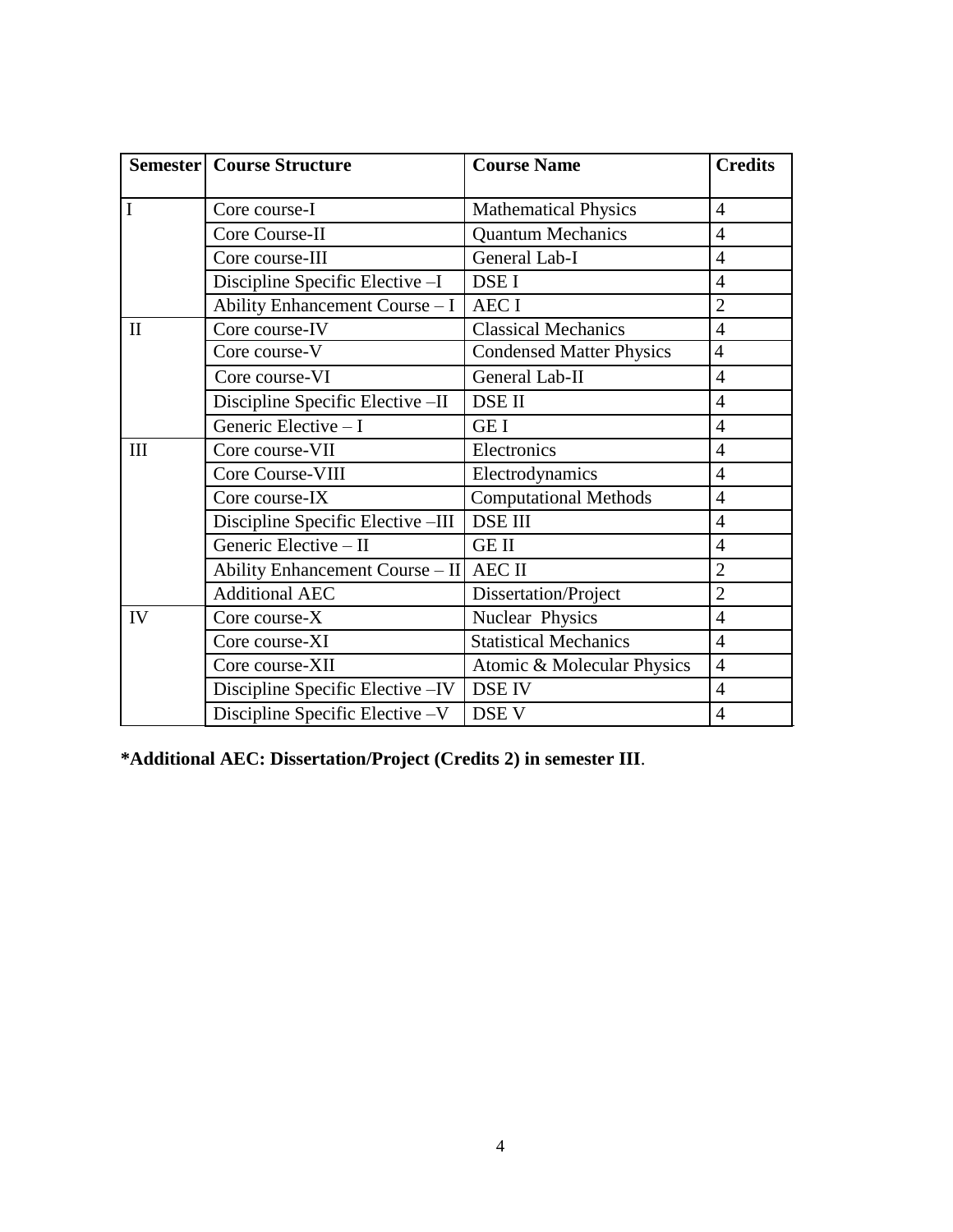| Semester | Course Structure | Course Name | Credits |
|---|---|---|---|
| I | Core course-I | Mathematical Physics | 4 |
| | Core Course-II | Quantum Mechanics | 4 |
| | Core course-III | General Lab-I | 4 |
| | Discipline Specific Elective –I | DSE I | 4 |
| | Ability Enhancement Course – I | AEC I | 2 |
| II | Core course-IV | Classical Mechanics | 4 |
| | Core course-V | Condensed Matter Physics | 4 |
| | Core course-VI | General Lab-II | 4 |
| | Discipline Specific Elective –II | DSE II | 4 |
| | Generic Elective – I | GE I | 4 |
| III | Core course-VII | Electronics | 4 |
| | Core Course-VIII | Electrodynamics | 4 |
| | Core course-IX | Computational Methods | 4 |
| | Discipline Specific Elective –III | DSE III | 4 |
| | Generic Elective – II | GE II | 4 |
| | Ability Enhancement Course – II | AEC II | 2 |
| | Additional AEC | Dissertation/Project | 2 |
| IV | Core course-X | Nuclear Physics | 4 |
| | Core course-XI | Statistical Mechanics | 4 |
| | Core course-XII | Atomic & Molecular Physics | 4 |
| | Discipline Specific Elective –IV | DSE IV | 4 |
| | Discipline Specific Elective –V | DSE V | 4 |

**\*Additional AEC: Dissertation/Project (Credits 2) in semester III**.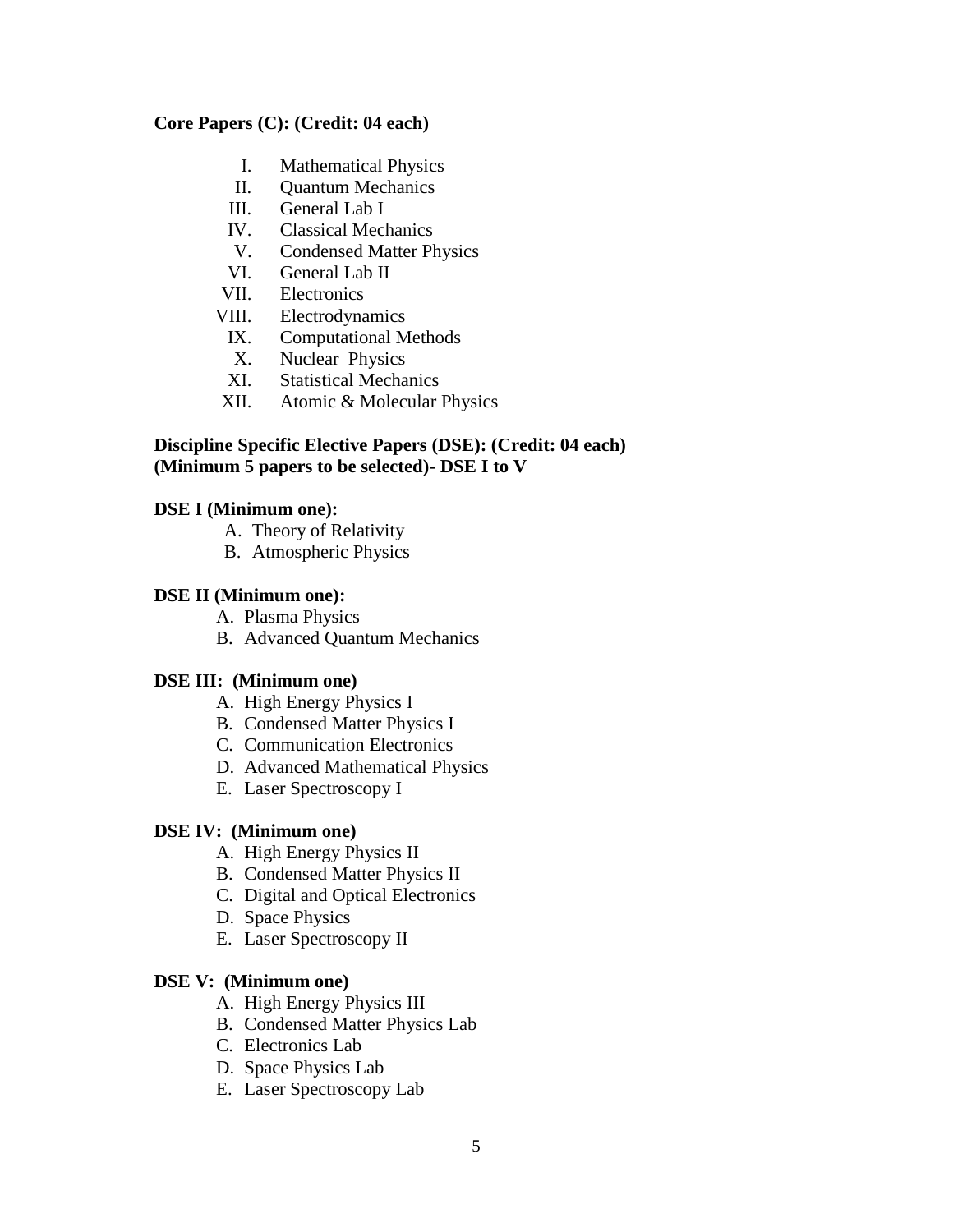**Core Papers (C): (Credit: 04 each)**

I. Mathematical Physics
II. Quantum Mechanics
III. General Lab I
IV. Classical Mechanics
V. Condensed Matter Physics
VI. General Lab II
VII. Electronics
VIII. Electrodynamics
IX. Computational Methods
X. Nuclear Physics
XI. Statistical Mechanics
XII. Atomic & Molecular Physics

**Discipline Specific Elective Papers (DSE): (Credit: 04 each)**
**(Minimum 5 papers to be selected)- DSE I to V**

**DSE I (Minimum one):**

A. Theory of Relativity
B. Atmospheric Physics

**DSE II (Minimum one):**

A. Plasma Physics
B. Advanced Quantum Mechanics

**DSE III: (Minimum one)**

A. High Energy Physics I
B. Condensed Matter Physics I
C. Communication Electronics
D. Advanced Mathematical Physics
E. Laser Spectroscopy I

**DSE IV: (Minimum one)**

A. High Energy Physics II
B. Condensed Matter Physics II
C. Digital and Optical Electronics
D. Space Physics
E. Laser Spectroscopy II

**DSE V: (Minimum one)**

A. High Energy Physics III
B. Condensed Matter Physics Lab
C. Electronics Lab
D. Space Physics Lab
E. Laser Spectroscopy Lab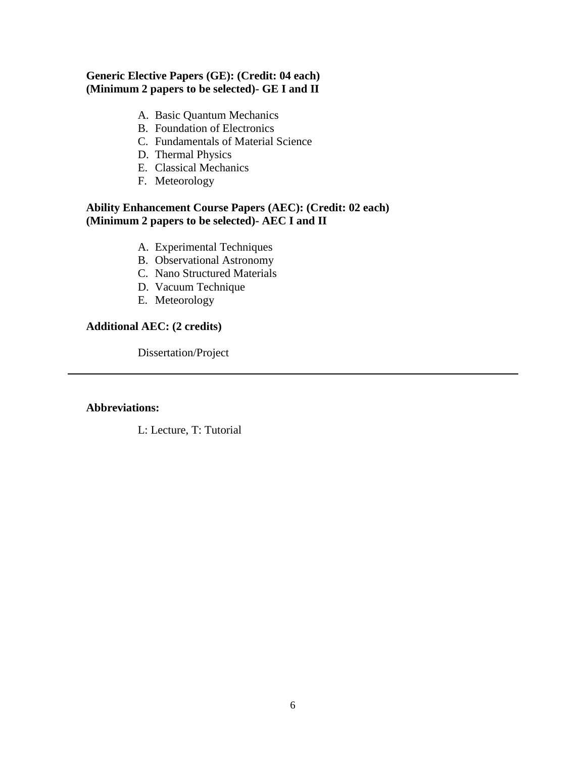**Generic Elective Papers (GE): (Credit: 04 each)**
**(Minimum 2 papers to be selected)- GE I and II**

A. Basic Quantum Mechanics
B. Foundation of Electronics
C. Fundamentals of Material Science
D. Thermal Physics
E. Classical Mechanics
F. Meteorology

**Ability Enhancement Course Papers (AEC): (Credit: 02 each)**
**(Minimum 2 papers to be selected)- AEC I and II**

A. Experimental Techniques
B. Observational Astronomy
C. Nano Structured Materials
D. Vacuum Technique
E. Meteorology

**Additional AEC: (2 credits)**

Dissertation/Project

---

**Abbreviations:**

L: Lecture, T: Tutorial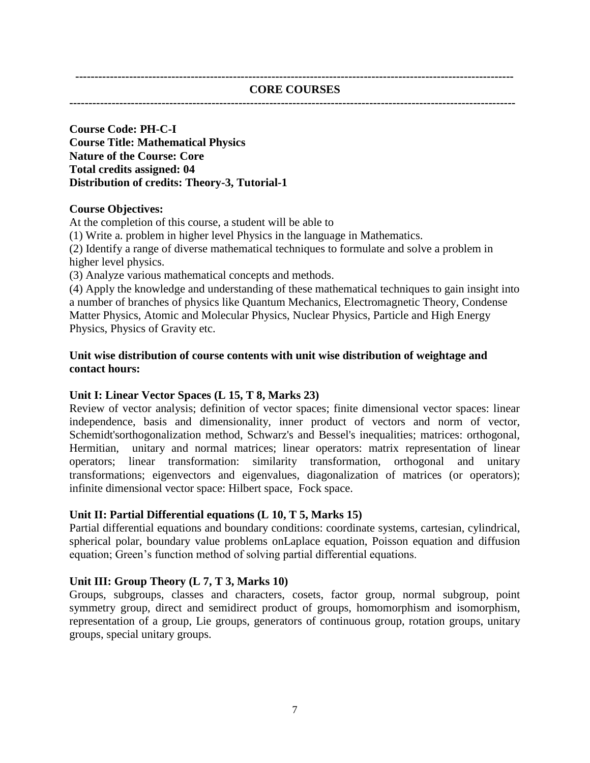---

## CORE COURSES

---

**Course Code: PH-C-I**
**Course Title: Mathematical Physics**
**Nature of the Course: Core**
**Total credits assigned: 04**
**Distribution of credits: Theory-3, Tutorial-1**

**Course Objectives:**

At the completion of this course, a student will be able to

(1) Write a. problem in higher level Physics in the language in Mathematics.

(2) Identify a range of diverse mathematical techniques to formulate and solve a problem in higher level physics.

(3) Analyze various mathematical concepts and methods.

(4) Apply the knowledge and understanding of these mathematical techniques to gain insight into a number of branches of physics like Quantum Mechanics, Electromagnetic Theory, Condense Matter Physics, Atomic and Molecular Physics, Nuclear Physics, Particle and High Energy Physics, Physics of Gravity etc.

**Unit wise distribution of course contents with unit wise distribution of weightage and contact hours:**

**Unit I: Linear Vector Spaces (L 15, T 8, Marks 23)**

Review of vector analysis; definition of vector spaces; finite dimensional vector spaces: linear independence, basis and dimensionality, inner product of vectors and norm of vector, Schemidt'sorthogonalization method, Schwarz's and Bessel's inequalities; matrices: orthogonal, Hermitian, unitary and normal matrices; linear operators: matrix representation of linear operators; linear transformation: similarity transformation, orthogonal and unitary transformations; eigenvectors and eigenvalues, diagonalization of matrices (or operators); infinite dimensional vector space: Hilbert space, Fock space.

**Unit II: Partial Differential equations (L 10, T 5, Marks 15)**

Partial differential equations and boundary conditions: coordinate systems, cartesian, cylindrical, spherical polar, boundary value problems onLaplace equation, Poisson equation and diffusion equation; Green's function method of solving partial differential equations.

**Unit III: Group Theory (L 7, T 3, Marks 10)**

Groups, subgroups, classes and characters, cosets, factor group, normal subgroup, point symmetry group, direct and semidirect product of groups, homomorphism and isomorphism, representation of a group, Lie groups, generators of continuous group, rotation groups, unitary groups, special unitary groups.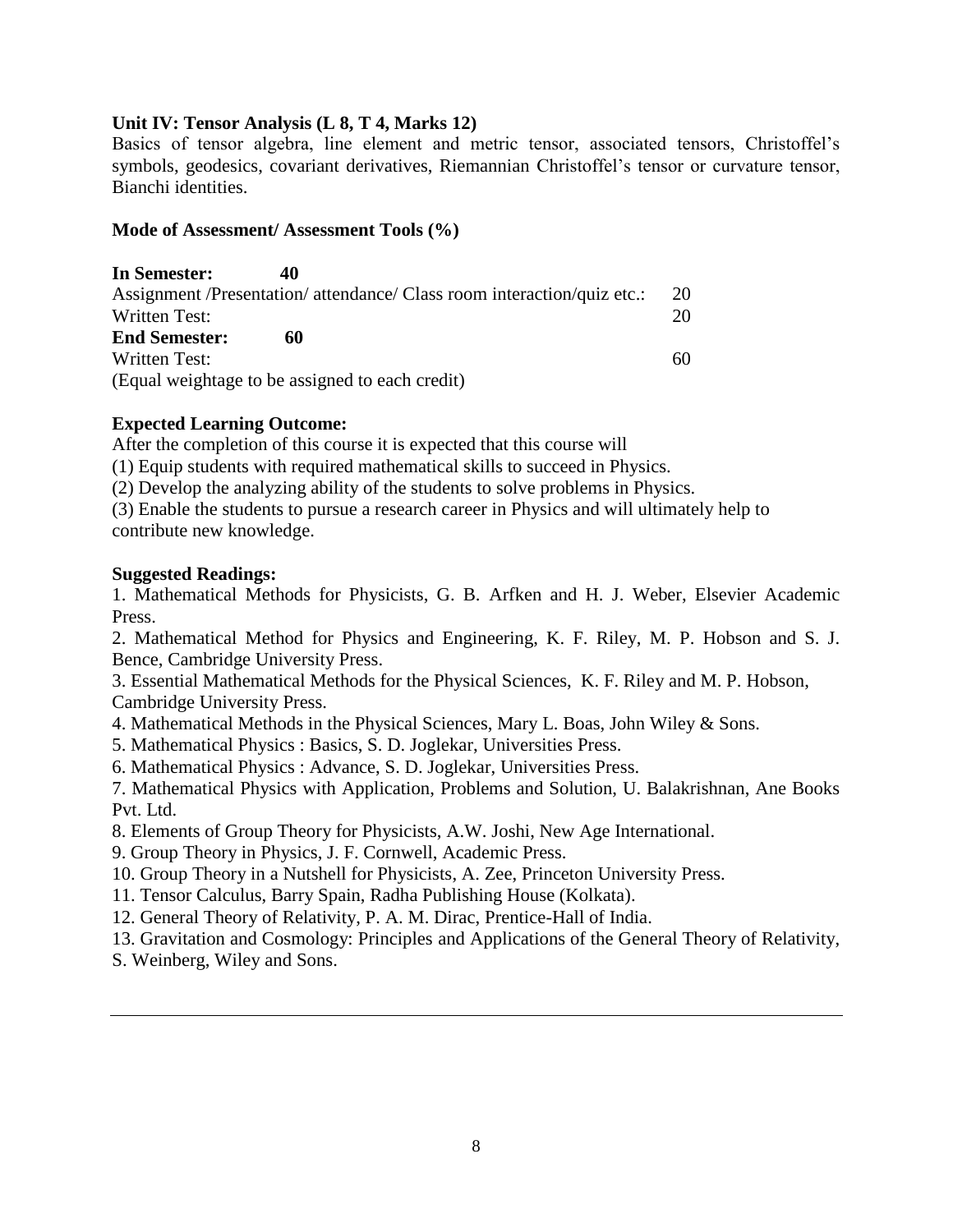**Unit IV: Tensor Analysis (L 8, T 4, Marks 12)**

Basics of tensor algebra, line element and metric tensor, associated tensors, Christoffel's symbols, geodesics, covariant derivatives, Riemannian Christoffel's tensor or curvature tensor, Bianchi identities.

**Mode of Assessment/ Assessment Tools (%)**

**In Semester: 40**

| | |
|---|---|
| Assignment /Presentation/ attendance/ Class room interaction/quiz etc.: | 20 |
| Written Test: | 20 |

**End Semester: 60**

| | |
|---|---|
| Written Test: | 60 |

(Equal weightage to be assigned to each credit)

**Expected Learning Outcome:**

After the completion of this course it is expected that this course will

(1) Equip students with required mathematical skills to succeed in Physics.

(2) Develop the analyzing ability of the students to solve problems in Physics.

(3) Enable the students to pursue a research career in Physics and will ultimately help to contribute new knowledge.

**Suggested Readings:**

1. Mathematical Methods for Physicists, G. B. Arfken and H. J. Weber, Elsevier Academic Press.
2. Mathematical Method for Physics and Engineering, K. F. Riley, M. P. Hobson and S. J. Bence, Cambridge University Press.
3. Essential Mathematical Methods for the Physical Sciences, K. F. Riley and M. P. Hobson, Cambridge University Press.
4. Mathematical Methods in the Physical Sciences, Mary L. Boas, John Wiley & Sons.
5. Mathematical Physics : Basics, S. D. Joglekar, Universities Press.
6. Mathematical Physics : Advance, S. D. Joglekar, Universities Press.
7. Mathematical Physics with Application, Problems and Solution, U. Balakrishnan, Ane Books Pvt. Ltd.
8. Elements of Group Theory for Physicists, A.W. Joshi, New Age International.
9. Group Theory in Physics, J. F. Cornwell, Academic Press.
10. Group Theory in a Nutshell for Physicists, A. Zee, Princeton University Press.
11. Tensor Calculus, Barry Spain, Radha Publishing House (Kolkata).
12. General Theory of Relativity, P. A. M. Dirac, Prentice-Hall of India.
13. Gravitation and Cosmology: Principles and Applications of the General Theory of Relativity, S. Weinberg, Wiley and Sons.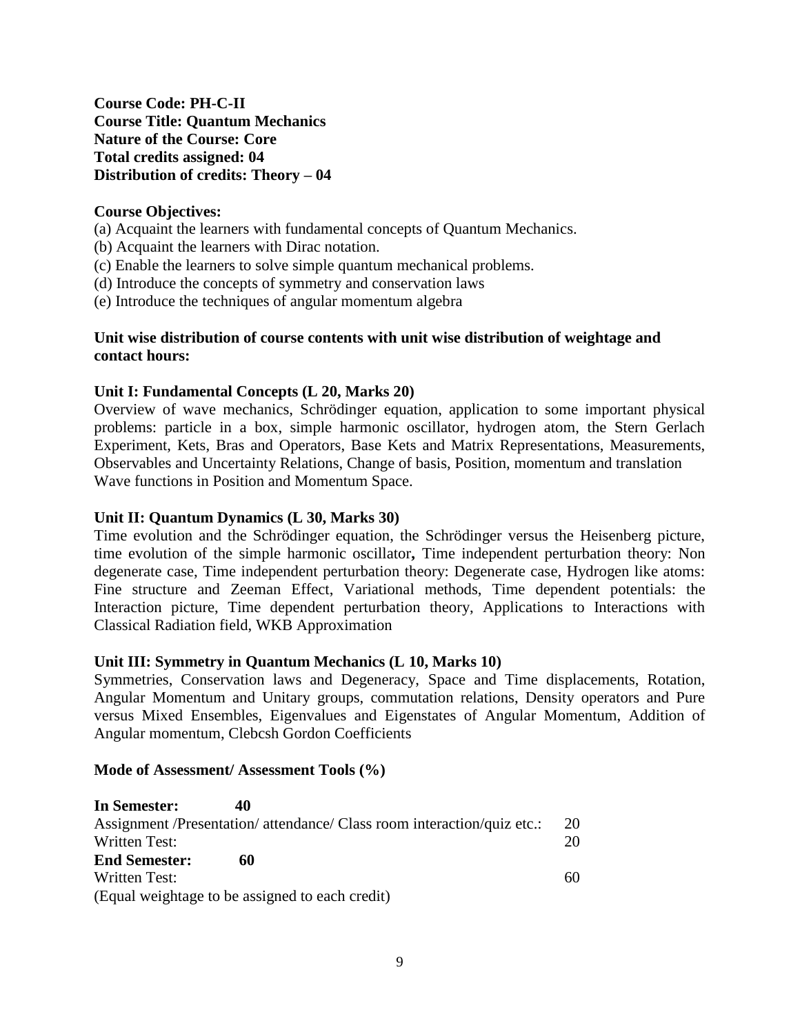**Course Code: PH-C-II**
**Course Title: Quantum Mechanics**
**Nature of the Course: Core**
**Total credits assigned: 04**
**Distribution of credits: Theory – 04**

**Course Objectives:**

(a) Acquaint the learners with fundamental concepts of Quantum Mechanics.
(b) Acquaint the learners with Dirac notation.
(c) Enable the learners to solve simple quantum mechanical problems.
(d) Introduce the concepts of symmetry and conservation laws
(e) Introduce the techniques of angular momentum algebra

**Unit wise distribution of course contents with unit wise distribution of weightage and contact hours:**

**Unit I: Fundamental Concepts (L 20, Marks 20)**

Overview of wave mechanics, Schrödinger equation, application to some important physical problems: particle in a box, simple harmonic oscillator, hydrogen atom, the Stern Gerlach Experiment, Kets, Bras and Operators, Base Kets and Matrix Representations, Measurements, Observables and Uncertainty Relations, Change of basis, Position, momentum and translation Wave functions in Position and Momentum Space.

**Unit II: Quantum Dynamics (L 30, Marks 30)**

Time evolution and the Schrödinger equation, the Schrödinger versus the Heisenberg picture, time evolution of the simple harmonic oscillator**,** Time independent perturbation theory: Non degenerate case, Time independent perturbation theory: Degenerate case, Hydrogen like atoms: Fine structure and Zeeman Effect, Variational methods, Time dependent potentials: the Interaction picture, Time dependent perturbation theory, Applications to Interactions with Classical Radiation field, WKB Approximation

**Unit III: Symmetry in Quantum Mechanics (L 10, Marks 10)**

Symmetries, Conservation laws and Degeneracy, Space and Time displacements, Rotation, Angular Momentum and Unitary groups, commutation relations, Density operators and Pure versus Mixed Ensembles, Eigenvalues and Eigenstates of Angular Momentum, Addition of Angular momentum, Clebcsh Gordon Coefficients

**Mode of Assessment/ Assessment Tools (%)**

| | |
|---|---|
| **In Semester: 40** | |
| Assignment /Presentation/ attendance/ Class room interaction/quiz etc.: | 20 |
| Written Test: | 20 |
| **End Semester: 60** | |
| Written Test: | 60 |

(Equal weightage to be assigned to each credit)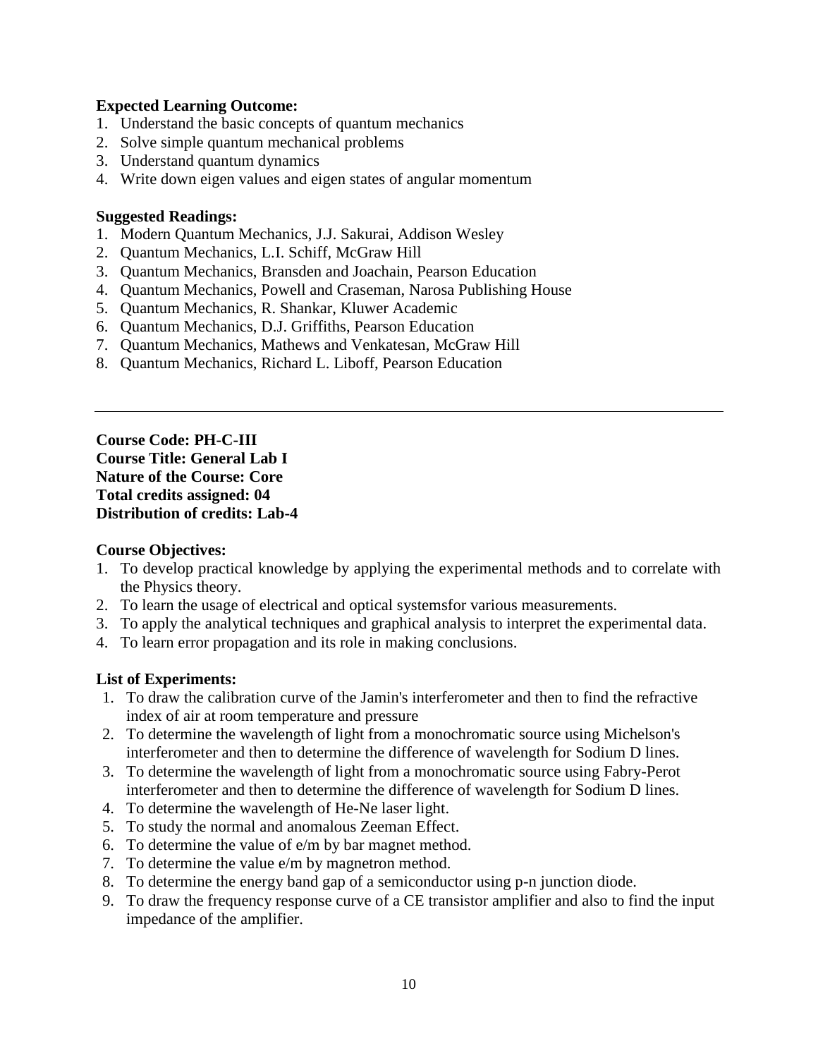**Expected Learning Outcome:**

1. Understand the basic concepts of quantum mechanics
2. Solve simple quantum mechanical problems
3. Understand quantum dynamics
4. Write down eigen values and eigen states of angular momentum

**Suggested Readings:**

1. Modern Quantum Mechanics, J.J. Sakurai, Addison Wesley
2. Quantum Mechanics, L.I. Schiff, McGraw Hill
3. Quantum Mechanics, Bransden and Joachain, Pearson Education
4. Quantum Mechanics, Powell and Craseman, Narosa Publishing House
5. Quantum Mechanics, R. Shankar, Kluwer Academic
6. Quantum Mechanics, D.J. Griffiths, Pearson Education
7. Quantum Mechanics, Mathews and Venkatesan, McGraw Hill
8. Quantum Mechanics, Richard L. Liboff, Pearson Education

---

**Course Code: PH-C-III**
**Course Title: General Lab I**
**Nature of the Course: Core**
**Total credits assigned: 04**
**Distribution of credits: Lab-4**

**Course Objectives:**

1. To develop practical knowledge by applying the experimental methods and to correlate with the Physics theory.
2. To learn the usage of electrical and optical systemsfor various measurements.
3. To apply the analytical techniques and graphical analysis to interpret the experimental data.
4. To learn error propagation and its role in making conclusions.

**List of Experiments:**

1. To draw the calibration curve of the Jamin's interferometer and then to find the refractive index of air at room temperature and pressure
2. To determine the wavelength of light from a monochromatic source using Michelson's interferometer and then to determine the difference of wavelength for Sodium D lines.
3. To determine the wavelength of light from a monochromatic source using Fabry-Perot interferometer and then to determine the difference of wavelength for Sodium D lines.
4. To determine the wavelength of He-Ne laser light.
5. To study the normal and anomalous Zeeman Effect.
6. To determine the value of e/m by bar magnet method.
7. To determine the value e/m by magnetron method.
8. To determine the energy band gap of a semiconductor using p-n junction diode.
9. To draw the frequency response curve of a CE transistor amplifier and also to find the input impedance of the amplifier.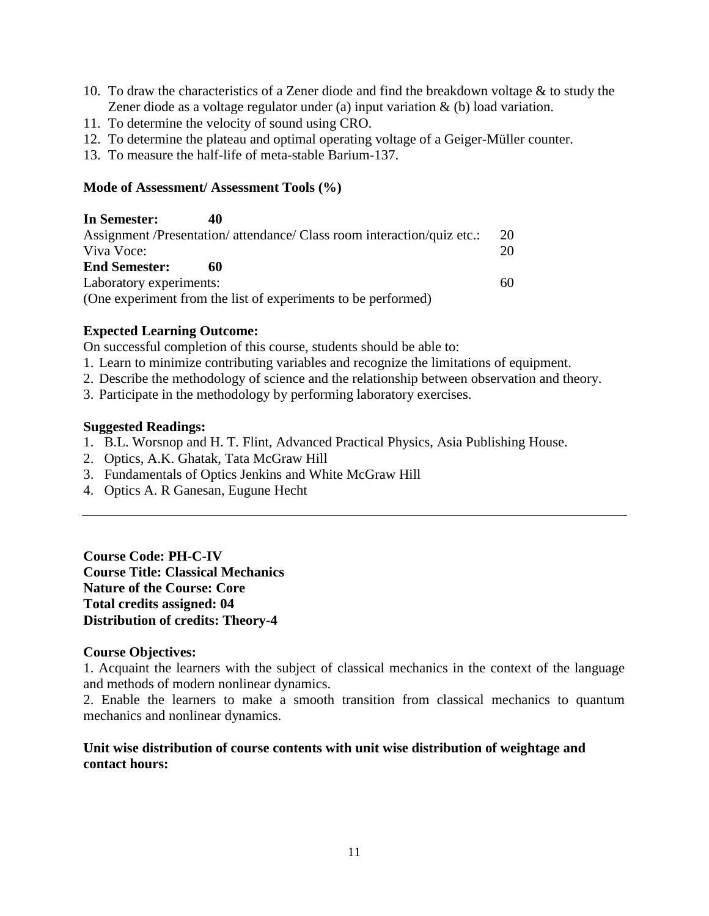10. To draw the characteristics of a Zener diode and find the breakdown voltage & to study the Zener diode as a voltage regulator under (a) input variation & (b) load variation.
11. To determine the velocity of sound using CRO.
12. To determine the plateau and optimal operating voltage of a Geiger-Müller counter.
13. To measure the half-life of meta-stable Barium-137.

**Mode of Assessment/ Assessment Tools (%)**

| | |
|---|---|
| **In Semester: 40** | |
| Assignment /Presentation/ attendance/ Class room interaction/quiz etc.: | 20 |
| Viva Voce: | 20 |
| **End Semester: 60** | |
| Laboratory experiments: | 60 |
| (One experiment from the list of experiments to be performed) | |

**Expected Learning Outcome:**

On successful completion of this course, students should be able to:

1. Learn to minimize contributing variables and recognize the limitations of equipment.
2. Describe the methodology of science and the relationship between observation and theory.
3. Participate in the methodology by performing laboratory exercises.

**Suggested Readings:**

1. B.L. Worsnop and H. T. Flint, Advanced Practical Physics, Asia Publishing House.
2. Optics, A.K. Ghatak, Tata McGraw Hill
3. Fundamentals of Optics Jenkins and White McGraw Hill
4. Optics A. R Ganesan, Eugune Hecht

---

**Course Code: PH-C-IV**
**Course Title: Classical Mechanics**
**Nature of the Course: Core**
**Total credits assigned: 04**
**Distribution of credits: Theory-4**

**Course Objectives:**

1. Acquaint the learners with the subject of classical mechanics in the context of the language and methods of modern nonlinear dynamics.
2. Enable the learners to make a smooth transition from classical mechanics to quantum mechanics and nonlinear dynamics.

**Unit wise distribution of course contents with unit wise distribution of weightage and contact hours:**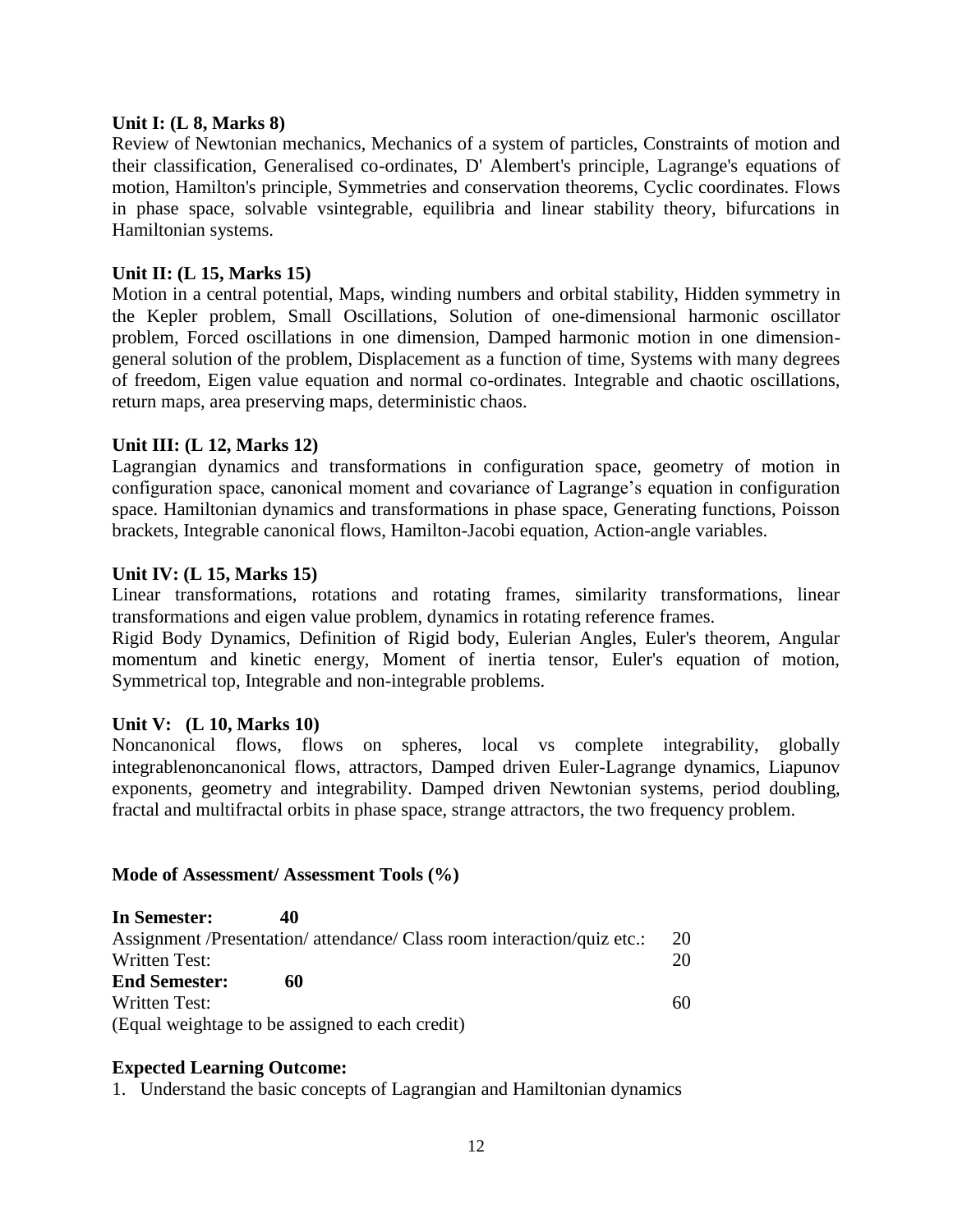**Unit I: (L 8, Marks 8)**

Review of Newtonian mechanics, Mechanics of a system of particles, Constraints of motion and their classification, Generalised co-ordinates, D' Alembert's principle, Lagrange's equations of motion, Hamilton's principle, Symmetries and conservation theorems, Cyclic coordinates. Flows in phase space, solvable vsintegrable, equilibria and linear stability theory, bifurcations in Hamiltonian systems.

**Unit II: (L 15, Marks 15)**

Motion in a central potential, Maps, winding numbers and orbital stability, Hidden symmetry in the Kepler problem, Small Oscillations, Solution of one-dimensional harmonic oscillator problem, Forced oscillations in one dimension, Damped harmonic motion in one dimension-general solution of the problem, Displacement as a function of time, Systems with many degrees of freedom, Eigen value equation and normal co-ordinates. Integrable and chaotic oscillations, return maps, area preserving maps, deterministic chaos.

**Unit III: (L 12, Marks 12)**

Lagrangian dynamics and transformations in configuration space, geometry of motion in configuration space, canonical moment and covariance of Lagrange's equation in configuration space. Hamiltonian dynamics and transformations in phase space, Generating functions, Poisson brackets, Integrable canonical flows, Hamilton-Jacobi equation, Action-angle variables.

**Unit IV: (L 15, Marks 15)**

Linear transformations, rotations and rotating frames, similarity transformations, linear transformations and eigen value problem, dynamics in rotating reference frames.

Rigid Body Dynamics, Definition of Rigid body, Eulerian Angles, Euler's theorem, Angular momentum and kinetic energy, Moment of inertia tensor, Euler's equation of motion, Symmetrical top, Integrable and non-integrable problems.

**Unit V: (L 10, Marks 10)**

Noncanonical flows, flows on spheres, local vs complete integrability, globally integrablenoncanonical flows, attractors, Damped driven Euler-Lagrange dynamics, Liapunov exponents, geometry and integrability. Damped driven Newtonian systems, period doubling, fractal and multifractal orbits in phase space, strange attractors, the two frequency problem.

**Mode of Assessment/ Assessment Tools (%)**

| | |
|---|---|
| **In Semester: 40** | |
| Assignment /Presentation/ attendance/ Class room interaction/quiz etc.: | 20 |
| Written Test: | 20 |
| **End Semester: 60** | |
| Written Test: | 60 |

(Equal weightage to be assigned to each credit)

**Expected Learning Outcome:**

1. Understand the basic concepts of Lagrangian and Hamiltonian dynamics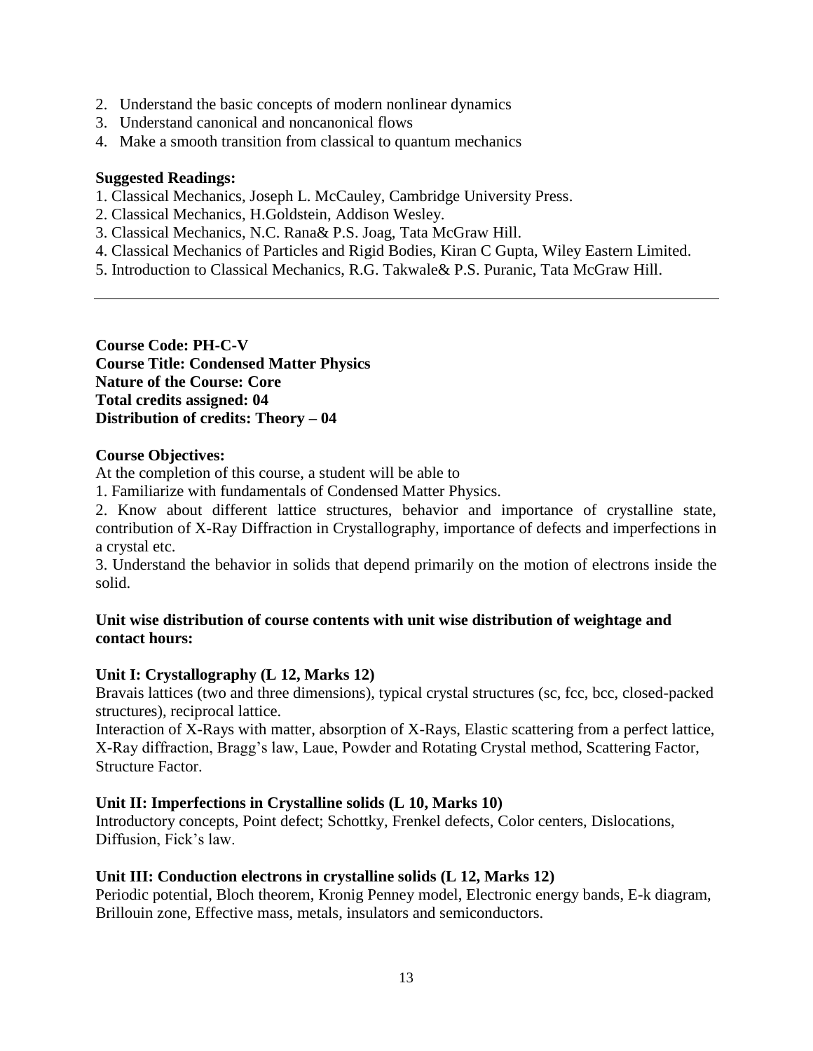2. Understand the basic concepts of modern nonlinear dynamics
3. Understand canonical and noncanonical flows
4. Make a smooth transition from classical to quantum mechanics

**Suggested Readings:**

1. Classical Mechanics, Joseph L. McCauley, Cambridge University Press.
2. Classical Mechanics, H.Goldstein, Addison Wesley.
3. Classical Mechanics, N.C. Rana& P.S. Joag, Tata McGraw Hill.
4. Classical Mechanics of Particles and Rigid Bodies, Kiran C Gupta, Wiley Eastern Limited.
5. Introduction to Classical Mechanics, R.G. Takwale& P.S. Puranic, Tata McGraw Hill.

---

**Course Code: PH-C-V**
**Course Title: Condensed Matter Physics**
**Nature of the Course: Core**
**Total credits assigned: 04**
**Distribution of credits: Theory – 04**

**Course Objectives:**

At the completion of this course, a student will be able to

1. Familiarize with fundamentals of Condensed Matter Physics.
2. Know about different lattice structures, behavior and importance of crystalline state, contribution of X-Ray Diffraction in Crystallography, importance of defects and imperfections in a crystal etc.
3. Understand the behavior in solids that depend primarily on the motion of electrons inside the solid.

**Unit wise distribution of course contents with unit wise distribution of weightage and contact hours:**

**Unit I: Crystallography (L 12, Marks 12)**

Bravais lattices (two and three dimensions), typical crystal structures (sc, fcc, bcc, closed-packed structures), reciprocal lattice.

Interaction of X-Rays with matter, absorption of X-Rays, Elastic scattering from a perfect lattice, X-Ray diffraction, Bragg's law, Laue, Powder and Rotating Crystal method, Scattering Factor, Structure Factor.

**Unit II: Imperfections in Crystalline solids (L 10, Marks 10)**

Introductory concepts, Point defect; Schottky, Frenkel defects, Color centers, Dislocations, Diffusion, Fick's law.

**Unit III: Conduction electrons in crystalline solids (L 12, Marks 12)**

Periodic potential, Bloch theorem, Kronig Penney model, Electronic energy bands, E-k diagram, Brillouin zone, Effective mass, metals, insulators and semiconductors.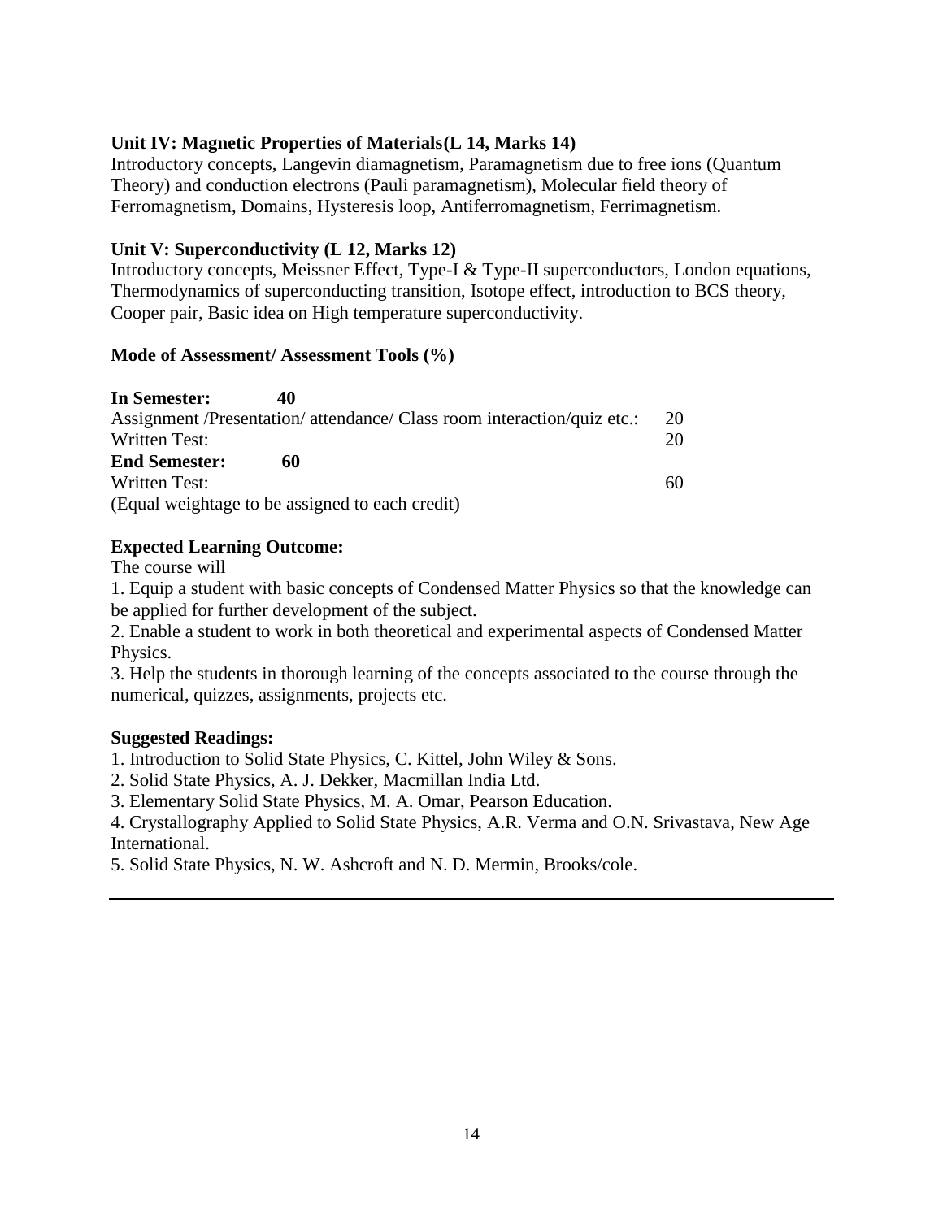**Unit IV: Magnetic Properties of Materials(L 14, Marks 14)**
Introductory concepts, Langevin diamagnetism, Paramagnetism due to free ions (Quantum Theory) and conduction electrons (Pauli paramagnetism), Molecular field theory of Ferromagnetism, Domains, Hysteresis loop, Antiferromagnetism, Ferrimagnetism.

**Unit V: Superconductivity (L 12, Marks 12)**
Introductory concepts, Meissner Effect, Type-I & Type-II superconductors, London equations, Thermodynamics of superconducting transition, Isotope effect, introduction to BCS theory, Cooper pair, Basic idea on High temperature superconductivity.

**Mode of Assessment/ Assessment Tools (%)**

**In Semester: 40**

| | |
|---|---|
| Assignment /Presentation/ attendance/ Class room interaction/quiz etc.: | 20 |
| Written Test: | 20 |

**End Semester: 60**

| | |
|---|---|
| Written Test: | 60 |

(Equal weightage to be assigned to each credit)

**Expected Learning Outcome:**

The course will

1. Equip a student with basic concepts of Condensed Matter Physics so that the knowledge can be applied for further development of the subject.
2. Enable a student to work in both theoretical and experimental aspects of Condensed Matter Physics.
3. Help the students in thorough learning of the concepts associated to the course through the numerical, quizzes, assignments, projects etc.

**Suggested Readings:**

1. Introduction to Solid State Physics, C. Kittel, John Wiley & Sons.
2. Solid State Physics, A. J. Dekker, Macmillan India Ltd.
3. Elementary Solid State Physics, M. A. Omar, Pearson Education.
4. Crystallography Applied to Solid State Physics, A.R. Verma and O.N. Srivastava, New Age International.
5. Solid State Physics, N. W. Ashcroft and N. D. Mermin, Brooks/cole.

---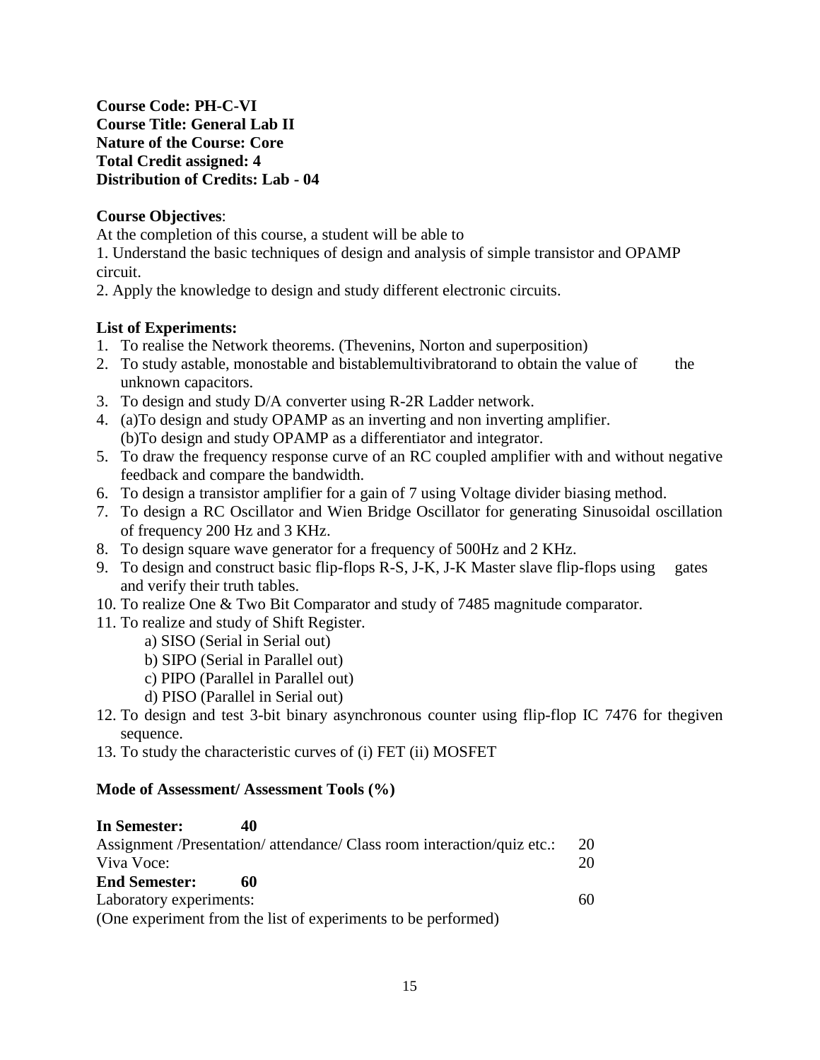**Course Code: PH-C-VI**
**Course Title: General Lab II**
**Nature of the Course: Core**
**Total Credit assigned: 4**
**Distribution of Credits: Lab - 04**

**Course Objectives**:

At the completion of this course, a student will be able to

1. Understand the basic techniques of design and analysis of simple transistor and OPAMP circuit.
2. Apply the knowledge to design and study different electronic circuits.

**List of Experiments:**

1. To realise the Network theorems. (Thevenins, Norton and superposition)
2. To study astable, monostable and bistablemultivibratorand to obtain the value of the unknown capacitors.
3. To design and study D/A converter using R-2R Ladder network.
4. (a)To design and study OPAMP as an inverting and non inverting amplifier.
   (b)To design and study OPAMP as a differentiator and integrator.
5. To draw the frequency response curve of an RC coupled amplifier with and without negative feedback and compare the bandwidth.
6. To design a transistor amplifier for a gain of 7 using Voltage divider biasing method.
7. To design a RC Oscillator and Wien Bridge Oscillator for generating Sinusoidal oscillation of frequency 200 Hz and 3 KHz.
8. To design square wave generator for a frequency of 500Hz and 2 KHz.
9. To design and construct basic flip-flops R-S, J-K, J-K Master slave flip-flops using gates and verify their truth tables.
10. To realize One & Two Bit Comparator and study of 7485 magnitude comparator.
11. To realize and study of Shift Register.
    a) SISO (Serial in Serial out)
    b) SIPO (Serial in Parallel out)
    c) PIPO (Parallel in Parallel out)
    d) PISO (Parallel in Serial out)
12. To design and test 3-bit binary asynchronous counter using flip-flop IC 7476 for thegiven sequence.
13. To study the characteristic curves of (i) FET (ii) MOSFET

**Mode of Assessment/ Assessment Tools (%)**

**In Semester: 40**

| | |
|---|---|
| Assignment /Presentation/ attendance/ Class room interaction/quiz etc.: | 20 |
| Viva Voce: | 20 |

**End Semester: 60**

| | |
|---|---|
| Laboratory experiments: | 60 |

(One experiment from the list of experiments to be performed)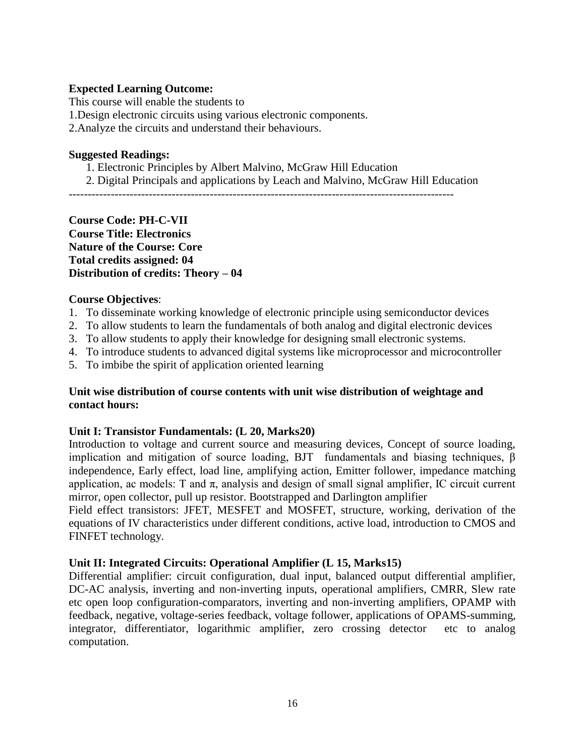**Expected Learning Outcome:**

This course will enable the students to

1.Design electronic circuits using various electronic components.

2.Analyze the circuits and understand their behaviours.

**Suggested Readings:**

1. Electronic Principles by Albert Malvino, McGraw Hill Education
2. Digital Principals and applications by Leach and Malvino, McGraw Hill Education

---

**Course Code: PH-C-VII**
**Course Title: Electronics**
**Nature of the Course: Core**
**Total credits assigned: 04**
**Distribution of credits: Theory – 04**

**Course Objectives**:

1. To disseminate working knowledge of electronic principle using semiconductor devices
2. To allow students to learn the fundamentals of both analog and digital electronic devices
3. To allow students to apply their knowledge for designing small electronic systems.
4. To introduce students to advanced digital systems like microprocessor and microcontroller
5. To imbibe the spirit of application oriented learning

**Unit wise distribution of course contents with unit wise distribution of weightage and contact hours:**

**Unit I: Transistor Fundamentals: (L 20, Marks20)**

Introduction to voltage and current source and measuring devices, Concept of source loading, implication and mitigation of source loading, BJT fundamentals and biasing techniques, $\beta$ independence, Early effect, load line, amplifying action, Emitter follower, impedance matching application, ac models: T and $\pi$, analysis and design of small signal amplifier, IC circuit current mirror, open collector, pull up resistor. Bootstrapped and Darlington amplifier

Field effect transistors: JFET, MESFET and MOSFET, structure, working, derivation of the equations of IV characteristics under different conditions, active load, introduction to CMOS and FINFET technology.

**Unit II: Integrated Circuits: Operational Amplifier (L 15, Marks15)**

Differential amplifier: circuit configuration, dual input, balanced output differential amplifier, DC-AC analysis, inverting and non-inverting inputs, operational amplifiers, CMRR, Slew rate etc open loop configuration-comparators, inverting and non-inverting amplifiers, OPAMP with feedback, negative, voltage-series feedback, voltage follower, applications of OPAMS-summing, integrator, differentiator, logarithmic amplifier, zero crossing detector etc to analog computation.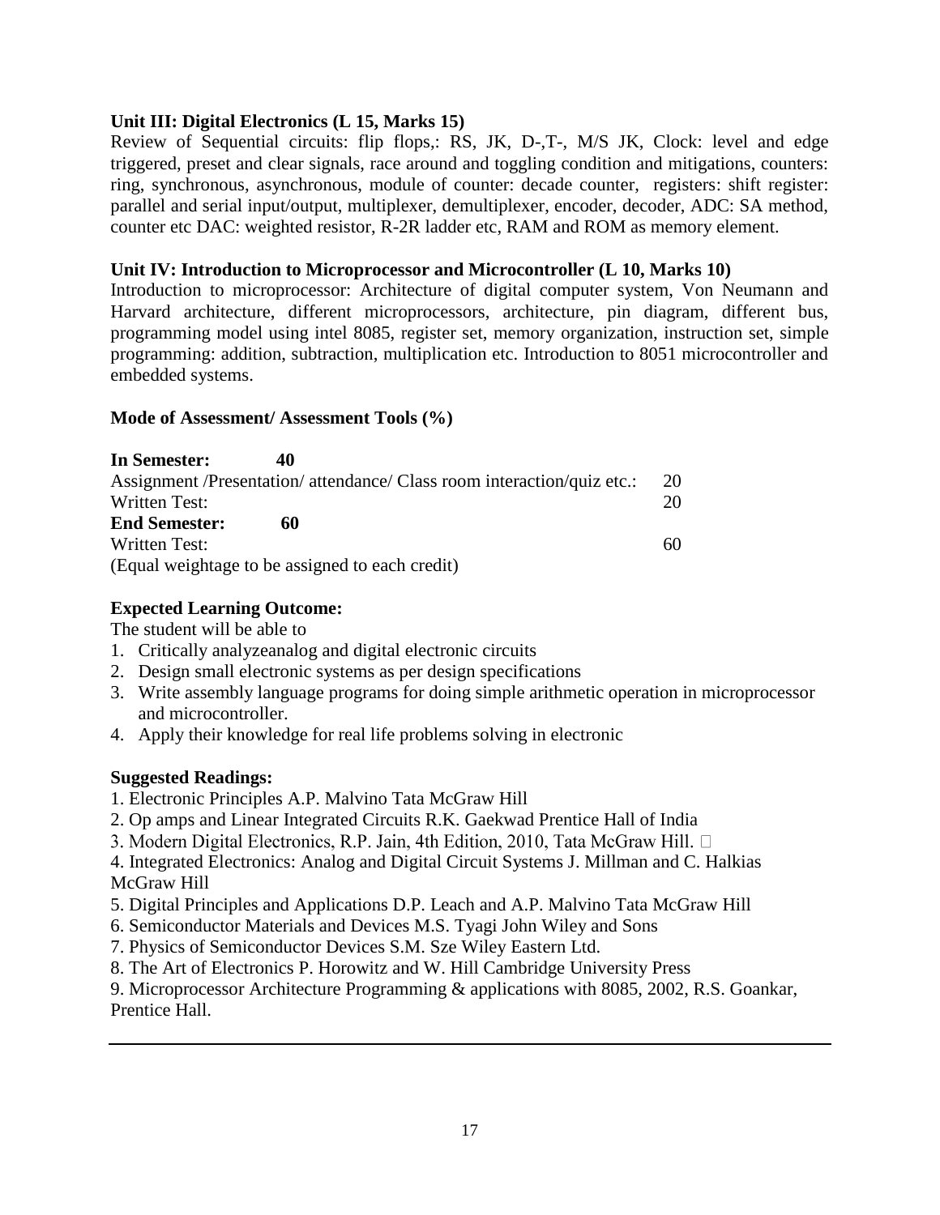**Unit III: Digital Electronics (L 15, Marks 15)**

Review of Sequential circuits: flip flops,: RS, JK, D-,T-, M/S JK, Clock: level and edge triggered, preset and clear signals, race around and toggling condition and mitigations, counters: ring, synchronous, asynchronous, module of counter: decade counter, registers: shift register: parallel and serial input/output, multiplexer, demultiplexer, encoder, decoder, ADC: SA method, counter etc DAC: weighted resistor, R-2R ladder etc, RAM and ROM as memory element.

**Unit IV: Introduction to Microprocessor and Microcontroller (L 10, Marks 10)**

Introduction to microprocessor: Architecture of digital computer system, Von Neumann and Harvard architecture, different microprocessors, architecture, pin diagram, different bus, programming model using intel 8085, register set, memory organization, instruction set, simple programming: addition, subtraction, multiplication etc. Introduction to 8051 microcontroller and embedded systems.

**Mode of Assessment/ Assessment Tools (%)**

**In Semester: 40**

| | |
|---|---|
| Assignment /Presentation/ attendance/ Class room interaction/quiz etc.: | 20 |
| Written Test: | 20 |
| **End Semester: 60** | |
| Written Test: | 60 |

(Equal weightage to be assigned to each credit)

**Expected Learning Outcome:**

The student will be able to

1. Critically analyzeanalog and digital electronic circuits
2. Design small electronic systems as per design specifications
3. Write assembly language programs for doing simple arithmetic operation in microprocessor and microcontroller.
4. Apply their knowledge for real life problems solving in electronic

**Suggested Readings:**

1. Electronic Principles A.P. Malvino Tata McGraw Hill
2. Op amps and Linear Integrated Circuits R.K. Gaekwad Prentice Hall of India
3. Modern Digital Electronics, R.P. Jain, 4th Edition, 2010, Tata McGraw Hill.
4. Integrated Electronics: Analog and Digital Circuit Systems J. Millman and C. Halkias McGraw Hill
5. Digital Principles and Applications D.P. Leach and A.P. Malvino Tata McGraw Hill
6. Semiconductor Materials and Devices M.S. Tyagi John Wiley and Sons
7. Physics of Semiconductor Devices S.M. Sze Wiley Eastern Ltd.
8. The Art of Electronics P. Horowitz and W. Hill Cambridge University Press
9. Microprocessor Architecture Programming & applications with 8085, 2002, R.S. Goankar, Prentice Hall.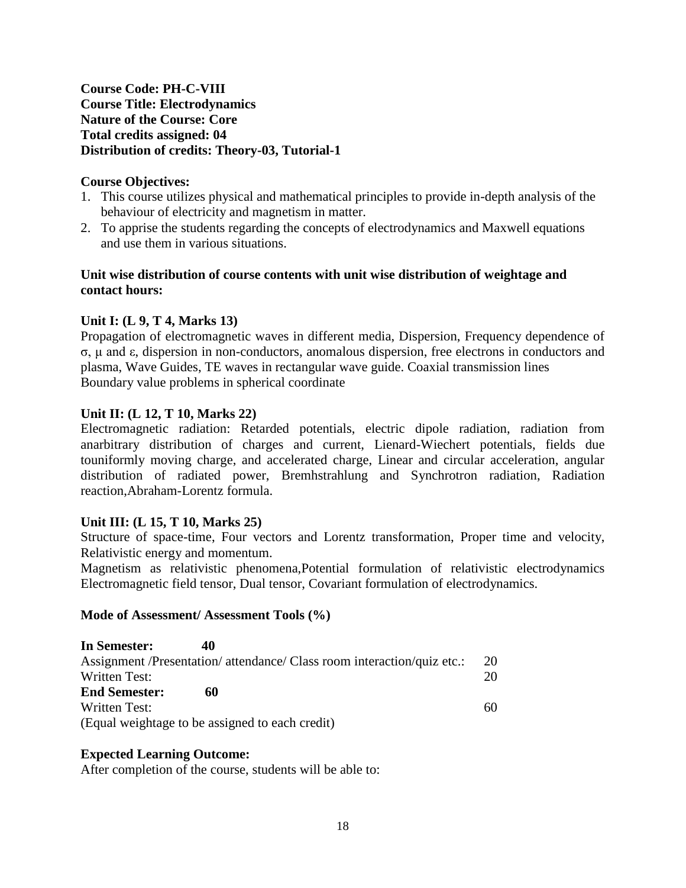**Course Code: PH-C-VIII**
**Course Title: Electrodynamics**
**Nature of the Course: Core**
**Total credits assigned: 04**
**Distribution of credits: Theory-03, Tutorial-1**

**Course Objectives:**

1. This course utilizes physical and mathematical principles to provide in-depth analysis of the behaviour of electricity and magnetism in matter.
2. To apprise the students regarding the concepts of electrodynamics and Maxwell equations and use them in various situations.

**Unit wise distribution of course contents with unit wise distribution of weightage and contact hours:**

**Unit I: (L 9, T 4, Marks 13)**

Propagation of electromagnetic waves in different media, Dispersion, Frequency dependence of $\sigma$, $\mu$ and $\varepsilon$, dispersion in non-conductors, anomalous dispersion, free electrons in conductors and plasma, Wave Guides, TE waves in rectangular wave guide. Coaxial transmission lines
Boundary value problems in spherical coordinate

**Unit II: (L 12, T 10, Marks 22)**

Electromagnetic radiation: Retarded potentials, electric dipole radiation, radiation from anarbitrary distribution of charges and current, Lienard-Wiechert potentials, fields due touniformly moving charge, and accelerated charge, Linear and circular acceleration, angular distribution of radiated power, Bremhstrahlung and Synchrotron radiation, Radiation reaction,Abraham-Lorentz formula.

**Unit III: (L 15, T 10, Marks 25)**

Structure of space-time, Four vectors and Lorentz transformation, Proper time and velocity, Relativistic energy and momentum.

Magnetism as relativistic phenomena,Potential formulation of relativistic electrodynamics Electromagnetic field tensor, Dual tensor, Covariant formulation of electrodynamics.

**Mode of Assessment/ Assessment Tools (%)**

**In Semester: 40**

| | |
|---|---|
| Assignment /Presentation/ attendance/ Class room interaction/quiz etc.: | 20 |
| Written Test: | 20 |

**End Semester: 60**

| | |
|---|---|
| Written Test: | 60 |

(Equal weightage to be assigned to each credit)

**Expected Learning Outcome:**

After completion of the course, students will be able to: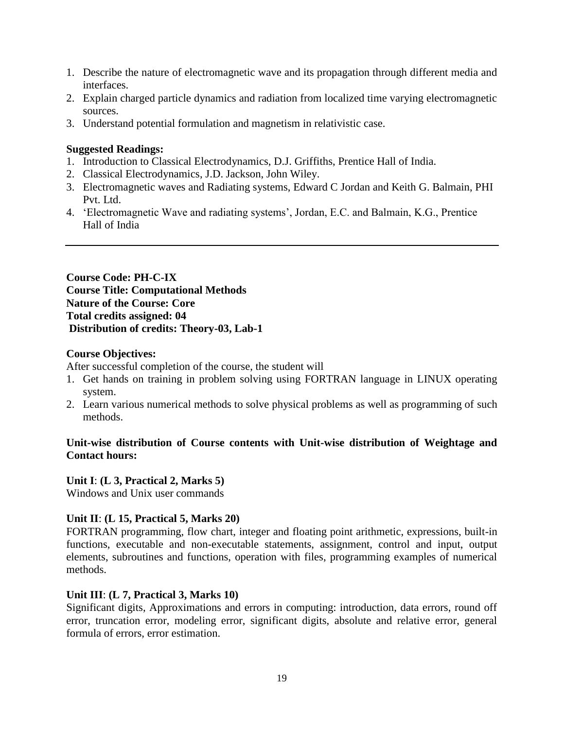1. Describe the nature of electromagnetic wave and its propagation through different media and interfaces.
2. Explain charged particle dynamics and radiation from localized time varying electromagnetic sources.
3. Understand potential formulation and magnetism in relativistic case.

**Suggested Readings:**

1. Introduction to Classical Electrodynamics, D.J. Griffiths, Prentice Hall of India.
2. Classical Electrodynamics, J.D. Jackson, John Wiley.
3. Electromagnetic waves and Radiating systems, Edward C Jordan and Keith G. Balmain, PHI Pvt. Ltd.
4. 'Electromagnetic Wave and radiating systems', Jordan, E.C. and Balmain, K.G., Prentice Hall of India

---

**Course Code: PH-C-IX**
**Course Title: Computational Methods**
**Nature of the Course: Core**
**Total credits assigned: 04**
**Distribution of credits: Theory-03, Lab-1**

**Course Objectives:**

After successful completion of the course, the student will

1. Get hands on training in problem solving using FORTRAN language in LINUX operating system.
2. Learn various numerical methods to solve physical problems as well as programming of such methods.

**Unit-wise distribution of Course contents with Unit-wise distribution of Weightage and Contact hours:**

**Unit I**: **(L 3, Practical 2, Marks 5)**
Windows and Unix user commands

**Unit II**: **(L 15, Practical 5, Marks 20)**
FORTRAN programming, flow chart, integer and floating point arithmetic, expressions, built-in functions, executable and non-executable statements, assignment, control and input, output elements, subroutines and functions, operation with files, programming examples of numerical methods.

**Unit III**: **(L 7, Practical 3, Marks 10)**
Significant digits, Approximations and errors in computing: introduction, data errors, round off error, truncation error, modeling error, significant digits, absolute and relative error, general formula of errors, error estimation.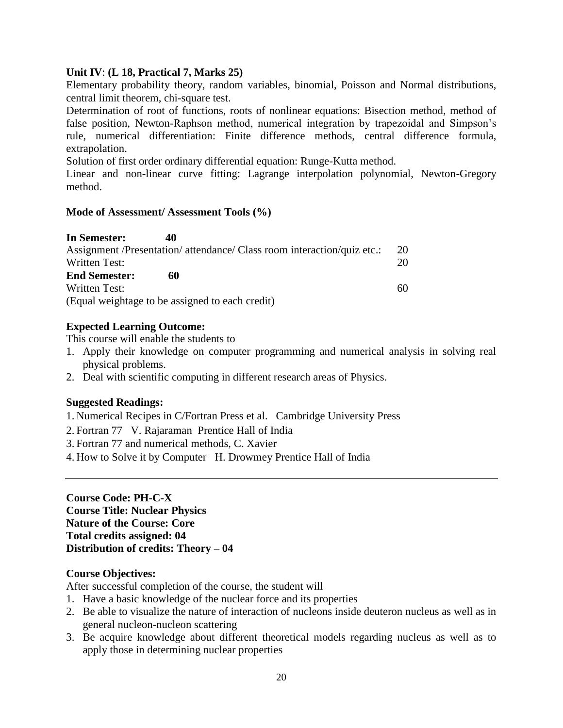**Unit IV**: **(L 18, Practical 7, Marks 25)**

Elementary probability theory, random variables, binomial, Poisson and Normal distributions, central limit theorem, chi-square test.

Determination of root of functions, roots of nonlinear equations: Bisection method, method of false position, Newton-Raphson method, numerical integration by trapezoidal and Simpson's rule, numerical differentiation: Finite difference methods, central difference formula, extrapolation.

Solution of first order ordinary differential equation: Runge-Kutta method.

Linear and non-linear curve fitting: Lagrange interpolation polynomial, Newton-Gregory method.

**Mode of Assessment/ Assessment Tools (%)**

| | |
|---|---|
| **In Semester: 40** | |
| Assignment /Presentation/ attendance/ Class room interaction/quiz etc.: | 20 |
| Written Test: | 20 |
| **End Semester: 60** | |
| Written Test: | 60 |

(Equal weightage to be assigned to each credit)

**Expected Learning Outcome:**

This course will enable the students to

1. Apply their knowledge on computer programming and numerical analysis in solving real physical problems.
2. Deal with scientific computing in different research areas of Physics.

**Suggested Readings:**

1. Numerical Recipes in C/Fortran Press et al. Cambridge University Press
2. Fortran 77 V. Rajaraman Prentice Hall of India
3. Fortran 77 and numerical methods, C. Xavier
4. How to Solve it by Computer H. Drowmey Prentice Hall of India

---

**Course Code: PH-C-X**
**Course Title: Nuclear Physics**
**Nature of the Course: Core**
**Total credits assigned: 04**
**Distribution of credits: Theory – 04**

**Course Objectives:**

After successful completion of the course, the student will

1. Have a basic knowledge of the nuclear force and its properties
2. Be able to visualize the nature of interaction of nucleons inside deuteron nucleus as well as in general nucleon-nucleon scattering
3. Be acquire knowledge about different theoretical models regarding nucleus as well as to apply those in determining nuclear properties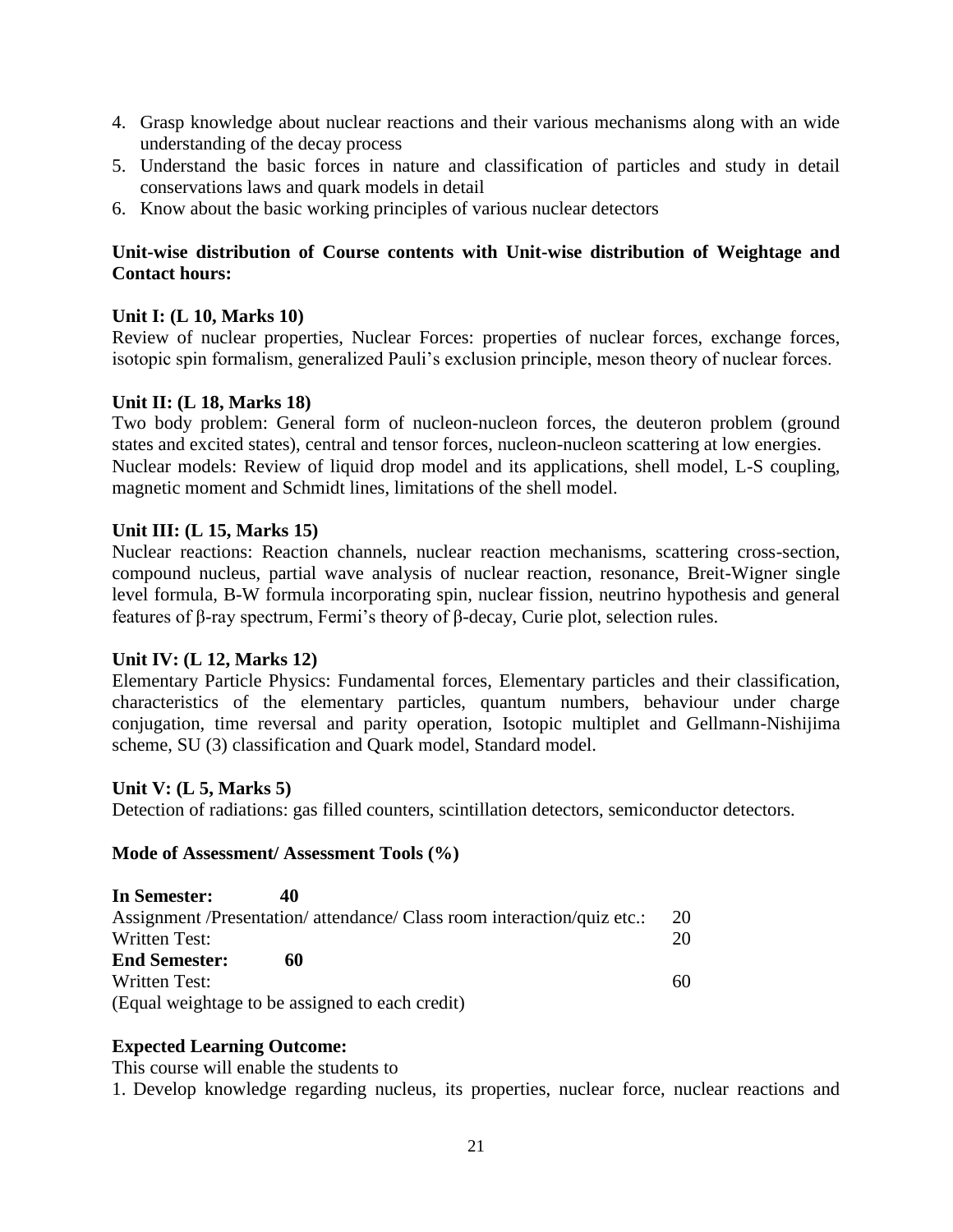4. Grasp knowledge about nuclear reactions and their various mechanisms along with an wide understanding of the decay process
5. Understand the basic forces in nature and classification of particles and study in detail conservations laws and quark models in detail
6. Know about the basic working principles of various nuclear detectors

**Unit-wise distribution of Course contents with Unit-wise distribution of Weightage and Contact hours:**

**Unit I: (L 10, Marks 10)**

Review of nuclear properties, Nuclear Forces: properties of nuclear forces, exchange forces, isotopic spin formalism, generalized Pauli's exclusion principle, meson theory of nuclear forces.

**Unit II: (L 18, Marks 18)**

Two body problem: General form of nucleon-nucleon forces, the deuteron problem (ground states and excited states), central and tensor forces, nucleon-nucleon scattering at low energies.

Nuclear models: Review of liquid drop model and its applications, shell model, L-S coupling, magnetic moment and Schmidt lines, limitations of the shell model.

**Unit III: (L 15, Marks 15)**

Nuclear reactions: Reaction channels, nuclear reaction mechanisms, scattering cross-section, compound nucleus, partial wave analysis of nuclear reaction, resonance, Breit-Wigner single level formula, B-W formula incorporating spin, nuclear fission, neutrino hypothesis and general features of $\beta$-ray spectrum, Fermi's theory of $\beta$-decay, Curie plot, selection rules.

**Unit IV: (L 12, Marks 12)**

Elementary Particle Physics: Fundamental forces, Elementary particles and their classification, characteristics of the elementary particles, quantum numbers, behaviour under charge conjugation, time reversal and parity operation, Isotopic multiplet and Gellmann-Nishijima scheme, SU (3) classification and Quark model, Standard model.

**Unit V: (L 5, Marks 5)**

Detection of radiations: gas filled counters, scintillation detectors, semiconductor detectors.

**Mode of Assessment/ Assessment Tools (%)**

**In Semester: 40**

Assignment /Presentation/ attendance/ Class room interaction/quiz etc.: 20

Written Test: 20

**End Semester: 60**

Written Test: 60

(Equal weightage to be assigned to each credit)

**Expected Learning Outcome:**

This course will enable the students to

1. Develop knowledge regarding nucleus, its properties, nuclear force, nuclear reactions and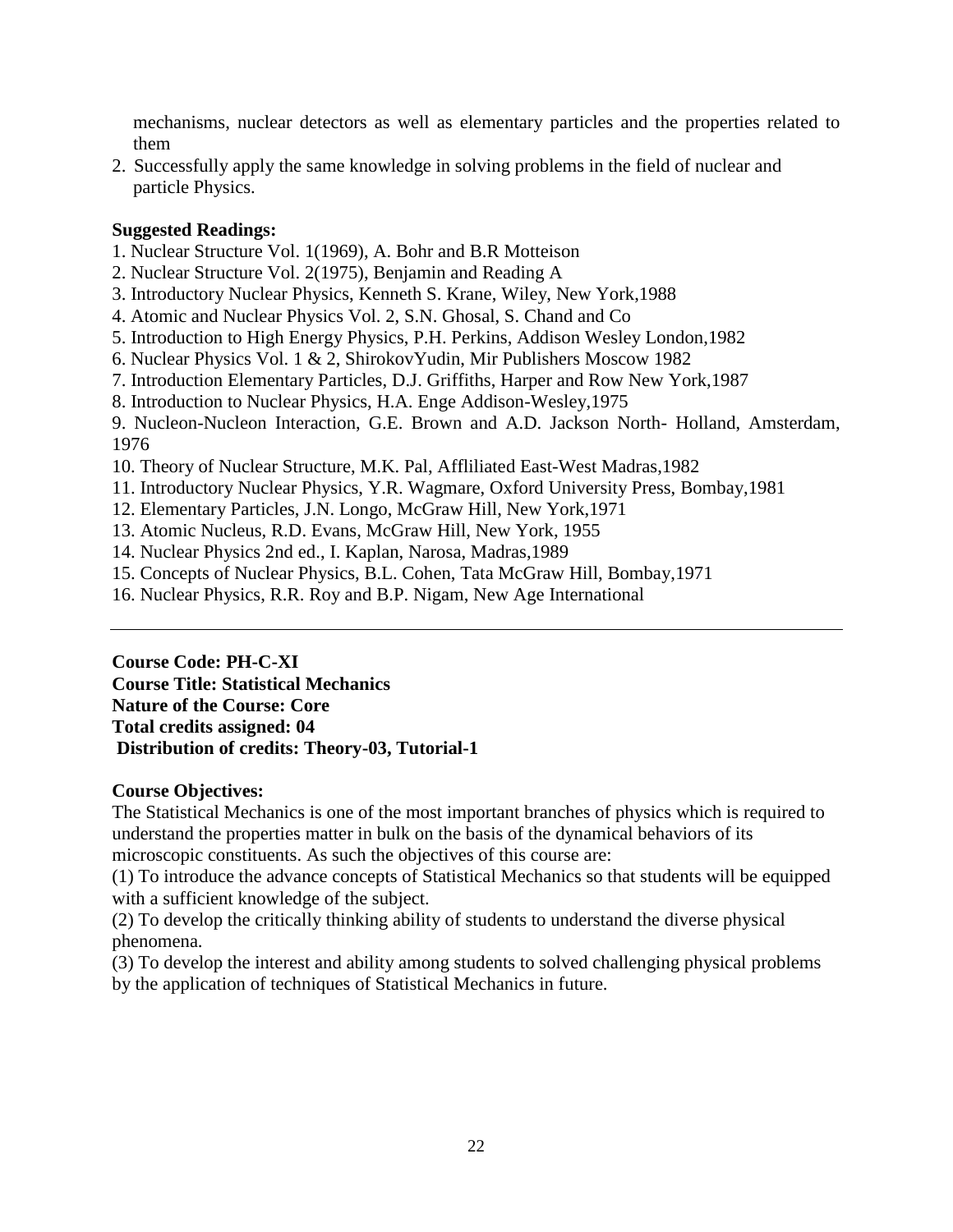mechanisms, nuclear detectors as well as elementary particles and the properties related to them

2. Successfully apply the same knowledge in solving problems in the field of nuclear and particle Physics.

**Suggested Readings:**

1. Nuclear Structure Vol. 1(1969), A. Bohr and B.R Motteison
2. Nuclear Structure Vol. 2(1975), Benjamin and Reading A
3. Introductory Nuclear Physics, Kenneth S. Krane, Wiley, New York,1988
4. Atomic and Nuclear Physics Vol. 2, S.N. Ghosal, S. Chand and Co
5. Introduction to High Energy Physics, P.H. Perkins, Addison Wesley London,1982
6. Nuclear Physics Vol. 1 & 2, ShirokovYudin, Mir Publishers Moscow 1982
7. Introduction Elementary Particles, D.J. Griffiths, Harper and Row New York,1987
8. Introduction to Nuclear Physics, H.A. Enge Addison-Wesley,1975
9. Nucleon-Nucleon Interaction, G.E. Brown and A.D. Jackson North- Holland, Amsterdam, 1976
10. Theory of Nuclear Structure, M.K. Pal, Aflliliated East-West Madras,1982
11. Introductory Nuclear Physics, Y.R. Wagmare, Oxford University Press, Bombay,1981
12. Elementary Particles, J.N. Longo, McGraw Hill, New York,1971
13. Atomic Nucleus, R.D. Evans, McGraw Hill, New York, 1955
14. Nuclear Physics 2nd ed., I. Kaplan, Narosa, Madras,1989
15. Concepts of Nuclear Physics, B.L. Cohen, Tata McGraw Hill, Bombay,1971
16. Nuclear Physics, R.R. Roy and B.P. Nigam, New Age International

---

**Course Code: PH-C-XI**
**Course Title: Statistical Mechanics**
**Nature of the Course: Core**
**Total credits assigned: 04**
**Distribution of credits: Theory-03, Tutorial-1**

**Course Objectives:**

The Statistical Mechanics is one of the most important branches of physics which is required to understand the properties matter in bulk on the basis of the dynamical behaviors of its microscopic constituents. As such the objectives of this course are:

(1) To introduce the advance concepts of Statistical Mechanics so that students will be equipped with a sufficient knowledge of the subject.

(2) To develop the critically thinking ability of students to understand the diverse physical phenomena.

(3) To develop the interest and ability among students to solved challenging physical problems by the application of techniques of Statistical Mechanics in future.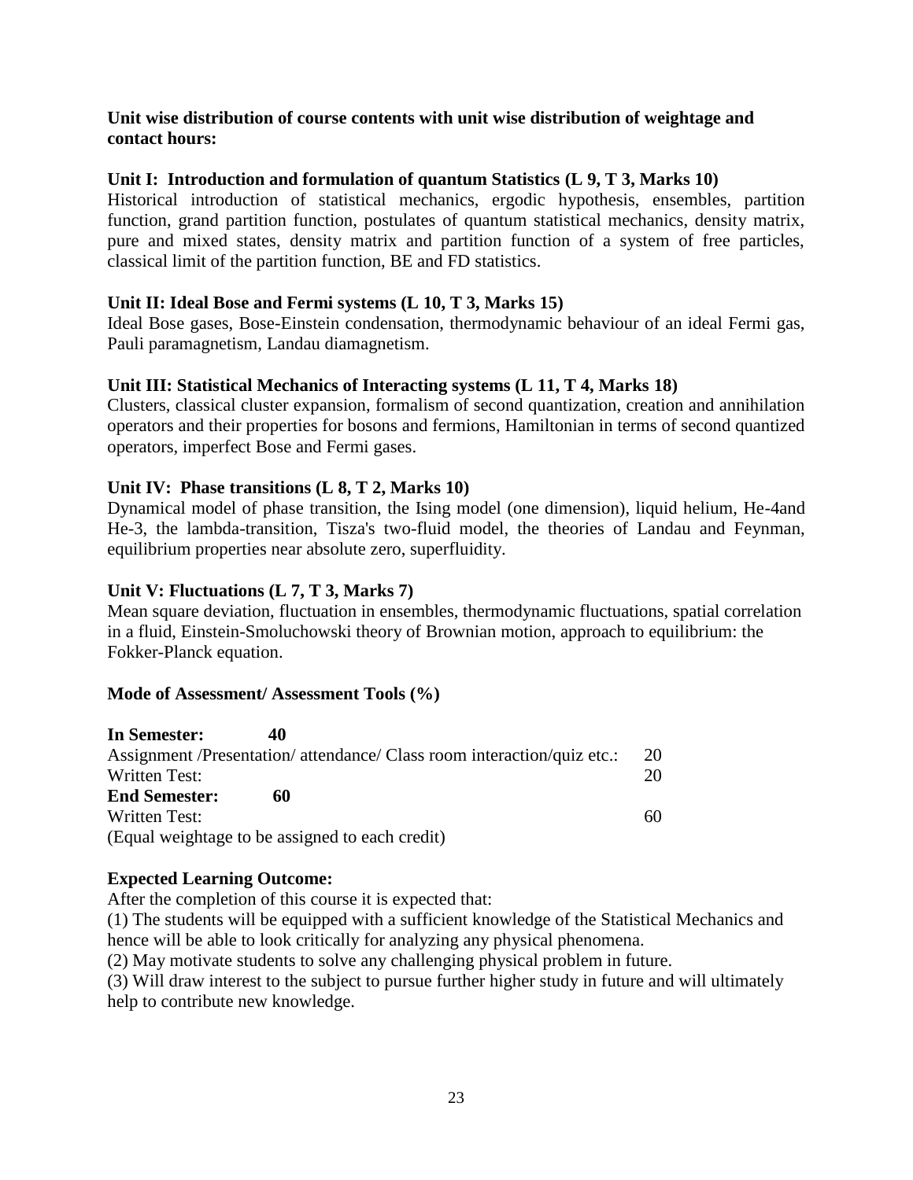**Unit wise distribution of course contents with unit wise distribution of weightage and contact hours:**

**Unit I: Introduction and formulation of quantum Statistics (L 9, T 3, Marks 10)**
Historical introduction of statistical mechanics, ergodic hypothesis, ensembles, partition function, grand partition function, postulates of quantum statistical mechanics, density matrix, pure and mixed states, density matrix and partition function of a system of free particles, classical limit of the partition function, BE and FD statistics.

**Unit II: Ideal Bose and Fermi systems (L 10, T 3, Marks 15)**
Ideal Bose gases, Bose-Einstein condensation, thermodynamic behaviour of an ideal Fermi gas, Pauli paramagnetism, Landau diamagnetism.

**Unit III: Statistical Mechanics of Interacting systems (L 11, T 4, Marks 18)**
Clusters, classical cluster expansion, formalism of second quantization, creation and annihilation operators and their properties for bosons and fermions, Hamiltonian in terms of second quantized operators, imperfect Bose and Fermi gases.

**Unit IV: Phase transitions (L 8, T 2, Marks 10)**
Dynamical model of phase transition, the Ising model (one dimension), liquid helium, He-4and He-3, the lambda-transition, Tisza's two-fluid model, the theories of Landau and Feynman, equilibrium properties near absolute zero, superfluidity.

**Unit V: Fluctuations (L 7, T 3, Marks 7)**
Mean square deviation, fluctuation in ensembles, thermodynamic fluctuations, spatial correlation in a fluid, Einstein-Smoluchowski theory of Brownian motion, approach to equilibrium: the Fokker-Planck equation.

**Mode of Assessment/ Assessment Tools (%)**

**In Semester: 40**

| | |
|---|---|
| Assignment /Presentation/ attendance/ Class room interaction/quiz etc.: | 20 |
| Written Test: | 20 |

**End Semester: 60**

| | |
|---|---|
| Written Test: | 60 |

(Equal weightage to be assigned to each credit)

**Expected Learning Outcome:**
After the completion of this course it is expected that:
(1) The students will be equipped with a sufficient knowledge of the Statistical Mechanics and hence will be able to look critically for analyzing any physical phenomena.
(2) May motivate students to solve any challenging physical problem in future.
(3) Will draw interest to the subject to pursue further higher study in future and will ultimately help to contribute new knowledge.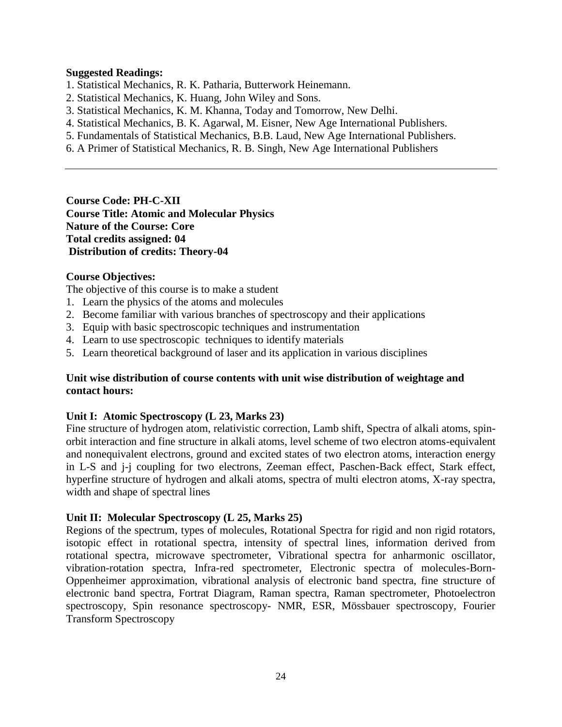**Suggested Readings:**

1. Statistical Mechanics, R. K. Patharia, Butterwork Heinemann.
2. Statistical Mechanics, K. Huang, John Wiley and Sons.
3. Statistical Mechanics, K. M. Khanna, Today and Tomorrow, New Delhi.
4. Statistical Mechanics, B. K. Agarwal, M. Eisner, New Age International Publishers.
5. Fundamentals of Statistical Mechanics, B.B. Laud, New Age International Publishers.
6. A Primer of Statistical Mechanics, R. B. Singh, New Age International Publishers

---

**Course Code: PH-C-XII**
**Course Title: Atomic and Molecular Physics**
**Nature of the Course: Core**
**Total credits assigned: 04**
**Distribution of credits: Theory-04**

**Course Objectives:**

The objective of this course is to make a student

1. Learn the physics of the atoms and molecules
2. Become familiar with various branches of spectroscopy and their applications
3. Equip with basic spectroscopic techniques and instrumentation
4. Learn to use spectroscopic techniques to identify materials
5. Learn theoretical background of laser and its application in various disciplines

**Unit wise distribution of course contents with unit wise distribution of weightage and contact hours:**

**Unit I: Atomic Spectroscopy (L 23, Marks 23)**

Fine structure of hydrogen atom, relativistic correction, Lamb shift, Spectra of alkali atoms, spin-orbit interaction and fine structure in alkali atoms, level scheme of two electron atoms-equivalent and nonequivalent electrons, ground and excited states of two electron atoms, interaction energy in L-S and j-j coupling for two electrons, Zeeman effect, Paschen-Back effect, Stark effect, hyperfine structure of hydrogen and alkali atoms, spectra of multi electron atoms, X-ray spectra, width and shape of spectral lines

**Unit II: Molecular Spectroscopy (L 25, Marks 25)**

Regions of the spectrum, types of molecules, Rotational Spectra for rigid and non rigid rotators, isotopic effect in rotational spectra, intensity of spectral lines, information derived from rotational spectra, microwave spectrometer, Vibrational spectra for anharmonic oscillator, vibration-rotation spectra, Infra-red spectrometer, Electronic spectra of molecules-Born-Oppenheimer approximation, vibrational analysis of electronic band spectra, fine structure of electronic band spectra, Fortrat Diagram, Raman spectra, Raman spectrometer, Photoelectron spectroscopy, Spin resonance spectroscopy- NMR, ESR, Mössbauer spectroscopy, Fourier Transform Spectroscopy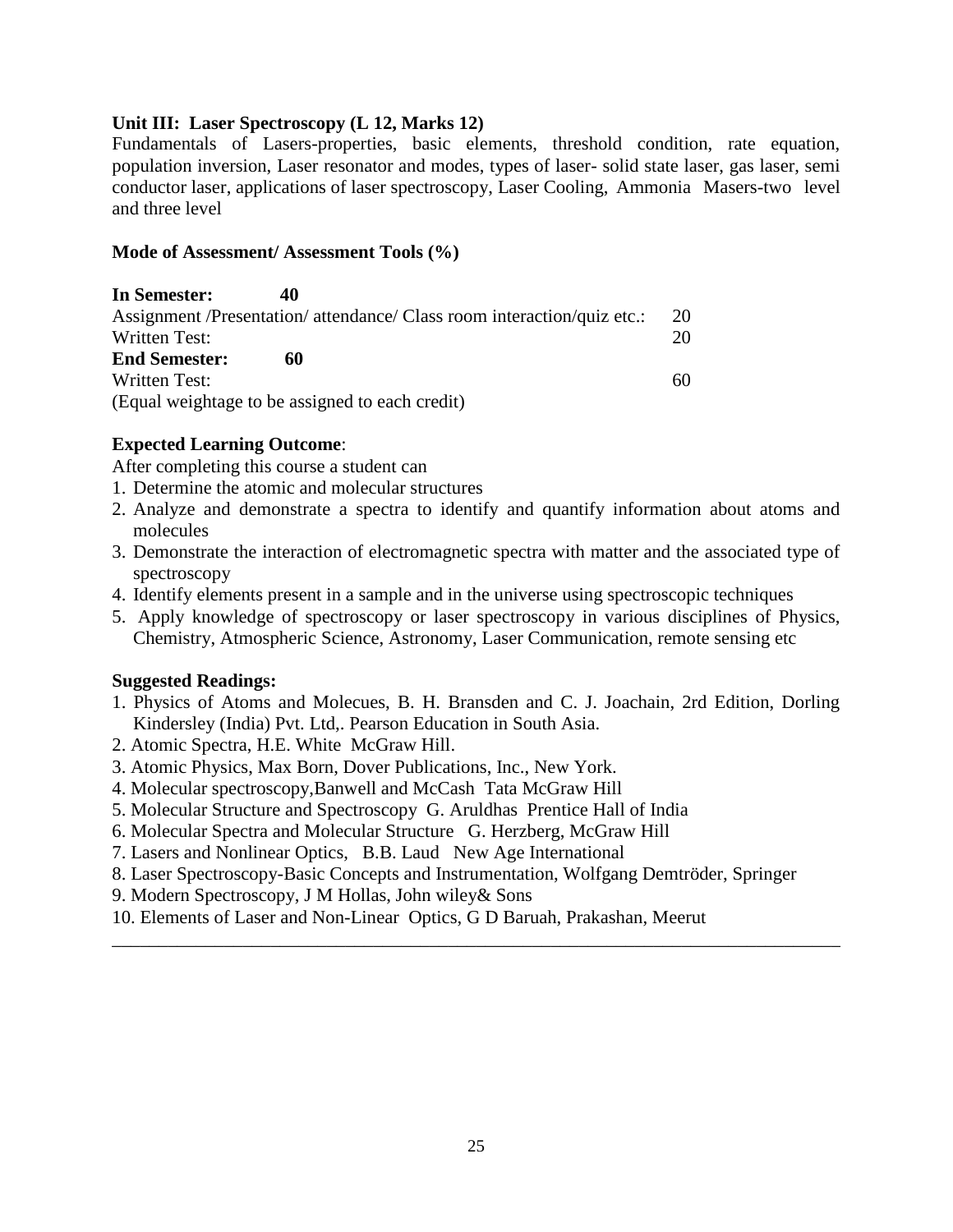**Unit III: Laser Spectroscopy (L 12, Marks 12)**

Fundamentals of Lasers-properties, basic elements, threshold condition, rate equation, population inversion, Laser resonator and modes, types of laser- solid state laser, gas laser, semi conductor laser, applications of laser spectroscopy, Laser Cooling, Ammonia Masers-two level and three level

**Mode of Assessment/ Assessment Tools (%)**

**In Semester: 40**

Assignment /Presentation/ attendance/ Class room interaction/quiz etc.: 20

Written Test: 20

**End Semester: 60**

Written Test: 60

(Equal weightage to be assigned to each credit)

**Expected Learning Outcome**:

After completing this course a student can

1. Determine the atomic and molecular structures
2. Analyze and demonstrate a spectra to identify and quantify information about atoms and molecules
3. Demonstrate the interaction of electromagnetic spectra with matter and the associated type of spectroscopy
4. Identify elements present in a sample and in the universe using spectroscopic techniques
5. Apply knowledge of spectroscopy or laser spectroscopy in various disciplines of Physics, Chemistry, Atmospheric Science, Astronomy, Laser Communication, remote sensing etc

**Suggested Readings:**

1. Physics of Atoms and Molecues, B. H. Bransden and C. J. Joachain, 2rd Edition, Dorling Kindersley (India) Pvt. Ltd,. Pearson Education in South Asia.
2. Atomic Spectra, H.E. White McGraw Hill.
3. Atomic Physics, Max Born, Dover Publications, Inc., New York.
4. Molecular spectroscopy,Banwell and McCash Tata McGraw Hill
5. Molecular Structure and Spectroscopy G. Aruldhas Prentice Hall of India
6. Molecular Spectra and Molecular Structure G. Herzberg, McGraw Hill
7. Lasers and Nonlinear Optics, B.B. Laud New Age International
8. Laser Spectroscopy-Basic Concepts and Instrumentation, Wolfgang Demtröder, Springer
9. Modern Spectroscopy, J M Hollas, John wiley& Sons
10. Elements of Laser and Non-Linear Optics, G D Baruah, Prakashan, Meerut

---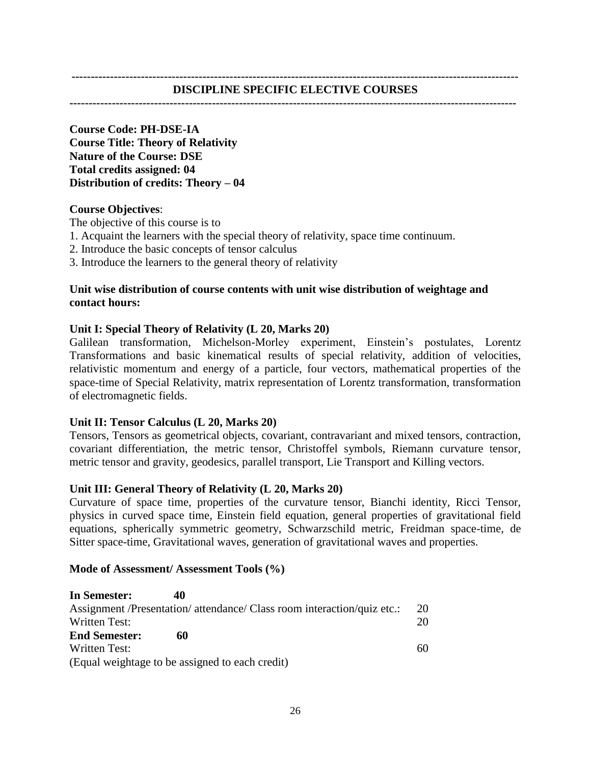## DISCIPLINE SPECIFIC ELECTIVE COURSES

**Course Code: PH-DSE-IA**
**Course Title: Theory of Relativity**
**Nature of the Course: DSE**
**Total credits assigned: 04**
**Distribution of credits: Theory – 04**

**Course Objectives**:

The objective of this course is to

1. Acquaint the learners with the special theory of relativity, space time continuum.
2. Introduce the basic concepts of tensor calculus
3. Introduce the learners to the general theory of relativity

**Unit wise distribution of course contents with unit wise distribution of weightage and contact hours:**

**Unit I: Special Theory of Relativity (L 20, Marks 20)**

Galilean transformation, Michelson-Morley experiment, Einstein's postulates, Lorentz Transformations and basic kinematical results of special relativity, addition of velocities, relativistic momentum and energy of a particle, four vectors, mathematical properties of the space-time of Special Relativity, matrix representation of Lorentz transformation, transformation of electromagnetic fields.

**Unit II: Tensor Calculus (L 20, Marks 20)**

Tensors, Tensors as geometrical objects, covariant, contravariant and mixed tensors, contraction, covariant differentiation, the metric tensor, Christoffel symbols, Riemann curvature tensor, metric tensor and gravity, geodesics, parallel transport, Lie Transport and Killing vectors.

**Unit III: General Theory of Relativity (L 20, Marks 20)**

Curvature of space time, properties of the curvature tensor, Bianchi identity, Ricci Tensor, physics in curved space time, Einstein field equation, general properties of gravitational field equations, spherically symmetric geometry, Schwarzschild metric, Freidman space-time, de Sitter space-time, Gravitational waves, generation of gravitational waves and properties.

**Mode of Assessment/ Assessment Tools (%)**

| | |
|---|---|
| **In Semester: 40** | |
| Assignment /Presentation/ attendance/ Class room interaction/quiz etc.: | 20 |
| Written Test: | 20 |
| **End Semester: 60** | |
| Written Test: | 60 |

(Equal weightage to be assigned to each credit)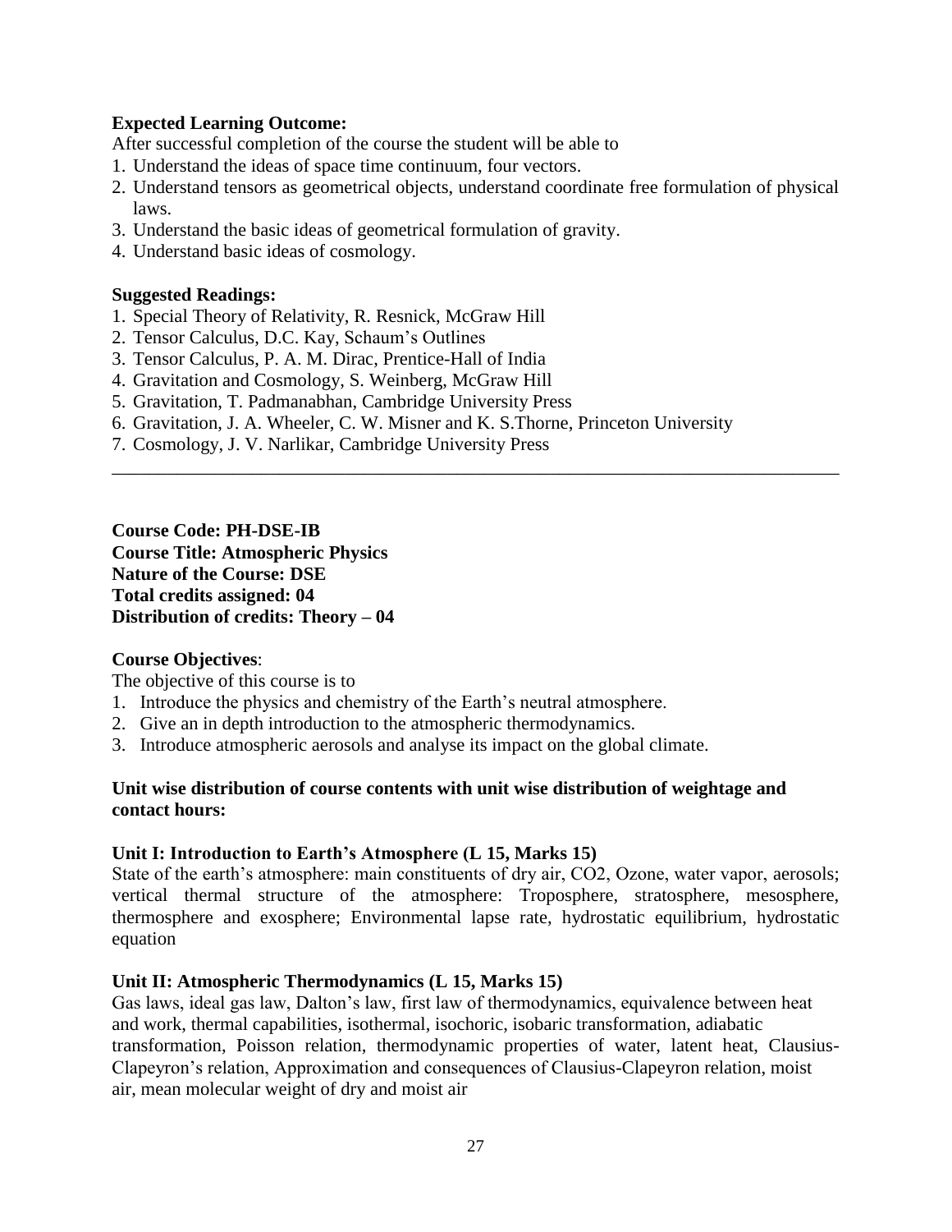**Expected Learning Outcome:**

After successful completion of the course the student will be able to

1. Understand the ideas of space time continuum, four vectors.
2. Understand tensors as geometrical objects, understand coordinate free formulation of physical laws.
3. Understand the basic ideas of geometrical formulation of gravity.
4. Understand basic ideas of cosmology.

**Suggested Readings:**

1. Special Theory of Relativity, R. Resnick, McGraw Hill
2. Tensor Calculus, D.C. Kay, Schaum's Outlines
3. Tensor Calculus, P. A. M. Dirac, Prentice-Hall of India
4. Gravitation and Cosmology, S. Weinberg, McGraw Hill
5. Gravitation, T. Padmanabhan, Cambridge University Press
6. Gravitation, J. A. Wheeler, C. W. Misner and K. S.Thorne, Princeton University
7. Cosmology, J. V. Narlikar, Cambridge University Press

---

**Course Code: PH-DSE-IB**
**Course Title: Atmospheric Physics**
**Nature of the Course: DSE**
**Total credits assigned: 04**
**Distribution of credits: Theory – 04**

**Course Objectives**:

The objective of this course is to

1. Introduce the physics and chemistry of the Earth's neutral atmosphere.
2. Give an in depth introduction to the atmospheric thermodynamics.
3. Introduce atmospheric aerosols and analyse its impact on the global climate.

**Unit wise distribution of course contents with unit wise distribution of weightage and contact hours:**

**Unit I: Introduction to Earth's Atmosphere (L 15, Marks 15)**

State of the earth's atmosphere: main constituents of dry air, $CO_2$, Ozone, water vapor, aerosols; vertical thermal structure of the atmosphere: Troposphere, stratosphere, mesosphere, thermosphere and exosphere; Environmental lapse rate, hydrostatic equilibrium, hydrostatic equation

**Unit II: Atmospheric Thermodynamics (L 15, Marks 15)**

Gas laws, ideal gas law, Dalton's law, first law of thermodynamics, equivalence between heat and work, thermal capabilities, isothermal, isochoric, isobaric transformation, adiabatic transformation, Poisson relation, thermodynamic properties of water, latent heat, Clausius-Clapeyron's relation, Approximation and consequences of Clausius-Clapeyron relation, moist air, mean molecular weight of dry and moist air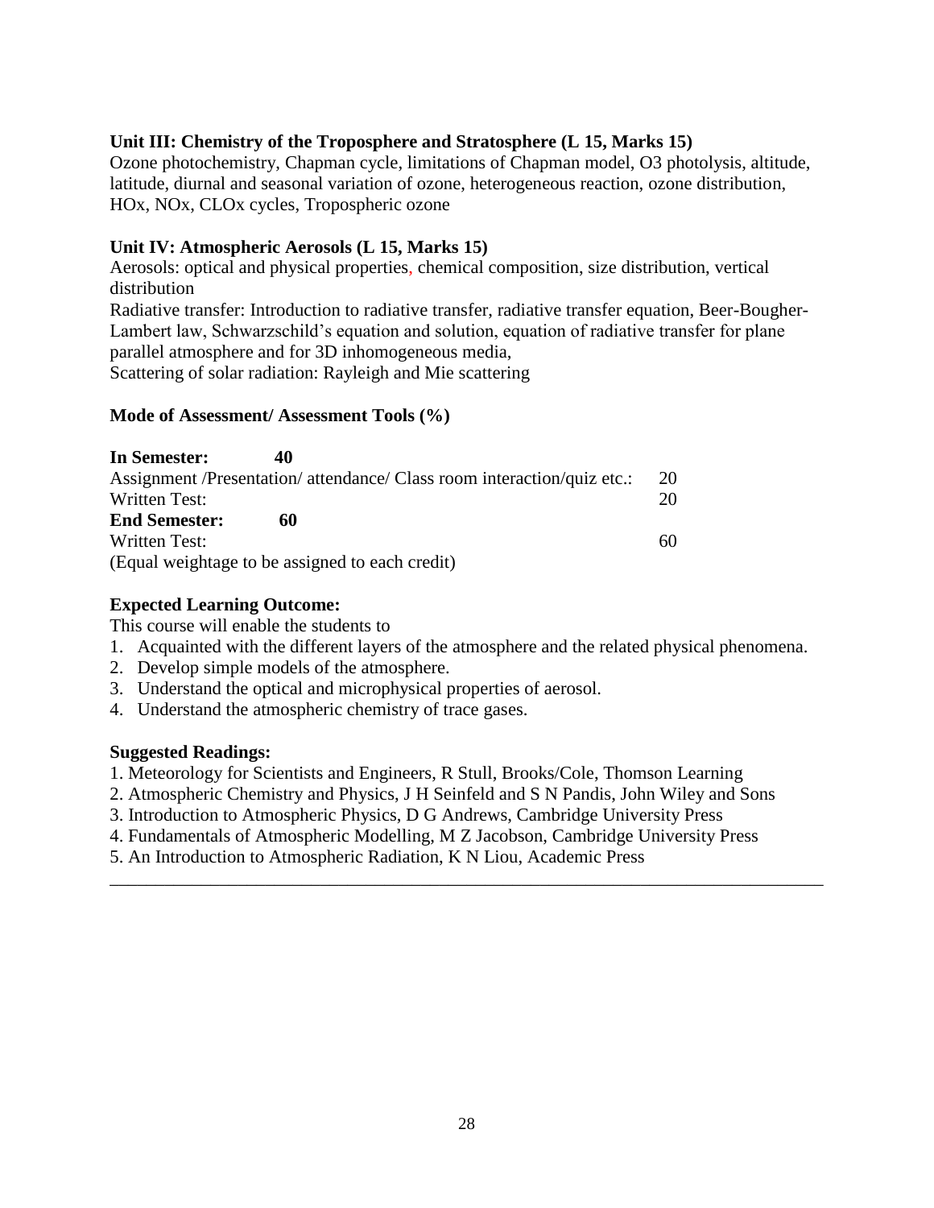**Unit III: Chemistry of the Troposphere and Stratosphere (L 15, Marks 15)**
Ozone photochemistry, Chapman cycle, limitations of Chapman model, O3 photolysis, altitude, latitude, diurnal and seasonal variation of ozone, heterogeneous reaction, ozone distribution, HOx, NOx, CLOx cycles, Tropospheric ozone

**Unit IV: Atmospheric Aerosols (L 15, Marks 15)**
Aerosols: optical and physical properties, chemical composition, size distribution, vertical distribution
Radiative transfer: Introduction to radiative transfer, radiative transfer equation, Beer-Bougher-Lambert law, Schwarzschild's equation and solution, equation of radiative transfer for plane parallel atmosphere and for 3D inhomogeneous media,
Scattering of solar radiation: Rayleigh and Mie scattering

**Mode of Assessment/ Assessment Tools (%)**

| | |
|---|---|
| **In Semester: 40** | |
| Assignment /Presentation/ attendance/ Class room interaction/quiz etc.: | 20 |
| Written Test: | 20 |
| **End Semester: 60** | |
| Written Test: | 60 |

(Equal weightage to be assigned to each credit)

**Expected Learning Outcome:**
This course will enable the students to
1. Acquainted with the different layers of the atmosphere and the related physical phenomena.
2. Develop simple models of the atmosphere.
3. Understand the optical and microphysical properties of aerosol.
4. Understand the atmospheric chemistry of trace gases.

**Suggested Readings:**
1. Meteorology for Scientists and Engineers, R Stull, Brooks/Cole, Thomson Learning
2. Atmospheric Chemistry and Physics, J H Seinfeld and S N Pandis, John Wiley and Sons
3. Introduction to Atmospheric Physics, D G Andrews, Cambridge University Press
4. Fundamentals of Atmospheric Modelling, M Z Jacobson, Cambridge University Press
5. An Introduction to Atmospheric Radiation, K N Liou, Academic Press

---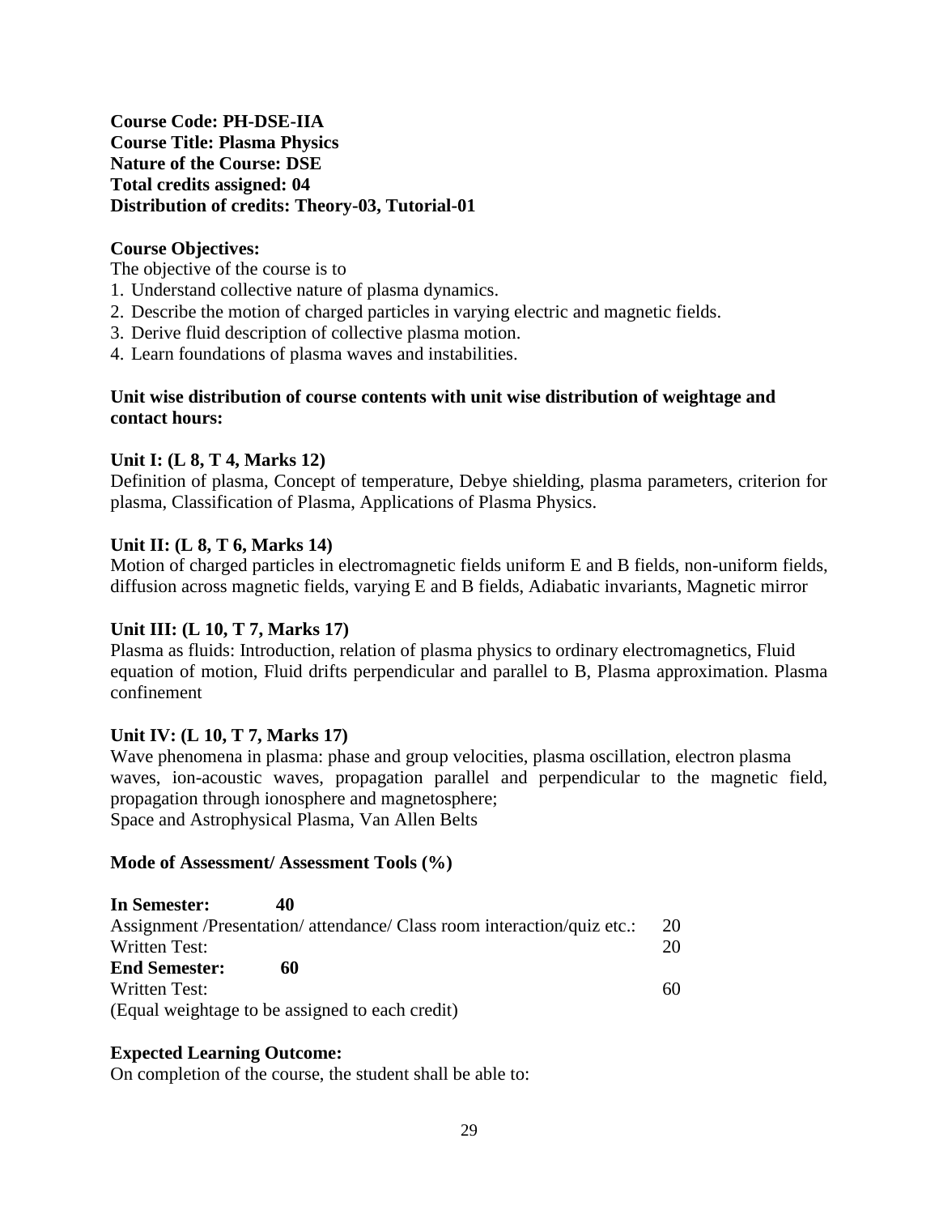**Course Code: PH-DSE-IIA**
**Course Title: Plasma Physics**
**Nature of the Course: DSE**
**Total credits assigned: 04**
**Distribution of credits: Theory-03, Tutorial-01**

**Course Objectives:**

The objective of the course is to

1. Understand collective nature of plasma dynamics.
2. Describe the motion of charged particles in varying electric and magnetic fields.
3. Derive fluid description of collective plasma motion.
4. Learn foundations of plasma waves and instabilities.

**Unit wise distribution of course contents with unit wise distribution of weightage and contact hours:**

**Unit I: (L 8, T 4, Marks 12)**

Definition of plasma, Concept of temperature, Debye shielding, plasma parameters, criterion for plasma, Classification of Plasma, Applications of Plasma Physics.

**Unit II: (L 8, T 6, Marks 14)**

Motion of charged particles in electromagnetic fields uniform E and B fields, non-uniform fields, diffusion across magnetic fields, varying E and B fields, Adiabatic invariants, Magnetic mirror

**Unit III: (L 10, T 7, Marks 17)**

Plasma as fluids: Introduction, relation of plasma physics to ordinary electromagnetics, Fluid equation of motion, Fluid drifts perpendicular and parallel to B, Plasma approximation. Plasma confinement

**Unit IV: (L 10, T 7, Marks 17)**

Wave phenomena in plasma: phase and group velocities, plasma oscillation, electron plasma waves, ion-acoustic waves, propagation parallel and perpendicular to the magnetic field, propagation through ionosphere and magnetosphere;
Space and Astrophysical Plasma, Van Allen Belts

**Mode of Assessment/ Assessment Tools (%)**

**In Semester: 40**

| | |
|---|---|
| Assignment /Presentation/ attendance/ Class room interaction/quiz etc.: | 20 |
| Written Test: | 20 |

**End Semester: 60**

| | |
|---|---|
| Written Test: | 60 |

(Equal weightage to be assigned to each credit)

**Expected Learning Outcome:**

On completion of the course, the student shall be able to: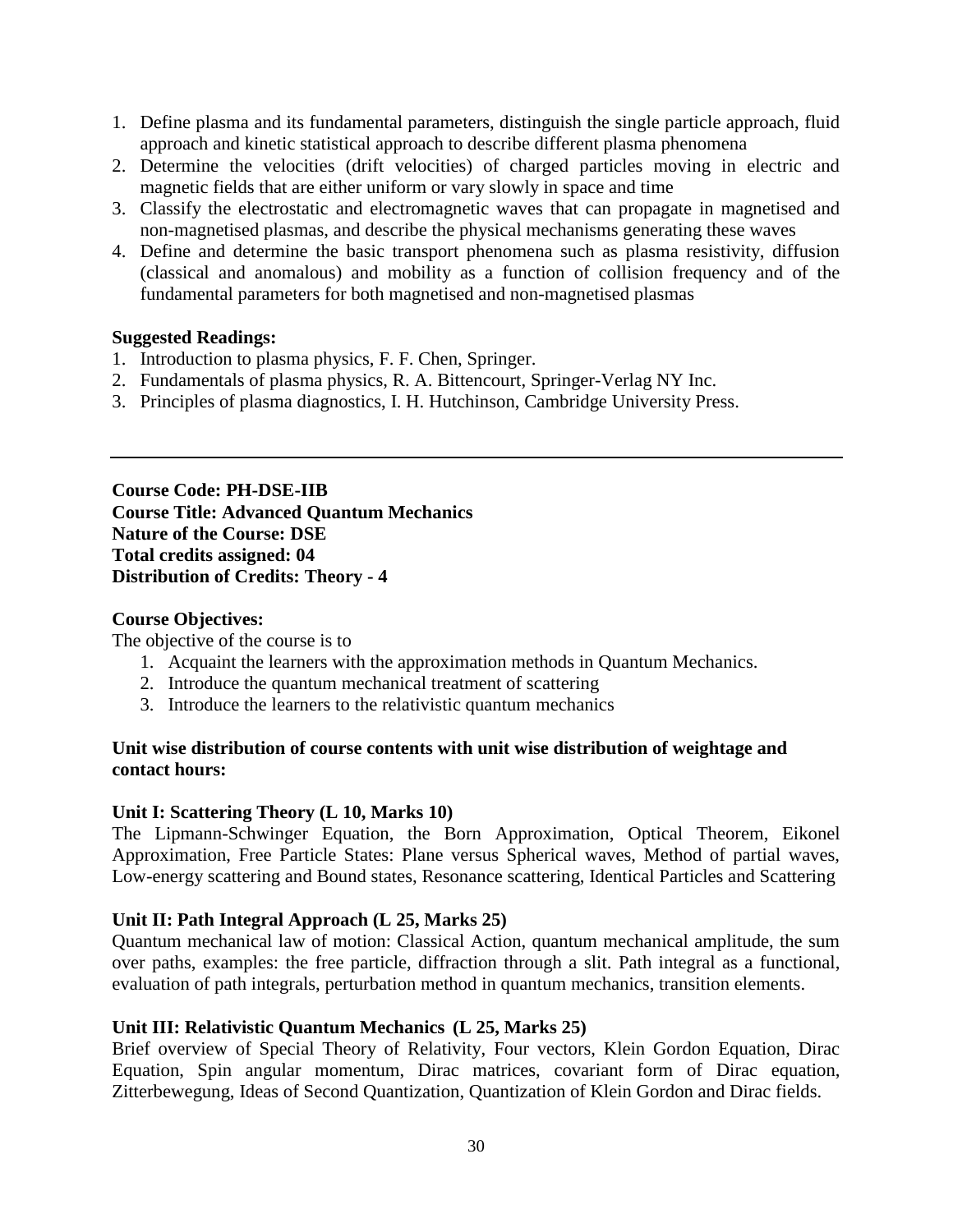1. Define plasma and its fundamental parameters, distinguish the single particle approach, fluid approach and kinetic statistical approach to describe different plasma phenomena
2. Determine the velocities (drift velocities) of charged particles moving in electric and magnetic fields that are either uniform or vary slowly in space and time
3. Classify the electrostatic and electromagnetic waves that can propagate in magnetised and non-magnetised plasmas, and describe the physical mechanisms generating these waves
4. Define and determine the basic transport phenomena such as plasma resistivity, diffusion (classical and anomalous) and mobility as a function of collision frequency and of the fundamental parameters for both magnetised and non-magnetised plasmas

**Suggested Readings:**

1. Introduction to plasma physics, F. F. Chen, Springer.
2. Fundamentals of plasma physics, R. A. Bittencourt, Springer-Verlag NY Inc.
3. Principles of plasma diagnostics, I. H. Hutchinson, Cambridge University Press.

---

**Course Code: PH-DSE-IIB**
**Course Title: Advanced Quantum Mechanics**
**Nature of the Course: DSE**
**Total credits assigned: 04**
**Distribution of Credits: Theory - 4**

**Course Objectives:**

The objective of the course is to

1. Acquaint the learners with the approximation methods in Quantum Mechanics.
2. Introduce the quantum mechanical treatment of scattering
3. Introduce the learners to the relativistic quantum mechanics

**Unit wise distribution of course contents with unit wise distribution of weightage and contact hours:**

**Unit I: Scattering Theory (L 10, Marks 10)**

The Lipmann-Schwinger Equation, the Born Approximation, Optical Theorem, Eikonel Approximation, Free Particle States: Plane versus Spherical waves, Method of partial waves, Low-energy scattering and Bound states, Resonance scattering, Identical Particles and Scattering

**Unit II: Path Integral Approach (L 25, Marks 25)**

Quantum mechanical law of motion: Classical Action, quantum mechanical amplitude, the sum over paths, examples: the free particle, diffraction through a slit. Path integral as a functional, evaluation of path integrals, perturbation method in quantum mechanics, transition elements.

**Unit III: Relativistic Quantum Mechanics (L 25, Marks 25)**

Brief overview of Special Theory of Relativity, Four vectors, Klein Gordon Equation, Dirac Equation, Spin angular momentum, Dirac matrices, covariant form of Dirac equation, Zitterbewegung, Ideas of Second Quantization, Quantization of Klein Gordon and Dirac fields.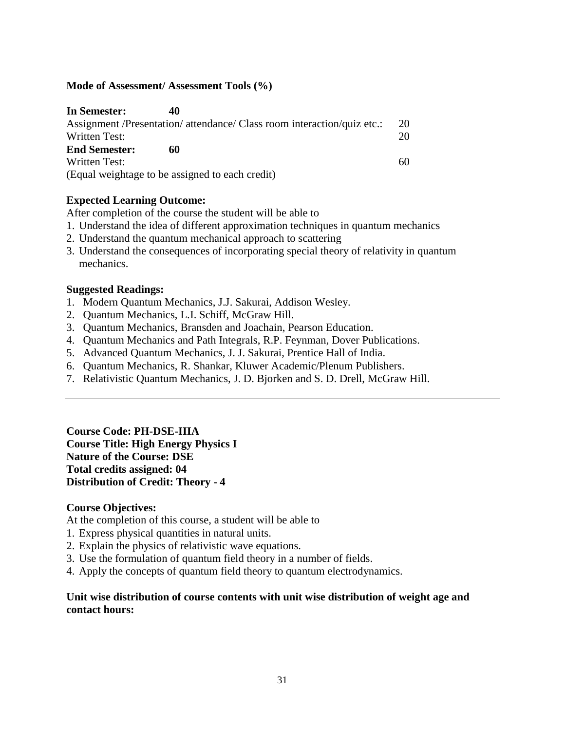**Mode of Assessment/ Assessment Tools (%)**

**In Semester: 40**

| | |
|---|---|
| Assignment /Presentation/ attendance/ Class room interaction/quiz etc.: | 20 |
| Written Test: | 20 |

**End Semester: 60**

| | |
|---|---|
| Written Test: | 60 |

(Equal weightage to be assigned to each credit)

**Expected Learning Outcome:**

After completion of the course the student will be able to

1. Understand the idea of different approximation techniques in quantum mechanics
2. Understand the quantum mechanical approach to scattering
3. Understand the consequences of incorporating special theory of relativity in quantum mechanics.

**Suggested Readings:**

1. Modern Quantum Mechanics, J.J. Sakurai, Addison Wesley.
2. Quantum Mechanics, L.I. Schiff, McGraw Hill.
3. Quantum Mechanics, Bransden and Joachain, Pearson Education.
4. Quantum Mechanics and Path Integrals, R.P. Feynman, Dover Publications.
5. Advanced Quantum Mechanics, J. J. Sakurai, Prentice Hall of India.
6. Quantum Mechanics, R. Shankar, Kluwer Academic/Plenum Publishers.
7. Relativistic Quantum Mechanics, J. D. Bjorken and S. D. Drell, McGraw Hill.

---

**Course Code: PH-DSE-IIIA**
**Course Title: High Energy Physics I**
**Nature of the Course: DSE**
**Total credits assigned: 04**
**Distribution of Credit: Theory - 4**

**Course Objectives:**

At the completion of this course, a student will be able to

1. Express physical quantities in natural units.
2. Explain the physics of relativistic wave equations.
3. Use the formulation of quantum field theory in a number of fields.
4. Apply the concepts of quantum field theory to quantum electrodynamics.

**Unit wise distribution of course contents with unit wise distribution of weight age and contact hours:**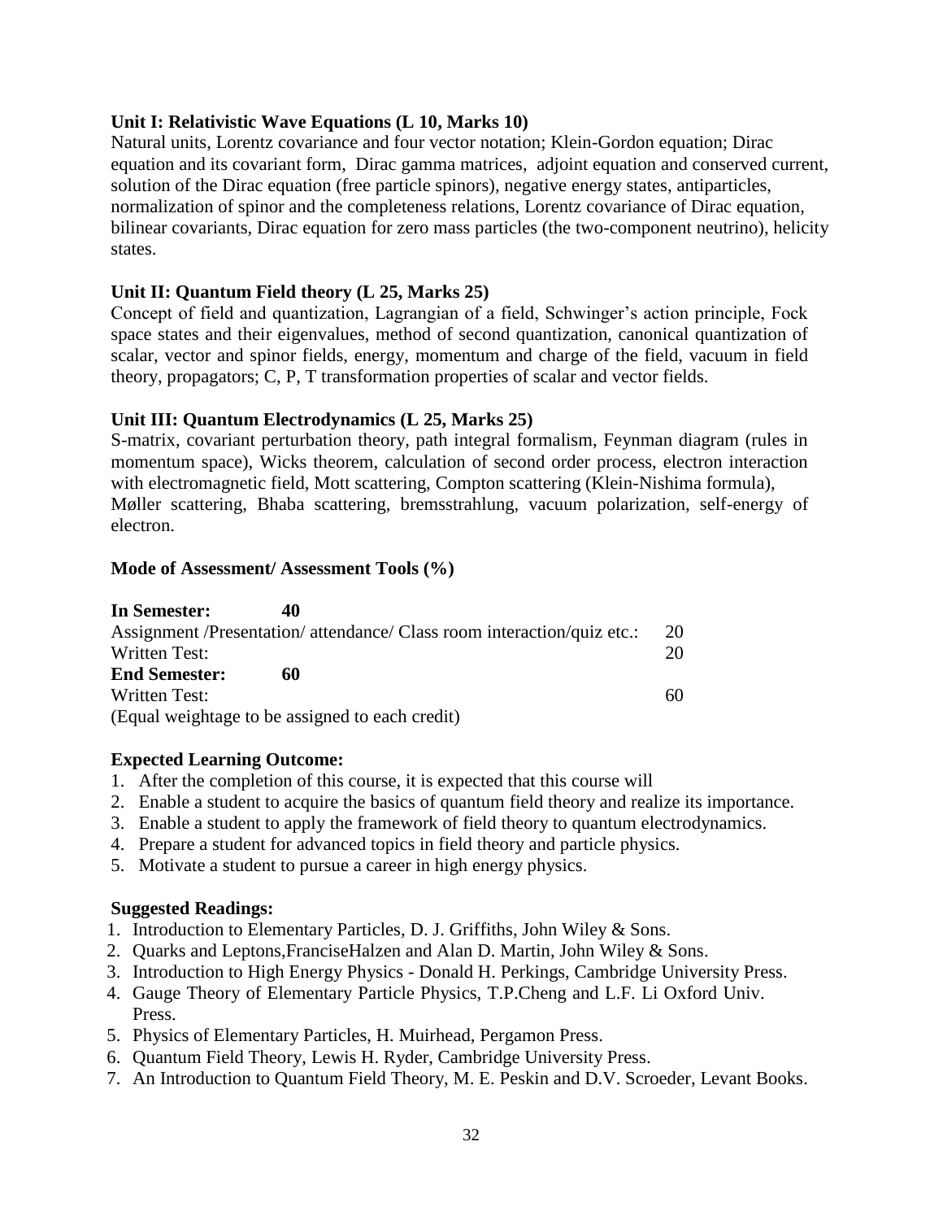**Unit I: Relativistic Wave Equations (L 10, Marks 10)**

Natural units, Lorentz covariance and four vector notation; Klein-Gordon equation; Dirac equation and its covariant form, Dirac gamma matrices, adjoint equation and conserved current, solution of the Dirac equation (free particle spinors), negative energy states, antiparticles, normalization of spinor and the completeness relations, Lorentz covariance of Dirac equation, bilinear covariants, Dirac equation for zero mass particles (the two-component neutrino), helicity states.

**Unit II: Quantum Field theory (L 25, Marks 25)**

Concept of field and quantization, Lagrangian of a field, Schwinger's action principle, Fock space states and their eigenvalues, method of second quantization, canonical quantization of scalar, vector and spinor fields, energy, momentum and charge of the field, vacuum in field theory, propagators; C, P, T transformation properties of scalar and vector fields.

**Unit III: Quantum Electrodynamics (L 25, Marks 25)**

S-matrix, covariant perturbation theory, path integral formalism, Feynman diagram (rules in momentum space), Wicks theorem, calculation of second order process, electron interaction with electromagnetic field, Mott scattering, Compton scattering (Klein-Nishima formula), Møller scattering, Bhaba scattering, bremsstrahlung, vacuum polarization, self-energy of electron.

**Mode of Assessment/ Assessment Tools (%)**

| | |
|---|---|
| **In Semester: 40** | |
| Assignment /Presentation/ attendance/ Class room interaction/quiz etc.: | 20 |
| Written Test: | 20 |
| **End Semester: 60** | |
| Written Test: | 60 |

(Equal weightage to be assigned to each credit)

**Expected Learning Outcome:**

1. After the completion of this course, it is expected that this course will
2. Enable a student to acquire the basics of quantum field theory and realize its importance.
3. Enable a student to apply the framework of field theory to quantum electrodynamics.
4. Prepare a student for advanced topics in field theory and particle physics.
5. Motivate a student to pursue a career in high energy physics.

**Suggested Readings:**

1. Introduction to Elementary Particles, D. J. Griffiths, John Wiley & Sons.
2. Quarks and Leptons,FranciseHalzen and Alan D. Martin, John Wiley & Sons.
3. Introduction to High Energy Physics - Donald H. Perkings, Cambridge University Press.
4. Gauge Theory of Elementary Particle Physics, T.P.Cheng and L.F. Li Oxford Univ. Press.
5. Physics of Elementary Particles, H. Muirhead, Pergamon Press.
6. Quantum Field Theory, Lewis H. Ryder, Cambridge University Press.
7. An Introduction to Quantum Field Theory, M. E. Peskin and D.V. Scroeder, Levant Books.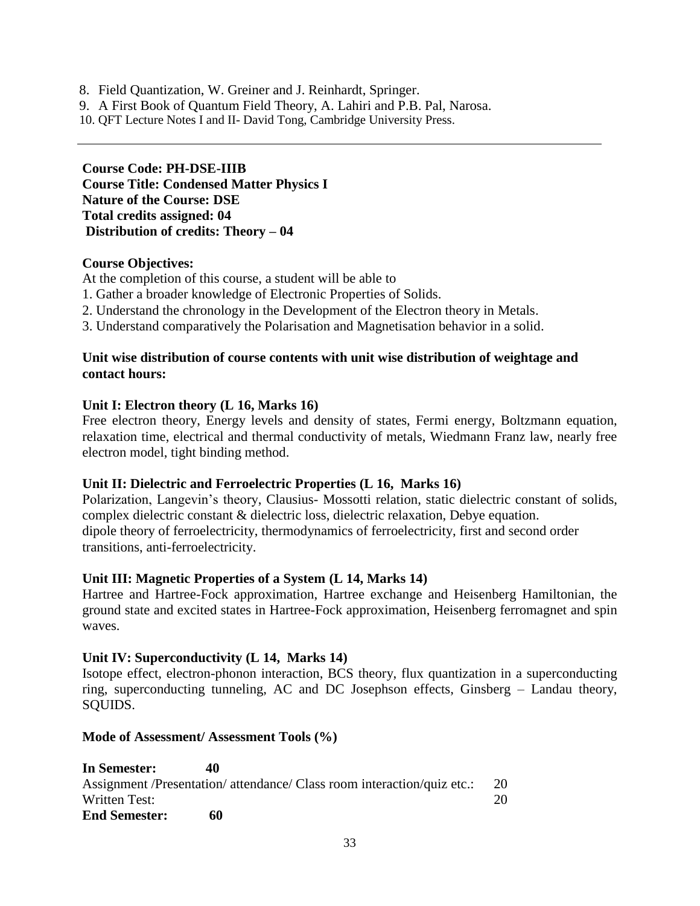8. Field Quantization, W. Greiner and J. Reinhardt, Springer.
9. A First Book of Quantum Field Theory, A. Lahiri and P.B. Pal, Narosa.
10. QFT Lecture Notes I and II- David Tong, Cambridge University Press.

---

**Course Code: PH-DSE-IIIB**
**Course Title: Condensed Matter Physics I**
**Nature of the Course: DSE**
**Total credits assigned: 04**
**Distribution of credits: Theory – 04**

**Course Objectives:**

At the completion of this course, a student will be able to

1. Gather a broader knowledge of Electronic Properties of Solids.
2. Understand the chronology in the Development of the Electron theory in Metals.
3. Understand comparatively the Polarisation and Magnetisation behavior in a solid.

**Unit wise distribution of course contents with unit wise distribution of weightage and contact hours:**

**Unit I: Electron theory (L 16, Marks 16)**

Free electron theory, Energy levels and density of states, Fermi energy, Boltzmann equation, relaxation time, electrical and thermal conductivity of metals, Wiedmann Franz law, nearly free electron model, tight binding method.

**Unit II: Dielectric and Ferroelectric Properties (L 16, Marks 16)**

Polarization, Langevin's theory, Clausius- Mossotti relation, static dielectric constant of solids, complex dielectric constant & dielectric loss, dielectric relaxation, Debye equation.
dipole theory of ferroelectricity, thermodynamics of ferroelectricity, first and second order transitions, anti-ferroelectricity.

**Unit III: Magnetic Properties of a System (L 14, Marks 14)**

Hartree and Hartree-Fock approximation, Hartree exchange and Heisenberg Hamiltonian, the ground state and excited states in Hartree-Fock approximation, Heisenberg ferromagnet and spin waves.

**Unit IV: Superconductivity (L 14, Marks 14)**

Isotope effect, electron-phonon interaction, BCS theory, flux quantization in a superconducting ring, superconducting tunneling, AC and DC Josephson effects, Ginsberg – Landau theory, SQUIDS.

**Mode of Assessment/ Assessment Tools (%)**

| **In Semester:** | **40** |
|---|---|
| Assignment /Presentation/ attendance/ Class room interaction/quiz etc.: | 20 |
| Written Test: | 20 |
| **End Semester:** | **60** |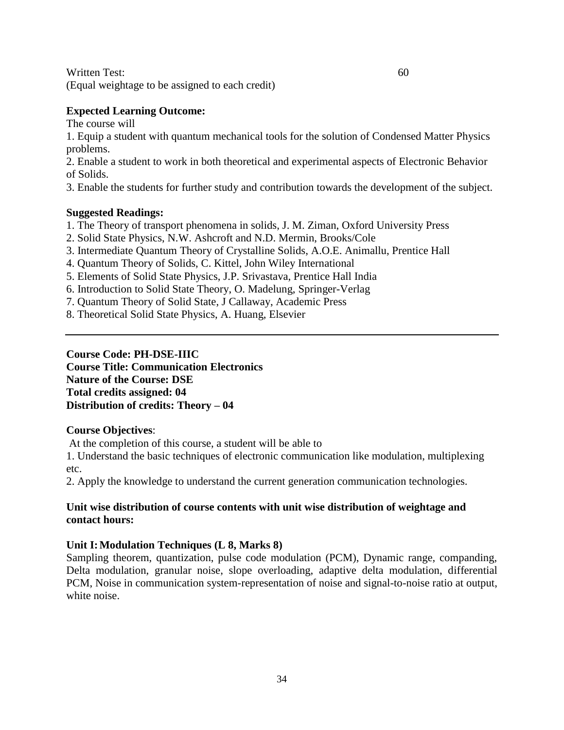Written Test: 60
(Equal weightage to be assigned to each credit)

**Expected Learning Outcome:**

The course will

1. Equip a student with quantum mechanical tools for the solution of Condensed Matter Physics problems.
2. Enable a student to work in both theoretical and experimental aspects of Electronic Behavior of Solids.
3. Enable the students for further study and contribution towards the development of the subject.

**Suggested Readings:**

1. The Theory of transport phenomena in solids, J. M. Ziman, Oxford University Press
2. Solid State Physics, N.W. Ashcroft and N.D. Mermin, Brooks/Cole
3. Intermediate Quantum Theory of Crystalline Solids, A.O.E. Animallu, Prentice Hall
4. Quantum Theory of Solids, C. Kittel, John Wiley International
5. Elements of Solid State Physics, J.P. Srivastava, Prentice Hall India
6. Introduction to Solid State Theory, O. Madelung, Springer-Verlag
7. Quantum Theory of Solid State, J Callaway, Academic Press
8. Theoretical Solid State Physics, A. Huang, Elsevier

---

**Course Code: PH-DSE-IIIC**
**Course Title: Communication Electronics**
**Nature of the Course: DSE**
**Total credits assigned: 04**
**Distribution of credits: Theory – 04**

**Course Objectives**:

At the completion of this course, a student will be able to

1. Understand the basic techniques of electronic communication like modulation, multiplexing etc.
2. Apply the knowledge to understand the current generation communication technologies.

**Unit wise distribution of course contents with unit wise distribution of weightage and contact hours:**

**Unit I: Modulation Techniques (L 8, Marks 8)**

Sampling theorem, quantization, pulse code modulation (PCM), Dynamic range, companding, Delta modulation, granular noise, slope overloading, adaptive delta modulation, differential PCM, Noise in communication system-representation of noise and signal-to-noise ratio at output, white noise.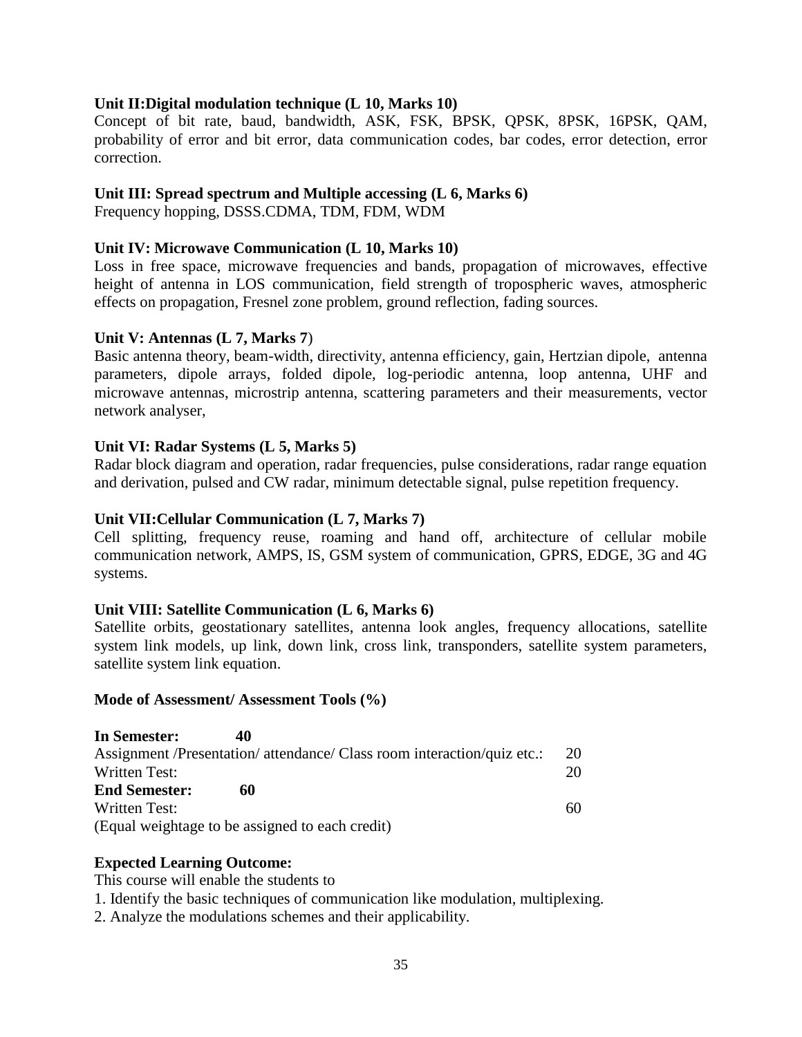**Unit II:Digital modulation technique (L 10, Marks 10)**

Concept of bit rate, baud, bandwidth, ASK, FSK, BPSK, QPSK, 8PSK, 16PSK, QAM, probability of error and bit error, data communication codes, bar codes, error detection, error correction.

**Unit III: Spread spectrum and Multiple accessing (L 6, Marks 6)**

Frequency hopping, DSSS.CDMA, TDM, FDM, WDM

**Unit IV: Microwave Communication (L 10, Marks 10)**

Loss in free space, microwave frequencies and bands, propagation of microwaves, effective height of antenna in LOS communication, field strength of tropospheric waves, atmospheric effects on propagation, Fresnel zone problem, ground reflection, fading sources.

**Unit V: Antennas (L 7, Marks 7**)

Basic antenna theory, beam-width, directivity, antenna efficiency, gain, Hertzian dipole, antenna parameters, dipole arrays, folded dipole, log-periodic antenna, loop antenna, UHF and microwave antennas, microstrip antenna, scattering parameters and their measurements, vector network analyser,

**Unit VI: Radar Systems (L 5, Marks 5)**

Radar block diagram and operation, radar frequencies, pulse considerations, radar range equation and derivation, pulsed and CW radar, minimum detectable signal, pulse repetition frequency.

**Unit VII:Cellular Communication (L 7, Marks 7)**

Cell splitting, frequency reuse, roaming and hand off, architecture of cellular mobile communication network, AMPS, IS, GSM system of communication, GPRS, EDGE, 3G and 4G systems.

**Unit VIII: Satellite Communication (L 6, Marks 6)**

Satellite orbits, geostationary satellites, antenna look angles, frequency allocations, satellite system link models, up link, down link, cross link, transponders, satellite system parameters, satellite system link equation.

**Mode of Assessment/ Assessment Tools (%)**

**In Semester: 40**

Assignment /Presentation/ attendance/ Class room interaction/quiz etc.: 20

Written Test: 20

**End Semester: 60**

Written Test: 60

(Equal weightage to be assigned to each credit)

**Expected Learning Outcome:**

This course will enable the students to

1. Identify the basic techniques of communication like modulation, multiplexing.
2. Analyze the modulations schemes and their applicability.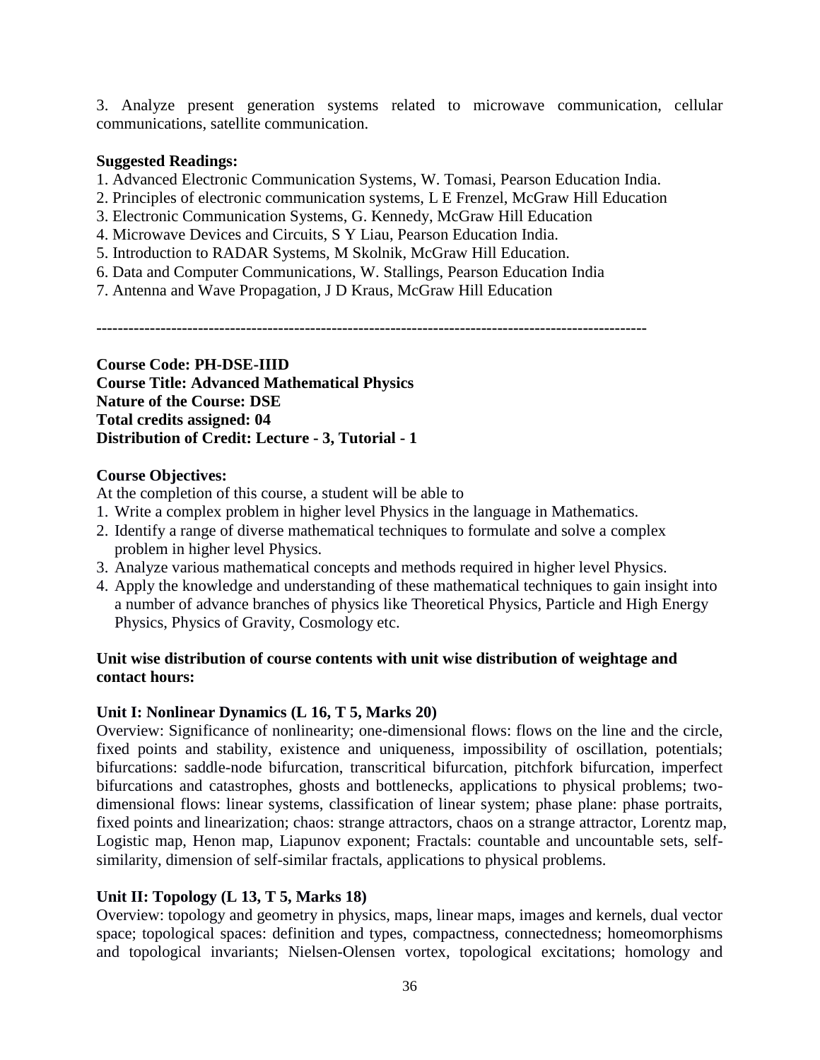3. Analyze present generation systems related to microwave communication, cellular communications, satellite communication.

**Suggested Readings:**

1. Advanced Electronic Communication Systems, W. Tomasi, Pearson Education India.
2. Principles of electronic communication systems, L E Frenzel, McGraw Hill Education
3. Electronic Communication Systems, G. Kennedy, McGraw Hill Education
4. Microwave Devices and Circuits, S Y Liau, Pearson Education India.
5. Introduction to RADAR Systems, M Skolnik, McGraw Hill Education.
6. Data and Computer Communications, W. Stallings, Pearson Education India
7. Antenna and Wave Propagation, J D Kraus, McGraw Hill Education

---

**Course Code: PH-DSE-IIID**
**Course Title: Advanced Mathematical Physics**
**Nature of the Course: DSE**
**Total credits assigned: 04**
**Distribution of Credit: Lecture - 3, Tutorial - 1**

**Course Objectives:**

At the completion of this course, a student will be able to

1. Write a complex problem in higher level Physics in the language in Mathematics.
2. Identify a range of diverse mathematical techniques to formulate and solve a complex problem in higher level Physics.
3. Analyze various mathematical concepts and methods required in higher level Physics.
4. Apply the knowledge and understanding of these mathematical techniques to gain insight into a number of advance branches of physics like Theoretical Physics, Particle and High Energy Physics, Physics of Gravity, Cosmology etc.

**Unit wise distribution of course contents with unit wise distribution of weightage and contact hours:**

**Unit I: Nonlinear Dynamics (L 16, T 5, Marks 20)**

Overview: Significance of nonlinearity; one-dimensional flows: flows on the line and the circle, fixed points and stability, existence and uniqueness, impossibility of oscillation, potentials; bifurcations: saddle-node bifurcation, transcritical bifurcation, pitchfork bifurcation, imperfect bifurcations and catastrophes, ghosts and bottlenecks, applications to physical problems; two-dimensional flows: linear systems, classification of linear system; phase plane: phase portraits, fixed points and linearization; chaos: strange attractors, chaos on a strange attractor, Lorentz map, Logistic map, Henon map, Liapunov exponent; Fractals: countable and uncountable sets, self-similarity, dimension of self-similar fractals, applications to physical problems.

**Unit II: Topology (L 13, T 5, Marks 18)**

Overview: topology and geometry in physics, maps, linear maps, images and kernels, dual vector space; topological spaces: definition and types, compactness, connectedness; homeomorphisms and topological invariants; Nielsen-Olensen vortex, topological excitations; homology and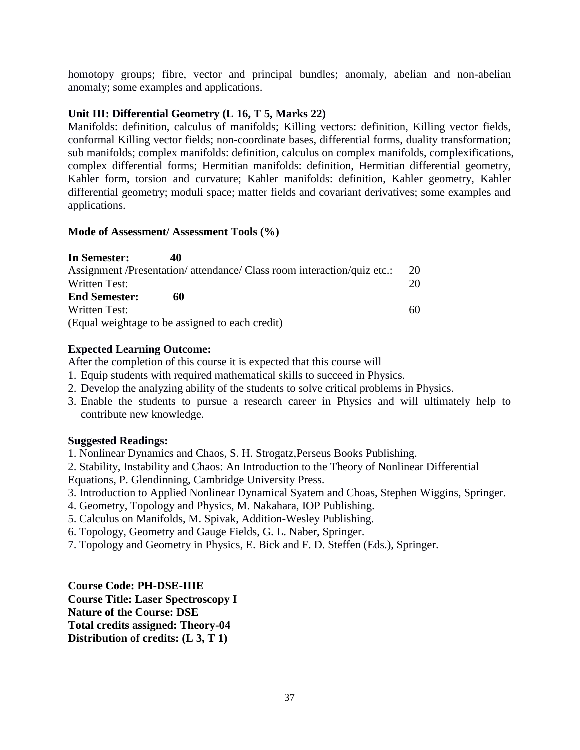homotopy groups; fibre, vector and principal bundles; anomaly, abelian and non-abelian anomaly; some examples and applications.

**Unit III: Differential Geometry (L 16, T 5, Marks 22)**

Manifolds: definition, calculus of manifolds; Killing vectors: definition, Killing vector fields, conformal Killing vector fields; non-coordinate bases, differential forms, duality transformation; sub manifolds; complex manifolds: definition, calculus on complex manifolds, complexifications, complex differential forms; Hermitian manifolds: definition, Hermitian differential geometry, Kahler form, torsion and curvature; Kahler manifolds: definition, Kahler geometry, Kahler differential geometry; moduli space; matter fields and covariant derivatives; some examples and applications.

**Mode of Assessment/ Assessment Tools (%)**

**In Semester: 40**

| | |
|---|---|
| Assignment /Presentation/ attendance/ Class room interaction/quiz etc.: | 20 |
| Written Test: | 20 |
| **End Semester: 60** | |
| Written Test: | 60 |

(Equal weightage to be assigned to each credit)

**Expected Learning Outcome:**

After the completion of this course it is expected that this course will

1. Equip students with required mathematical skills to succeed in Physics.
2. Develop the analyzing ability of the students to solve critical problems in Physics.
3. Enable the students to pursue a research career in Physics and will ultimately help to contribute new knowledge.

**Suggested Readings:**

1. Nonlinear Dynamics and Chaos, S. H. Strogatz,Perseus Books Publishing.
2. Stability, Instability and Chaos: An Introduction to the Theory of Nonlinear Differential Equations, P. Glendinning, Cambridge University Press.
3. Introduction to Applied Nonlinear Dynamical Syatem and Choas, Stephen Wiggins, Springer.
4. Geometry, Topology and Physics, M. Nakahara, IOP Publishing.
5. Calculus on Manifolds, M. Spivak, Addition-Wesley Publishing.
6. Topology, Geometry and Gauge Fields, G. L. Naber, Springer.
7. Topology and Geometry in Physics, E. Bick and F. D. Steffen (Eds.), Springer.

---

**Course Code: PH-DSE-IIIE**
**Course Title: Laser Spectroscopy I**
**Nature of the Course: DSE**
**Total credits assigned: Theory-04**
**Distribution of credits: (L 3, T 1)**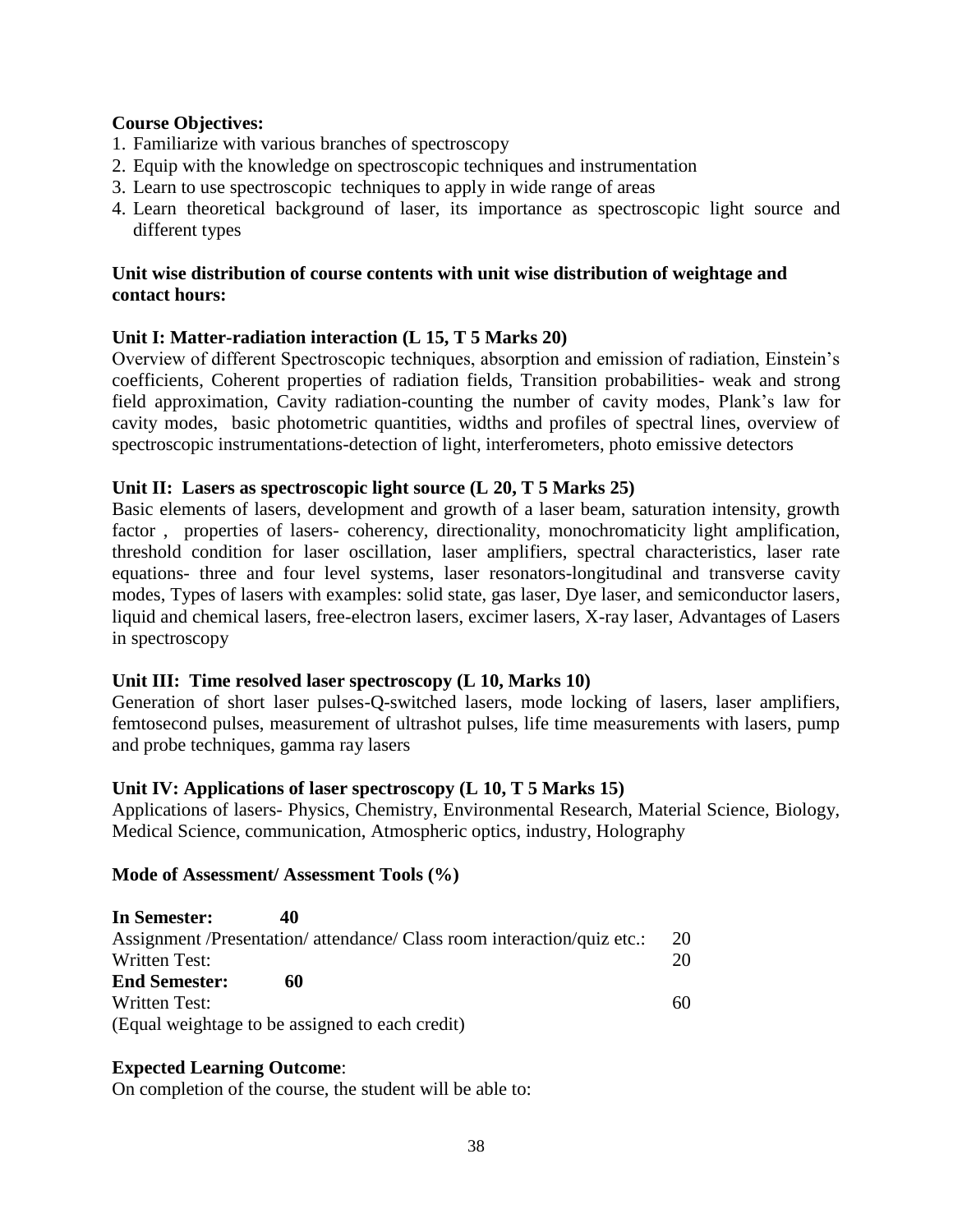**Course Objectives:**

1. Familiarize with various branches of spectroscopy
2. Equip with the knowledge on spectroscopic techniques and instrumentation
3. Learn to use spectroscopic techniques to apply in wide range of areas
4. Learn theoretical background of laser, its importance as spectroscopic light source and different types

**Unit wise distribution of course contents with unit wise distribution of weightage and contact hours:**

**Unit I: Matter-radiation interaction (L 15, T 5 Marks 20)**

Overview of different Spectroscopic techniques, absorption and emission of radiation, Einstein's coefficients, Coherent properties of radiation fields, Transition probabilities- weak and strong field approximation, Cavity radiation-counting the number of cavity modes, Plank's law for cavity modes, basic photometric quantities, widths and profiles of spectral lines, overview of spectroscopic instrumentations-detection of light, interferometers, photo emissive detectors

**Unit II: Lasers as spectroscopic light source (L 20, T 5 Marks 25)**

Basic elements of lasers, development and growth of a laser beam, saturation intensity, growth factor , properties of lasers- coherency, directionality, monochromaticity light amplification, threshold condition for laser oscillation, laser amplifiers, spectral characteristics, laser rate equations- three and four level systems, laser resonators-longitudinal and transverse cavity modes, Types of lasers with examples: solid state, gas laser, Dye laser, and semiconductor lasers, liquid and chemical lasers, free-electron lasers, excimer lasers, X-ray laser, Advantages of Lasers in spectroscopy

**Unit III: Time resolved laser spectroscopy (L 10, Marks 10)**

Generation of short laser pulses-Q-switched lasers, mode locking of lasers, laser amplifiers, femtosecond pulses, measurement of ultrashot pulses, life time measurements with lasers, pump and probe techniques, gamma ray lasers

**Unit IV: Applications of laser spectroscopy (L 10, T 5 Marks 15)**

Applications of lasers- Physics, Chemistry, Environmental Research, Material Science, Biology, Medical Science, communication, Atmospheric optics, industry, Holography

**Mode of Assessment/ Assessment Tools (%)**

**In Semester: 40**

Assignment /Presentation/ attendance/ Class room interaction/quiz etc.: 20

Written Test: 20

**End Semester: 60**

Written Test: 60

(Equal weightage to be assigned to each credit)

**Expected Learning Outcome**:

On completion of the course, the student will be able to: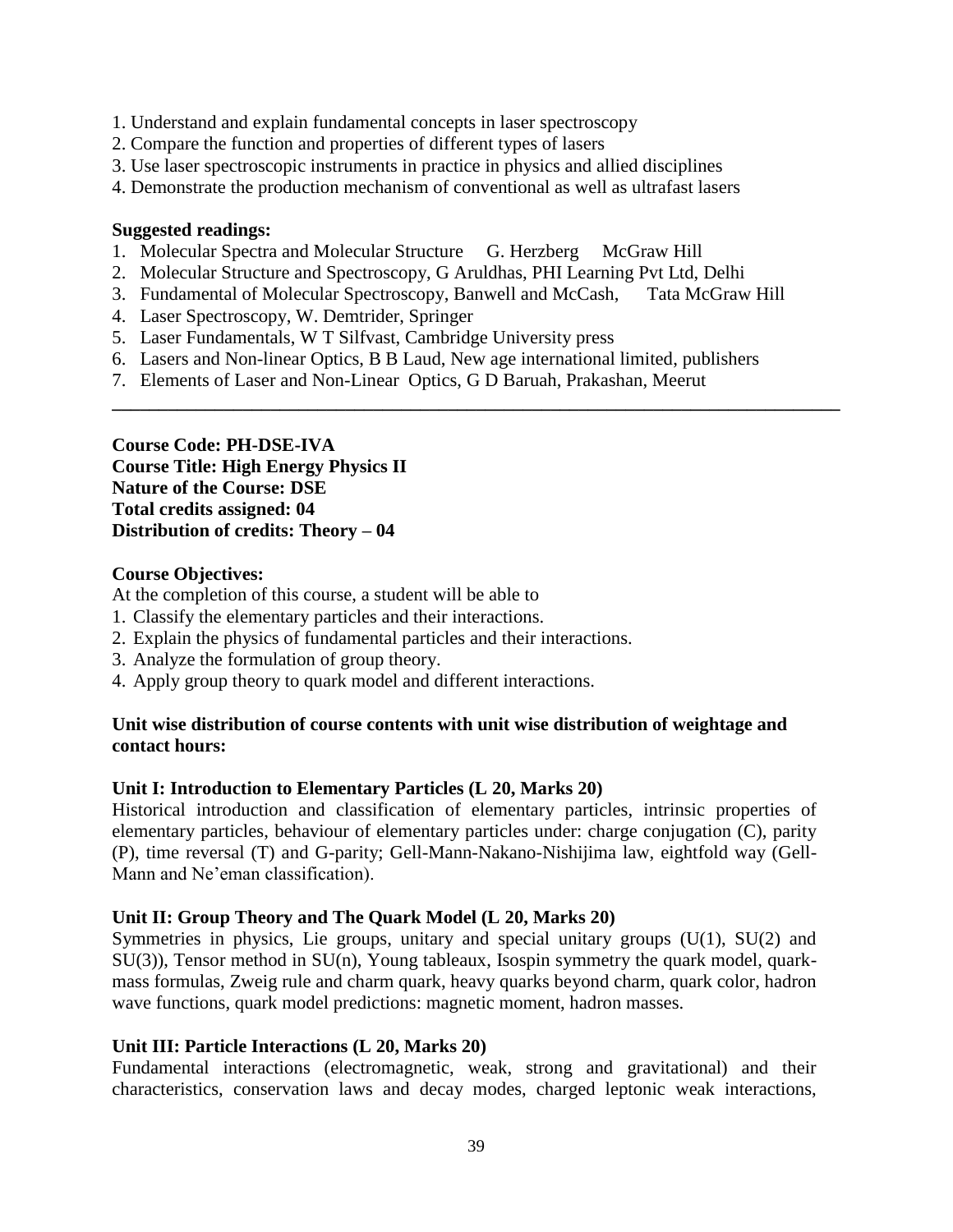1. Understand and explain fundamental concepts in laser spectroscopy
2. Compare the function and properties of different types of lasers
3. Use laser spectroscopic instruments in practice in physics and allied disciplines
4. Demonstrate the production mechanism of conventional as well as ultrafast lasers

**Suggested readings:**

1. Molecular Spectra and Molecular Structure G. Herzberg McGraw Hill
2. Molecular Structure and Spectroscopy, G Aruldhas, PHI Learning Pvt Ltd, Delhi
3. Fundamental of Molecular Spectroscopy, Banwell and McCash, Tata McGraw Hill
4. Laser Spectroscopy, W. Demtrider, Springer
5. Laser Fundamentals, W T Silfvast, Cambridge University press
6. Lasers and Non-linear Optics, B B Laud, New age international limited, publishers
7. Elements of Laser and Non-Linear Optics, G D Baruah, Prakashan, Meerut

---

**Course Code: PH-DSE-IVA**
**Course Title: High Energy Physics II**
**Nature of the Course: DSE**
**Total credits assigned: 04**
**Distribution of credits: Theory – 04**

**Course Objectives:**

At the completion of this course, a student will be able to

1. Classify the elementary particles and their interactions.
2. Explain the physics of fundamental particles and their interactions.
3. Analyze the formulation of group theory.
4. Apply group theory to quark model and different interactions.

**Unit wise distribution of course contents with unit wise distribution of weightage and contact hours:**

**Unit I: Introduction to Elementary Particles (L 20, Marks 20)**

Historical introduction and classification of elementary particles, intrinsic properties of elementary particles, behaviour of elementary particles under: charge conjugation (C), parity (P), time reversal (T) and G-parity; Gell-Mann-Nakano-Nishijima law, eightfold way (Gell-Mann and Ne'eman classification).

**Unit II: Group Theory and The Quark Model (L 20, Marks 20)**

Symmetries in physics, Lie groups, unitary and special unitary groups (U(1), SU(2) and SU(3)), Tensor method in SU(n), Young tableaux, Isospin symmetry the quark model, quark-mass formulas, Zweig rule and charm quark, heavy quarks beyond charm, quark color, hadron wave functions, quark model predictions: magnetic moment, hadron masses.

**Unit III: Particle Interactions (L 20, Marks 20)**

Fundamental interactions (electromagnetic, weak, strong and gravitational) and their characteristics, conservation laws and decay modes, charged leptonic weak interactions,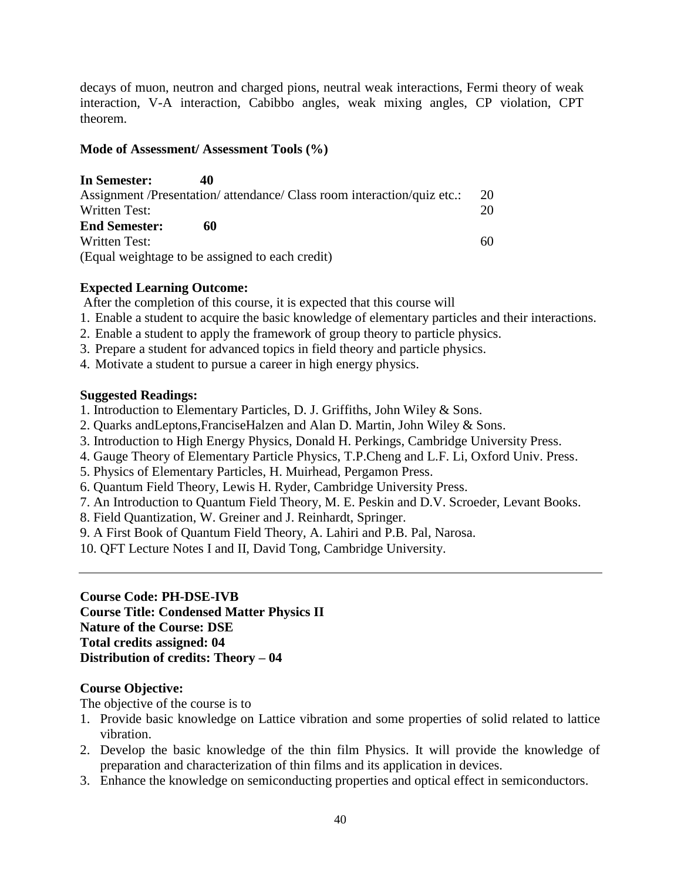decays of muon, neutron and charged pions, neutral weak interactions, Fermi theory of weak interaction, V-A interaction, Cabibbo angles, weak mixing angles, CP violation, CPT theorem.

**Mode of Assessment/ Assessment Tools (%)**

**In Semester: 40**

| | |
|---|---|
| Assignment /Presentation/ attendance/ Class room interaction/quiz etc.: | 20 |
| Written Test: | 20 |

**End Semester: 60**

| | |
|---|---|
| Written Test: | 60 |

(Equal weightage to be assigned to each credit)

**Expected Learning Outcome:**

After the completion of this course, it is expected that this course will

1. Enable a student to acquire the basic knowledge of elementary particles and their interactions.
2. Enable a student to apply the framework of group theory to particle physics.
3. Prepare a student for advanced topics in field theory and particle physics.
4. Motivate a student to pursue a career in high energy physics.

**Suggested Readings:**

1. Introduction to Elementary Particles, D. J. Griffiths, John Wiley & Sons.
2. Quarks andLeptons,FranciseHalzen and Alan D. Martin, John Wiley & Sons.
3. Introduction to High Energy Physics, Donald H. Perkings, Cambridge University Press.
4. Gauge Theory of Elementary Particle Physics, T.P.Cheng and L.F. Li, Oxford Univ. Press.
5. Physics of Elementary Particles, H. Muirhead, Pergamon Press.
6. Quantum Field Theory, Lewis H. Ryder, Cambridge University Press.
7. An Introduction to Quantum Field Theory, M. E. Peskin and D.V. Scroeder, Levant Books.
8. Field Quantization, W. Greiner and J. Reinhardt, Springer.
9. A First Book of Quantum Field Theory, A. Lahiri and P.B. Pal, Narosa.
10. QFT Lecture Notes I and II, David Tong, Cambridge University.

---

**Course Code: PH-DSE-IVB**
**Course Title: Condensed Matter Physics II**
**Nature of the Course: DSE**
**Total credits assigned: 04**
**Distribution of credits: Theory – 04**

**Course Objective:**

The objective of the course is to

1. Provide basic knowledge on Lattice vibration and some properties of solid related to lattice vibration.
2. Develop the basic knowledge of the thin film Physics. It will provide the knowledge of preparation and characterization of thin films and its application in devices.
3. Enhance the knowledge on semiconducting properties and optical effect in semiconductors.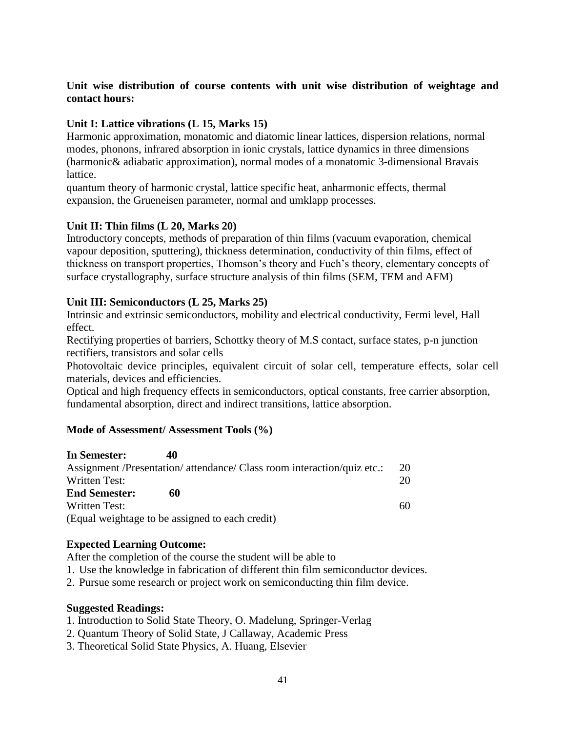**Unit wise distribution of course contents with unit wise distribution of weightage and contact hours:**

**Unit I: Lattice vibrations (L 15, Marks 15)**

Harmonic approximation, monatomic and diatomic linear lattices, dispersion relations, normal modes, phonons, infrared absorption in ionic crystals, lattice dynamics in three dimensions (harmonic& adiabatic approximation), normal modes of a monatomic 3-dimensional Bravais lattice.

quantum theory of harmonic crystal, lattice specific heat, anharmonic effects, thermal expansion, the Grueneisen parameter, normal and umklapp processes.

**Unit II: Thin films (L 20, Marks 20)**

Introductory concepts, methods of preparation of thin films (vacuum evaporation, chemical vapour deposition, sputtering), thickness determination, conductivity of thin films, effect of thickness on transport properties, Thomson's theory and Fuch's theory, elementary concepts of surface crystallography, surface structure analysis of thin films (SEM, TEM and AFM)

**Unit III: Semiconductors (L 25, Marks 25)**

Intrinsic and extrinsic semiconductors, mobility and electrical conductivity, Fermi level, Hall effect.

Rectifying properties of barriers, Schottky theory of M.S contact, surface states, p-n junction rectifiers, transistors and solar cells

Photovoltaic device principles, equivalent circuit of solar cell, temperature effects, solar cell materials, devices and efficiencies.

Optical and high frequency effects in semiconductors, optical constants, free carrier absorption, fundamental absorption, direct and indirect transitions, lattice absorption.

**Mode of Assessment/ Assessment Tools (%)**

**In Semester: 40**

Assignment /Presentation/ attendance/ Class room interaction/quiz etc.: 20

Written Test: 20

**End Semester: 60**

Written Test: 60

(Equal weightage to be assigned to each credit)

**Expected Learning Outcome:**

After the completion of the course the student will be able to

1. Use the knowledge in fabrication of different thin film semiconductor devices.
2. Pursue some research or project work on semiconducting thin film device.

**Suggested Readings:**

1. Introduction to Solid State Theory, O. Madelung, Springer-Verlag
2. Quantum Theory of Solid State, J Callaway, Academic Press
3. Theoretical Solid State Physics, A. Huang, Elsevier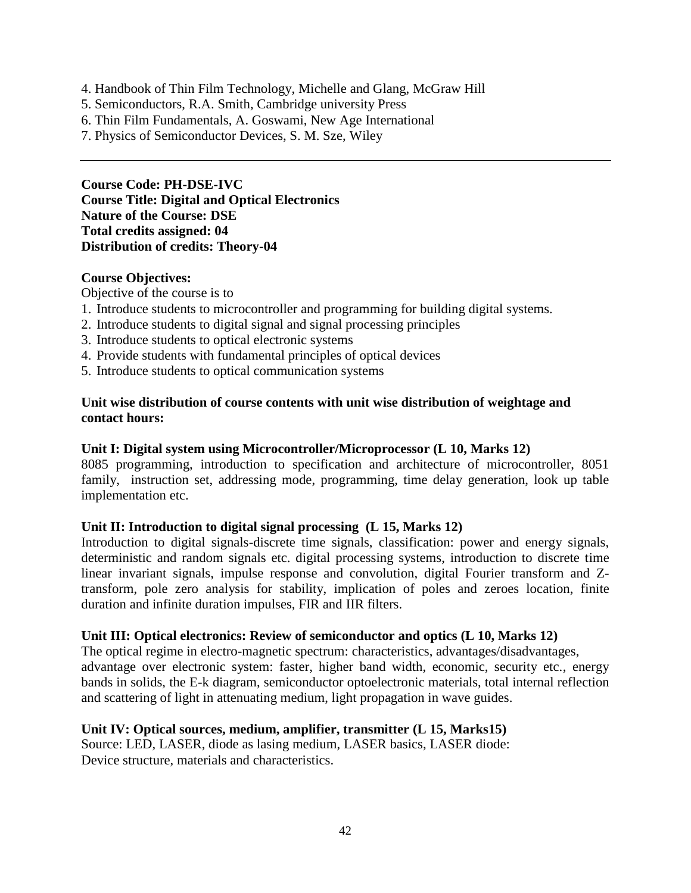4. Handbook of Thin Film Technology, Michelle and Glang, McGraw Hill
5. Semiconductors, R.A. Smith, Cambridge university Press
6. Thin Film Fundamentals, A. Goswami, New Age International
7. Physics of Semiconductor Devices, S. M. Sze, Wiley

---

**Course Code: PH-DSE-IVC**
**Course Title: Digital and Optical Electronics**
**Nature of the Course: DSE**
**Total credits assigned: 04**
**Distribution of credits: Theory-04**

**Course Objectives:**

Objective of the course is to

1. Introduce students to microcontroller and programming for building digital systems.
2. Introduce students to digital signal and signal processing principles
3. Introduce students to optical electronic systems
4. Provide students with fundamental principles of optical devices
5. Introduce students to optical communication systems

**Unit wise distribution of course contents with unit wise distribution of weightage and contact hours:**

**Unit I: Digital system using Microcontroller/Microprocessor (L 10, Marks 12)**

8085 programming, introduction to specification and architecture of microcontroller, 8051 family, instruction set, addressing mode, programming, time delay generation, look up table implementation etc.

**Unit II: Introduction to digital signal processing (L 15, Marks 12)**

Introduction to digital signals-discrete time signals, classification: power and energy signals, deterministic and random signals etc. digital processing systems, introduction to discrete time linear invariant signals, impulse response and convolution, digital Fourier transform and Z-transform, pole zero analysis for stability, implication of poles and zeroes location, finite duration and infinite duration impulses, FIR and IIR filters.

**Unit III: Optical electronics: Review of semiconductor and optics (L 10, Marks 12)**

The optical regime in electro-magnetic spectrum: characteristics, advantages/disadvantages, advantage over electronic system: faster, higher band width, economic, security etc., energy bands in solids, the E-k diagram, semiconductor optoelectronic materials, total internal reflection and scattering of light in attenuating medium, light propagation in wave guides.

**Unit IV: Optical sources, medium, amplifier, transmitter (L 15, Marks15)**

Source: LED, LASER, diode as lasing medium, LASER basics, LASER diode:
Device structure, materials and characteristics.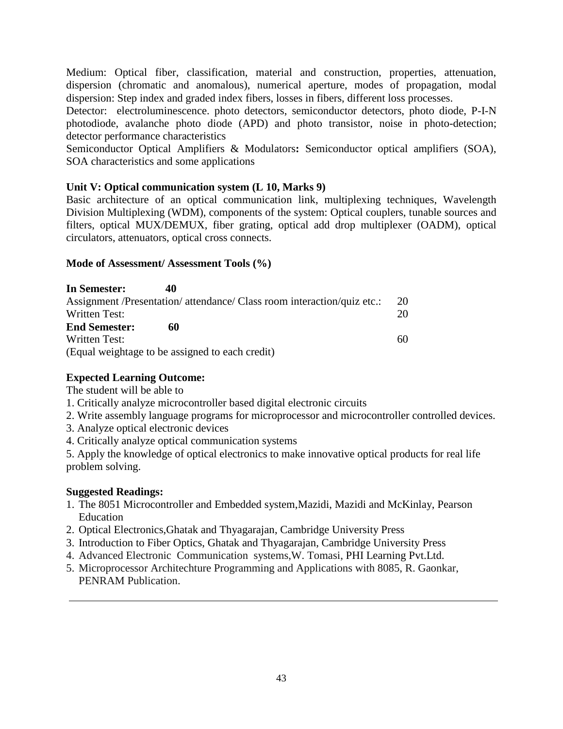Medium: Optical fiber, classification, material and construction, properties, attenuation, dispersion (chromatic and anomalous), numerical aperture, modes of propagation, modal dispersion: Step index and graded index fibers, losses in fibers, different loss processes.

Detector: electroluminescence. photo detectors, semiconductor detectors, photo diode, P-I-N photodiode, avalanche photo diode (APD) and photo transistor, noise in photo-detection; detector performance characteristics

Semiconductor Optical Amplifiers & Modulators**:** Semiconductor optical amplifiers (SOA), SOA characteristics and some applications

**Unit V: Optical communication system (L 10, Marks 9)**

Basic architecture of an optical communication link, multiplexing techniques, Wavelength Division Multiplexing (WDM), components of the system: Optical couplers, tunable sources and filters, optical MUX/DEMUX, fiber grating, optical add drop multiplexer (OADM), optical circulators, attenuators, optical cross connects.

**Mode of Assessment/ Assessment Tools (%)**

| **In Semester: 40** | |
|---|---|
| Assignment /Presentation/ attendance/ Class room interaction/quiz etc.: | 20 |
| Written Test: | 20 |
| **End Semester: 60** | |
| Written Test: | 60 |

(Equal weightage to be assigned to each credit)

**Expected Learning Outcome:**

The student will be able to

1. Critically analyze microcontroller based digital electronic circuits
2. Write assembly language programs for microprocessor and microcontroller controlled devices.
3. Analyze optical electronic devices
4. Critically analyze optical communication systems
5. Apply the knowledge of optical electronics to make innovative optical products for real life problem solving.

**Suggested Readings:**

1. The 8051 Microcontroller and Embedded system,Mazidi, Mazidi and McKinlay, Pearson Education
2. Optical Electronics,Ghatak and Thyagarajan, Cambridge University Press
3. Introduction to Fiber Optics, Ghatak and Thyagarajan, Cambridge University Press
4. Advanced Electronic Communication systems,W. Tomasi, PHI Learning Pvt.Ltd.
5. Microprocessor Architechture Programming and Applications with 8085, R. Gaonkar, PENRAM Publication.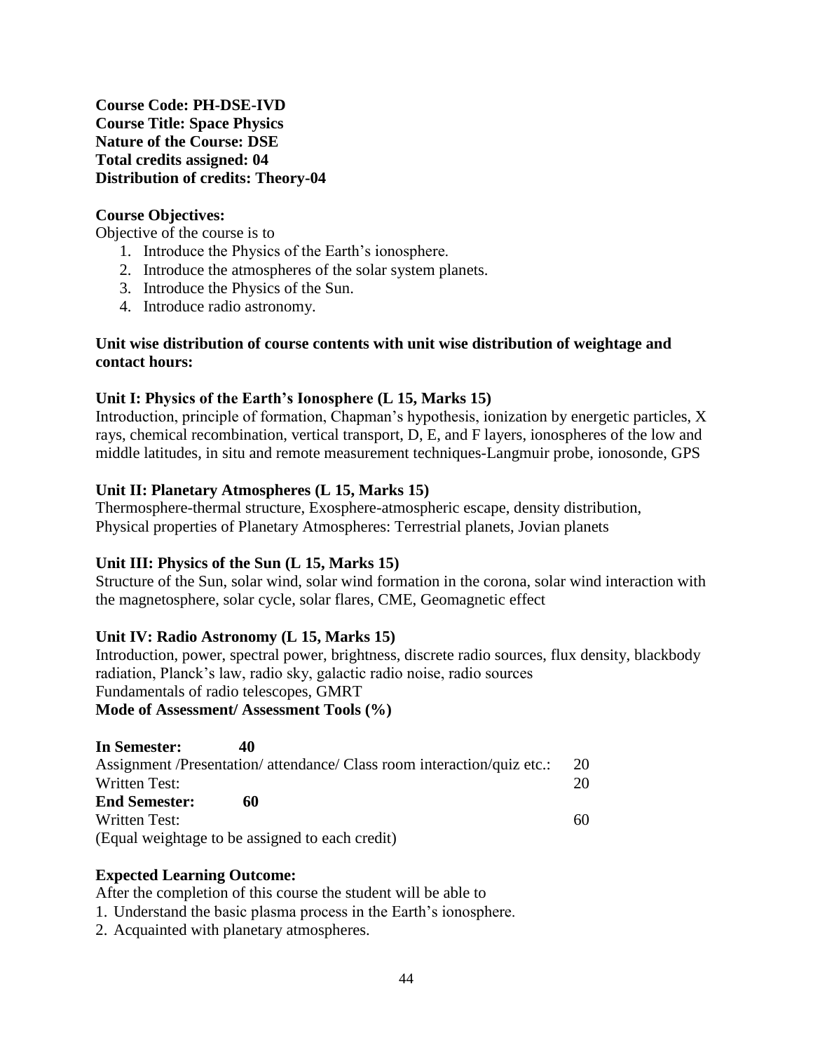**Course Code: PH-DSE-IVD**
**Course Title: Space Physics**
**Nature of the Course: DSE**
**Total credits assigned: 04**
**Distribution of credits: Theory-04**

**Course Objectives:**

Objective of the course is to

1. Introduce the Physics of the Earth's ionosphere.
2. Introduce the atmospheres of the solar system planets.
3. Introduce the Physics of the Sun.
4. Introduce radio astronomy.

**Unit wise distribution of course contents with unit wise distribution of weightage and contact hours:**

**Unit I: Physics of the Earth's Ionosphere (L 15, Marks 15)**

Introduction, principle of formation, Chapman's hypothesis, ionization by energetic particles, X rays, chemical recombination, vertical transport, D, E, and F layers, ionospheres of the low and middle latitudes, in situ and remote measurement techniques-Langmuir probe, ionosonde, GPS

**Unit II: Planetary Atmospheres (L 15, Marks 15)**

Thermosphere-thermal structure, Exosphere-atmospheric escape, density distribution, Physical properties of Planetary Atmospheres: Terrestrial planets, Jovian planets

**Unit III: Physics of the Sun (L 15, Marks 15)**

Structure of the Sun, solar wind, solar wind formation in the corona, solar wind interaction with the magnetosphere, solar cycle, solar flares, CME, Geomagnetic effect

**Unit IV: Radio Astronomy (L 15, Marks 15)**

Introduction, power, spectral power, brightness, discrete radio sources, flux density, blackbody radiation, Planck's law, radio sky, galactic radio noise, radio sources

Fundamentals of radio telescopes, GMRT

**Mode of Assessment/ Assessment Tools (%)**

**In Semester: 40**

| | |
|---|---|
| Assignment /Presentation/ attendance/ Class room interaction/quiz etc.: | 20 |
| Written Test: | 20 |

**End Semester: 60**

| | |
|---|---|
| Written Test: | 60 |

(Equal weightage to be assigned to each credit)

**Expected Learning Outcome:**

After the completion of this course the student will be able to

1. Understand the basic plasma process in the Earth's ionosphere.
2. Acquainted with planetary atmospheres.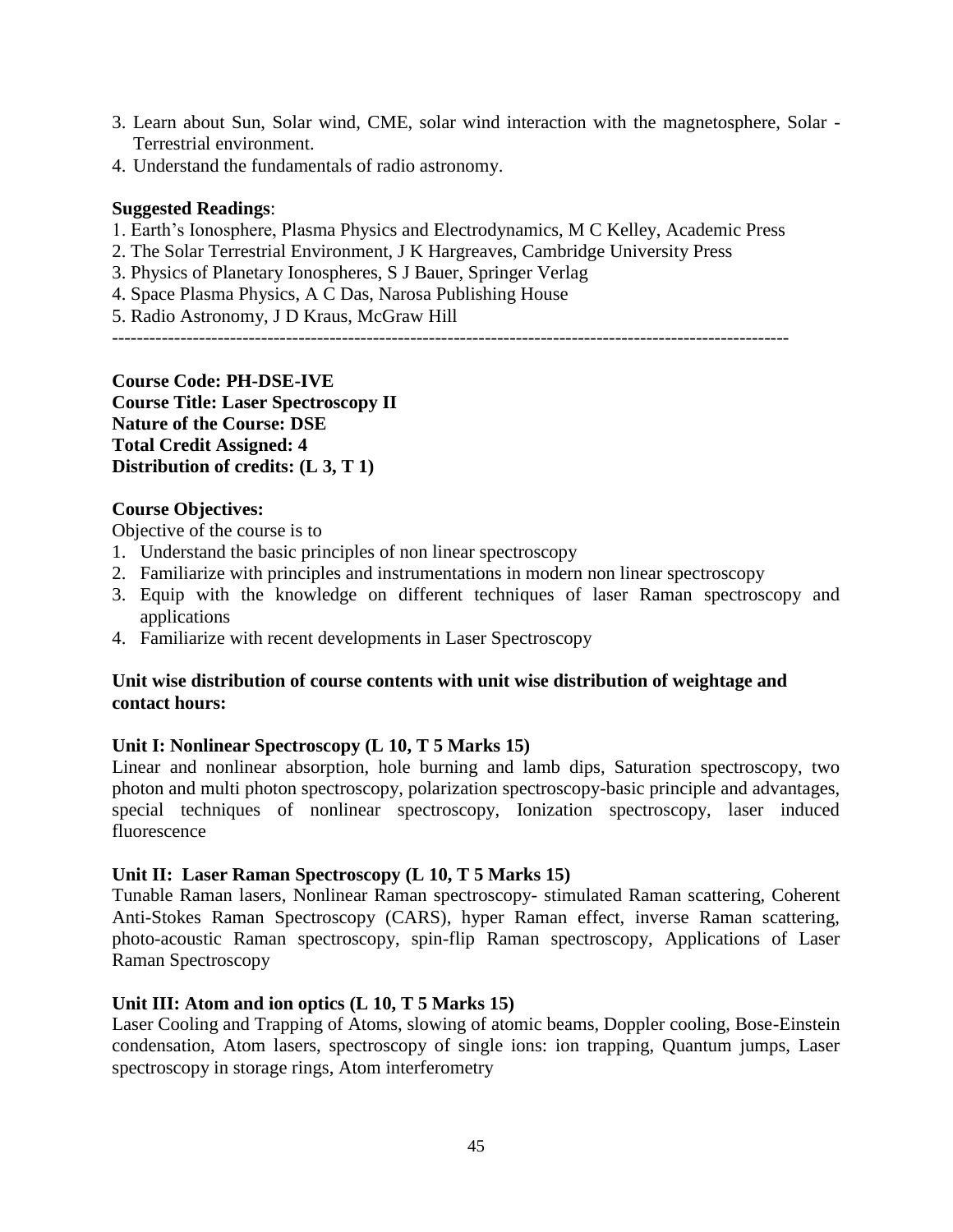3. Learn about Sun, Solar wind, CME, solar wind interaction with the magnetosphere, Solar - Terrestrial environment.
4. Understand the fundamentals of radio astronomy.

**Suggested Readings**:

1. Earth's Ionosphere, Plasma Physics and Electrodynamics, M C Kelley, Academic Press
2. The Solar Terrestrial Environment, J K Hargreaves, Cambridge University Press
3. Physics of Planetary Ionospheres, S J Bauer, Springer Verlag
4. Space Plasma Physics, A C Das, Narosa Publishing House
5. Radio Astronomy, J D Kraus, McGraw Hill

---

**Course Code: PH-DSE-IVE**
**Course Title: Laser Spectroscopy II**
**Nature of the Course: DSE**
**Total Credit Assigned: 4**
**Distribution of credits: (L 3, T 1)**

**Course Objectives:**

Objective of the course is to

1. Understand the basic principles of non linear spectroscopy
2. Familiarize with principles and instrumentations in modern non linear spectroscopy
3. Equip with the knowledge on different techniques of laser Raman spectroscopy and applications
4. Familiarize with recent developments in Laser Spectroscopy

**Unit wise distribution of course contents with unit wise distribution of weightage and contact hours:**

**Unit I: Nonlinear Spectroscopy (L 10, T 5 Marks 15)**

Linear and nonlinear absorption, hole burning and lamb dips, Saturation spectroscopy, two photon and multi photon spectroscopy, polarization spectroscopy-basic principle and advantages, special techniques of nonlinear spectroscopy, Ionization spectroscopy, laser induced fluorescence

**Unit II: Laser Raman Spectroscopy (L 10, T 5 Marks 15)**

Tunable Raman lasers, Nonlinear Raman spectroscopy- stimulated Raman scattering, Coherent Anti-Stokes Raman Spectroscopy (CARS), hyper Raman effect, inverse Raman scattering, photo-acoustic Raman spectroscopy, spin-flip Raman spectroscopy, Applications of Laser Raman Spectroscopy

**Unit III: Atom and ion optics (L 10, T 5 Marks 15)**

Laser Cooling and Trapping of Atoms, slowing of atomic beams, Doppler cooling, Bose-Einstein condensation, Atom lasers, spectroscopy of single ions: ion trapping, Quantum jumps, Laser spectroscopy in storage rings, Atom interferometry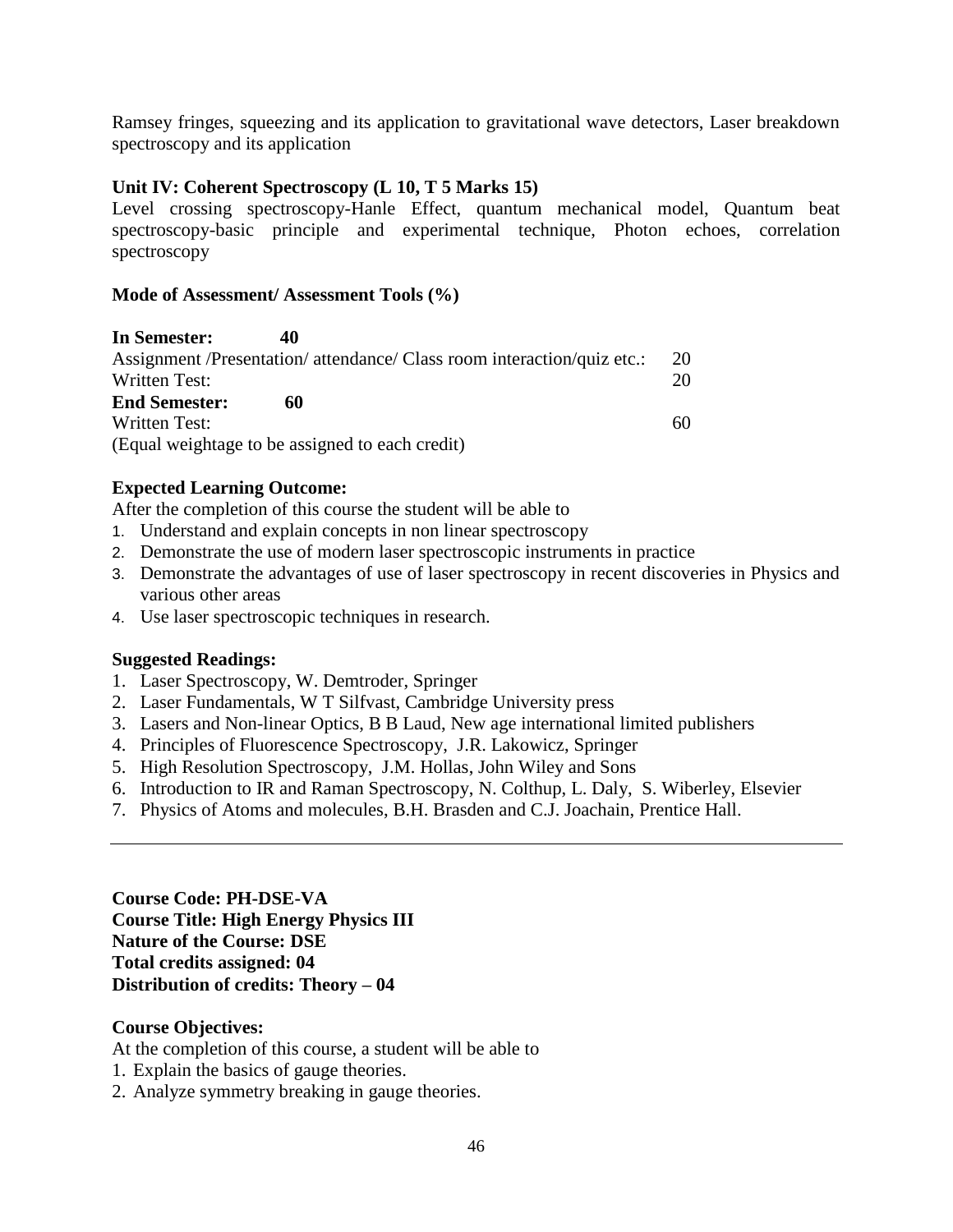Ramsey fringes, squeezing and its application to gravitational wave detectors, Laser breakdown spectroscopy and its application

**Unit IV: Coherent Spectroscopy (L 10, T 5 Marks 15)**
Level crossing spectroscopy-Hanle Effect, quantum mechanical model, Quantum beat spectroscopy-basic principle and experimental technique, Photon echoes, correlation spectroscopy

**Mode of Assessment/ Assessment Tools (%)**

**In Semester: 40**
Assignment /Presentation/ attendance/ Class room interaction/quiz etc.: 20
Written Test: 20
**End Semester: 60**
Written Test: 60
(Equal weightage to be assigned to each credit)

**Expected Learning Outcome:**
After the completion of this course the student will be able to

1. Understand and explain concepts in non linear spectroscopy
2. Demonstrate the use of modern laser spectroscopic instruments in practice
3. Demonstrate the advantages of use of laser spectroscopy in recent discoveries in Physics and various other areas
4. Use laser spectroscopic techniques in research.

**Suggested Readings:**

1. Laser Spectroscopy, W. Demtroder, Springer
2. Laser Fundamentals, W T Silfvast, Cambridge University press
3. Lasers and Non-linear Optics, B B Laud, New age international limited publishers
4. Principles of Fluorescence Spectroscopy, J.R. Lakowicz, Springer
5. High Resolution Spectroscopy, J.M. Hollas, John Wiley and Sons
6. Introduction to IR and Raman Spectroscopy, N. Colthup, L. Daly, S. Wiberley, Elsevier
7. Physics of Atoms and molecules, B.H. Brasden and C.J. Joachain, Prentice Hall.

---

**Course Code: PH-DSE-VA**
**Course Title: High Energy Physics III**
**Nature of the Course: DSE**
**Total credits assigned: 04**
**Distribution of credits: Theory – 04**

**Course Objectives:**
At the completion of this course, a student will be able to

1. Explain the basics of gauge theories.
2. Analyze symmetry breaking in gauge theories.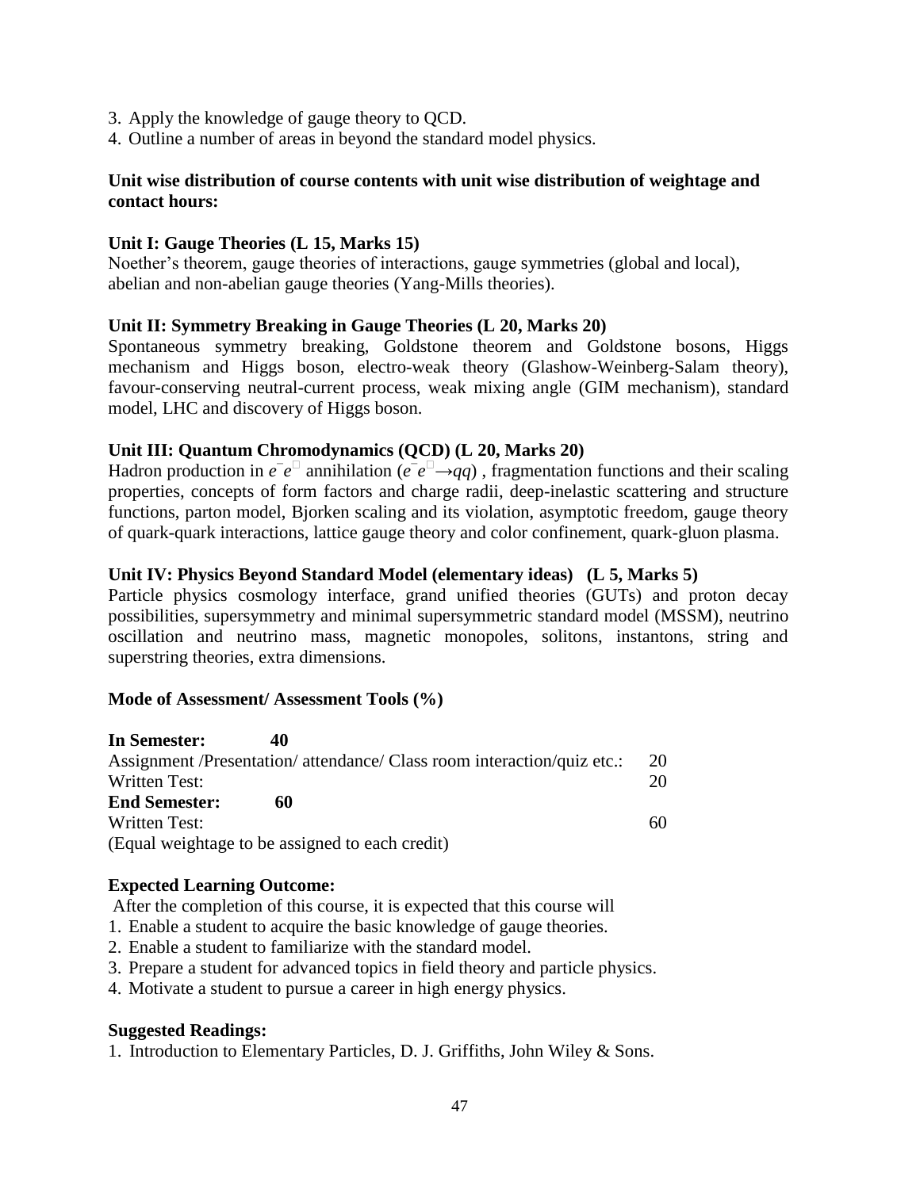3. Apply the knowledge of gauge theory to QCD.
4. Outline a number of areas in beyond the standard model physics.

**Unit wise distribution of course contents with unit wise distribution of weightage and contact hours:**

**Unit I: Gauge Theories (L 15, Marks 15)**
Noether's theorem, gauge theories of interactions, gauge symmetries (global and local), abelian and non-abelian gauge theories (Yang-Mills theories).

**Unit II: Symmetry Breaking in Gauge Theories (L 20, Marks 20)**
Spontaneous symmetry breaking, Goldstone theorem and Goldstone bosons, Higgs mechanism and Higgs boson, electro-weak theory (Glashow-Weinberg-Salam theory), favour-conserving neutral-current process, weak mixing angle (GIM mechanism), standard model, LHC and discovery of Higgs boson.

**Unit III: Quantum Chromodynamics (QCD) (L 20, Marks 20)**
Hadron production in $e^{-}e^{+}$ annihilation ($e^{-}e^{+} \rightarrow qq$) , fragmentation functions and their scaling properties, concepts of form factors and charge radii, deep-inelastic scattering and structure functions, parton model, Bjorken scaling and its violation, asymptotic freedom, gauge theory of quark-quark interactions, lattice gauge theory and color confinement, quark-gluon plasma.

**Unit IV: Physics Beyond Standard Model (elementary ideas) (L 5, Marks 5)**
Particle physics cosmology interface, grand unified theories (GUTs) and proton decay possibilities, supersymmetry and minimal supersymmetric standard model (MSSM), neutrino oscillation and neutrino mass, magnetic monopoles, solitons, instantons, string and superstring theories, extra dimensions.

**Mode of Assessment/ Assessment Tools (%)**

| **In Semester: 40** | |
|---|---|
| Assignment /Presentation/ attendance/ Class room interaction/quiz etc.: | 20 |
| Written Test: | 20 |
| **End Semester: 60** | |
| Written Test: | 60 |

(Equal weightage to be assigned to each credit)

**Expected Learning Outcome:**

After the completion of this course, it is expected that this course will

1. Enable a student to acquire the basic knowledge of gauge theories.
2. Enable a student to familiarize with the standard model.
3. Prepare a student for advanced topics in field theory and particle physics.
4. Motivate a student to pursue a career in high energy physics.

**Suggested Readings:**

1. Introduction to Elementary Particles, D. J. Griffiths, John Wiley & Sons.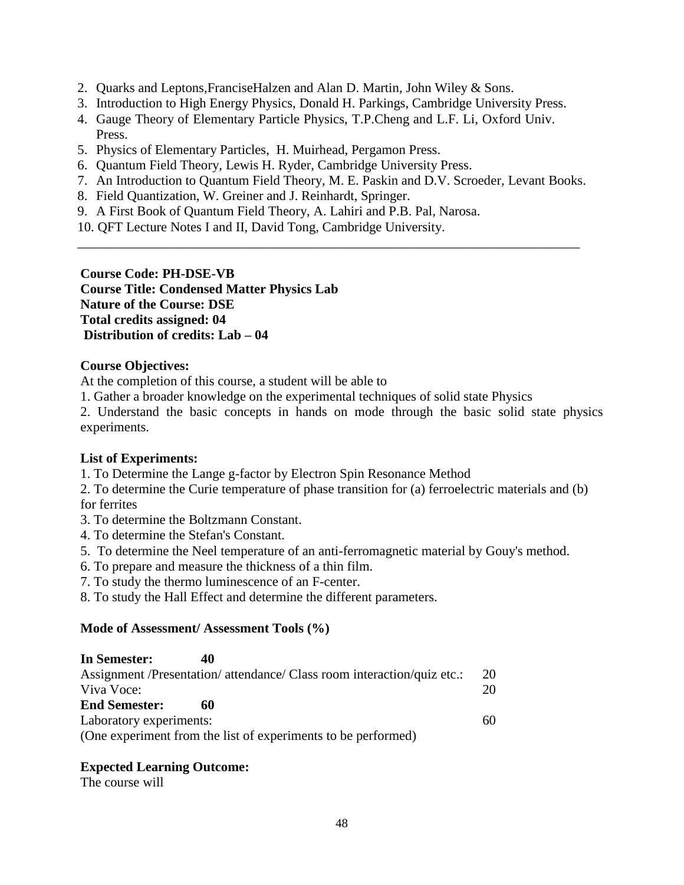2. Quarks and Leptons,FranciseHalzen and Alan D. Martin, John Wiley & Sons.
3. Introduction to High Energy Physics, Donald H. Parkings, Cambridge University Press.
4. Gauge Theory of Elementary Particle Physics, T.P.Cheng and L.F. Li, Oxford Univ. Press.
5. Physics of Elementary Particles, H. Muirhead, Pergamon Press.
6. Quantum Field Theory, Lewis H. Ryder, Cambridge University Press.
7. An Introduction to Quantum Field Theory, M. E. Paskin and D.V. Scroeder, Levant Books.
8. Field Quantization, W. Greiner and J. Reinhardt, Springer.
9. A First Book of Quantum Field Theory, A. Lahiri and P.B. Pal, Narosa.
10. QFT Lecture Notes I and II, David Tong, Cambridge University.

---

**Course Code: PH-DSE-VB**
**Course Title: Condensed Matter Physics Lab**
**Nature of the Course: DSE**
**Total credits assigned: 04**
**Distribution of credits: Lab – 04**

**Course Objectives:**

At the completion of this course, a student will be able to

1. Gather a broader knowledge on the experimental techniques of solid state Physics
2. Understand the basic concepts in hands on mode through the basic solid state physics experiments.

**List of Experiments:**

1. To Determine the Lange g-factor by Electron Spin Resonance Method
2. To determine the Curie temperature of phase transition for (a) ferroelectric materials and (b) for ferrites
3. To determine the Boltzmann Constant.
4. To determine the Stefan's Constant.
5. To determine the Neel temperature of an anti-ferromagnetic material by Gouy's method.
6. To prepare and measure the thickness of a thin film.
7. To study the thermo luminescence of an F-center.
8. To study the Hall Effect and determine the different parameters.

**Mode of Assessment/ Assessment Tools (%)**

**In Semester: 40**

Assignment /Presentation/ attendance/ Class room interaction/quiz etc.: 20
Viva Voce: 20

**End Semester: 60**

Laboratory experiments: 60
(One experiment from the list of experiments to be performed)

**Expected Learning Outcome:**

The course will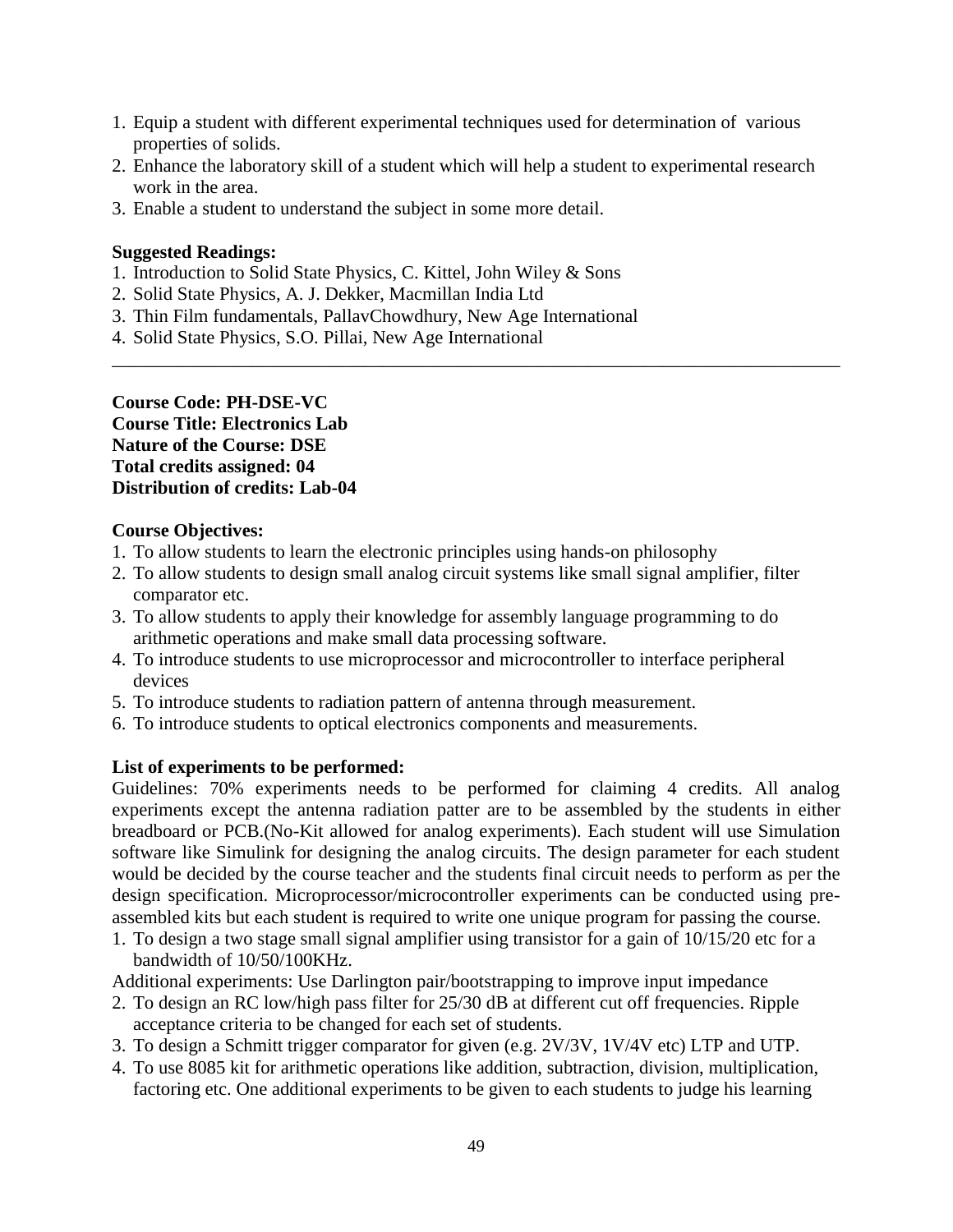1. Equip a student with different experimental techniques used for determination of various properties of solids.
2. Enhance the laboratory skill of a student which will help a student to experimental research work in the area.
3. Enable a student to understand the subject in some more detail.

**Suggested Readings:**

1. Introduction to Solid State Physics, C. Kittel, John Wiley & Sons
2. Solid State Physics, A. J. Dekker, Macmillan India Ltd
3. Thin Film fundamentals, PallavChowdhury, New Age International
4. Solid State Physics, S.O. Pillai, New Age International

---

**Course Code: PH-DSE-VC**
**Course Title: Electronics Lab**
**Nature of the Course: DSE**
**Total credits assigned: 04**
**Distribution of credits: Lab-04**

**Course Objectives:**

1. To allow students to learn the electronic principles using hands-on philosophy
2. To allow students to design small analog circuit systems like small signal amplifier, filter comparator etc.
3. To allow students to apply their knowledge for assembly language programming to do arithmetic operations and make small data processing software.
4. To introduce students to use microprocessor and microcontroller to interface peripheral devices
5. To introduce students to radiation pattern of antenna through measurement.
6. To introduce students to optical electronics components and measurements.

**List of experiments to be performed:**

Guidelines: 70% experiments needs to be performed for claiming 4 credits. All analog experiments except the antenna radiation patter are to be assembled by the students in either breadboard or PCB.(No-Kit allowed for analog experiments). Each student will use Simulation software like Simulink for designing the analog circuits. The design parameter for each student would be decided by the course teacher and the students final circuit needs to perform as per the design specification. Microprocessor/microcontroller experiments can be conducted using pre-assembled kits but each student is required to write one unique program for passing the course.

1. To design a two stage small signal amplifier using transistor for a gain of 10/15/20 etc for a bandwidth of 10/50/100KHz.

Additional experiments: Use Darlington pair/bootstrapping to improve input impedance

2. To design an RC low/high pass filter for 25/30 dB at different cut off frequencies. Ripple acceptance criteria to be changed for each set of students.
3. To design a Schmitt trigger comparator for given (e.g. 2V/3V, 1V/4V etc) LTP and UTP.
4. To use 8085 kit for arithmetic operations like addition, subtraction, division, multiplication, factoring etc. One additional experiments to be given to each students to judge his learning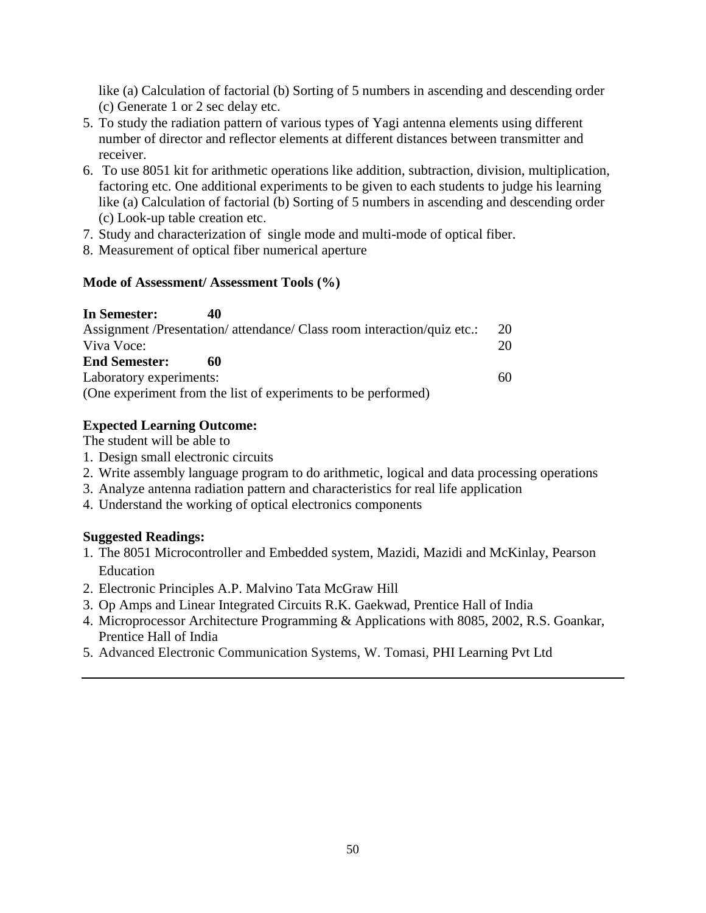like (a) Calculation of factorial (b) Sorting of 5 numbers in ascending and descending order (c) Generate 1 or 2 sec delay etc.

5. To study the radiation pattern of various types of Yagi antenna elements using different number of director and reflector elements at different distances between transmitter and receiver.
6. To use 8051 kit for arithmetic operations like addition, subtraction, division, multiplication, factoring etc. One additional experiments to be given to each students to judge his learning like (a) Calculation of factorial (b) Sorting of 5 numbers in ascending and descending order (c) Look-up table creation etc.
7. Study and characterization of single mode and multi-mode of optical fiber.
8. Measurement of optical fiber numerical aperture

**Mode of Assessment/ Assessment Tools (%)**

**In Semester: 40**

| | |
|---|---|
| Assignment /Presentation/ attendance/ Class room interaction/quiz etc.: | 20 |
| Viva Voce: | 20 |
| **End Semester: 60** | |
| Laboratory experiments: | 60 |

(One experiment from the list of experiments to be performed)

**Expected Learning Outcome:**

The student will be able to

1. Design small electronic circuits
2. Write assembly language program to do arithmetic, logical and data processing operations
3. Analyze antenna radiation pattern and characteristics for real life application
4. Understand the working of optical electronics components

**Suggested Readings:**

1. The 8051 Microcontroller and Embedded system, Mazidi, Mazidi and McKinlay, Pearson Education
2. Electronic Principles A.P. Malvino Tata McGraw Hill
3. Op Amps and Linear Integrated Circuits R.K. Gaekwad, Prentice Hall of India
4. Microprocessor Architecture Programming & Applications with 8085, 2002, R.S. Goankar, Prentice Hall of India
5. Advanced Electronic Communication Systems, W. Tomasi, PHI Learning Pvt Ltd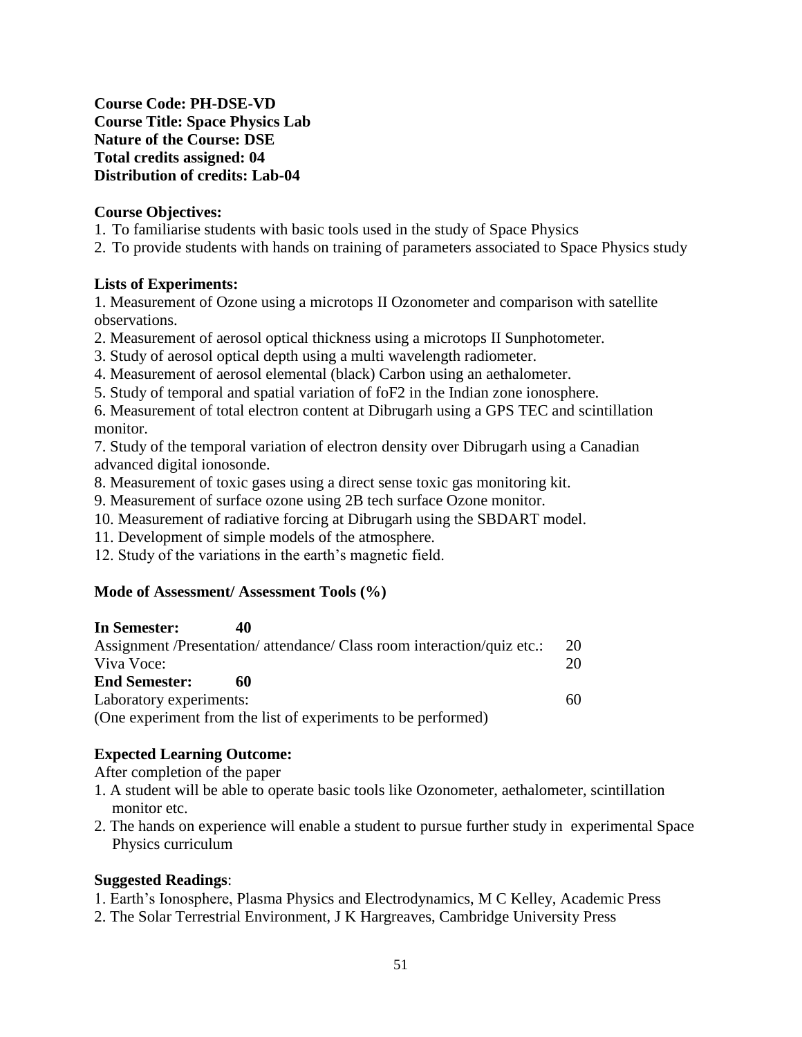**Course Code: PH-DSE-VD**
**Course Title: Space Physics Lab**
**Nature of the Course: DSE**
**Total credits assigned: 04**
**Distribution of credits: Lab-04**

**Course Objectives:**

1. To familiarise students with basic tools used in the study of Space Physics
2. To provide students with hands on training of parameters associated to Space Physics study

**Lists of Experiments:**

1. Measurement of Ozone using a microtops II Ozonometer and comparison with satellite observations.
2. Measurement of aerosol optical thickness using a microtops II Sunphotometer.
3. Study of aerosol optical depth using a multi wavelength radiometer.
4. Measurement of aerosol elemental (black) Carbon using an aethalometer.
5. Study of temporal and spatial variation of foF2 in the Indian zone ionosphere.
6. Measurement of total electron content at Dibrugarh using a GPS TEC and scintillation monitor.
7. Study of the temporal variation of electron density over Dibrugarh using a Canadian advanced digital ionosonde.
8. Measurement of toxic gases using a direct sense toxic gas monitoring kit.
9. Measurement of surface ozone using 2B tech surface Ozone monitor.
10. Measurement of radiative forcing at Dibrugarh using the SBDART model.
11. Development of simple models of the atmosphere.
12. Study of the variations in the earth's magnetic field.

**Mode of Assessment/ Assessment Tools (%)**

**In Semester: 40**

| | |
|---|---|
| Assignment /Presentation/ attendance/ Class room interaction/quiz etc.: | 20 |
| Viva Voce: | 20 |

**End Semester: 60**

| | |
|---|---|
| Laboratory experiments: | 60 |

(One experiment from the list of experiments to be performed)

**Expected Learning Outcome:**

After completion of the paper

1. A student will be able to operate basic tools like Ozonometer, aethalometer, scintillation monitor etc.
2. The hands on experience will enable a student to pursue further study in experimental Space Physics curriculum

**Suggested Readings**:

1. Earth's Ionosphere, Plasma Physics and Electrodynamics, M C Kelley, Academic Press
2. The Solar Terrestrial Environment, J K Hargreaves, Cambridge University Press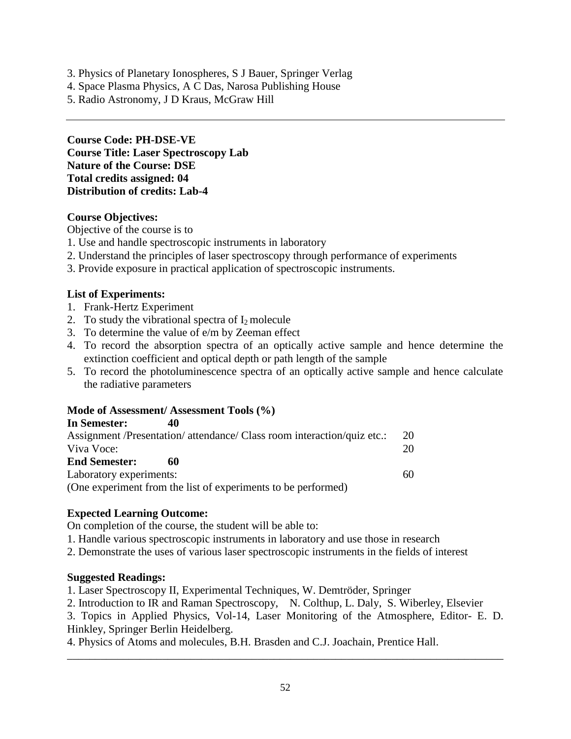3. Physics of Planetary Ionospheres, S J Bauer, Springer Verlag
4. Space Plasma Physics, A C Das, Narosa Publishing House
5. Radio Astronomy, J D Kraus, McGraw Hill

---

**Course Code: PH-DSE-VE**
**Course Title: Laser Spectroscopy Lab**
**Nature of the Course: DSE**
**Total credits assigned: 04**
**Distribution of credits: Lab-4**

**Course Objectives:**

Objective of the course is to

1. Use and handle spectroscopic instruments in laboratory
2. Understand the principles of laser spectroscopy through performance of experiments
3. Provide exposure in practical application of spectroscopic instruments.

**List of Experiments:**

1. Frank-Hertz Experiment
2. To study the vibrational spectra of $I_2$ molecule
3. To determine the value of e/m by Zeeman effect
4. To record the absorption spectra of an optically active sample and hence determine the extinction coefficient and optical depth or path length of the sample
5. To record the photoluminescence spectra of an optically active sample and hence calculate the radiative parameters

**Mode of Assessment/ Assessment Tools (%)**

| | |
|---|---|
| **In Semester: 40** | |
| Assignment /Presentation/ attendance/ Class room interaction/quiz etc.: | 20 |
| Viva Voce: | 20 |
| **End Semester: 60** | |
| Laboratory experiments: | 60 |
| (One experiment from the list of experiments to be performed) | |

**Expected Learning Outcome:**

On completion of the course, the student will be able to:

1. Handle various spectroscopic instruments in laboratory and use those in research
2. Demonstrate the uses of various laser spectroscopic instruments in the fields of interest

**Suggested Readings:**

1. Laser Spectroscopy II, Experimental Techniques, W. Demtröder, Springer
2. Introduction to IR and Raman Spectroscopy, N. Colthup, L. Daly, S. Wiberley, Elsevier
3. Topics in Applied Physics, Vol-14, Laser Monitoring of the Atmosphere, Editor- E. D. Hinkley, Springer Berlin Heidelberg.
4. Physics of Atoms and molecules, B.H. Brasden and C.J. Joachain, Prentice Hall.

---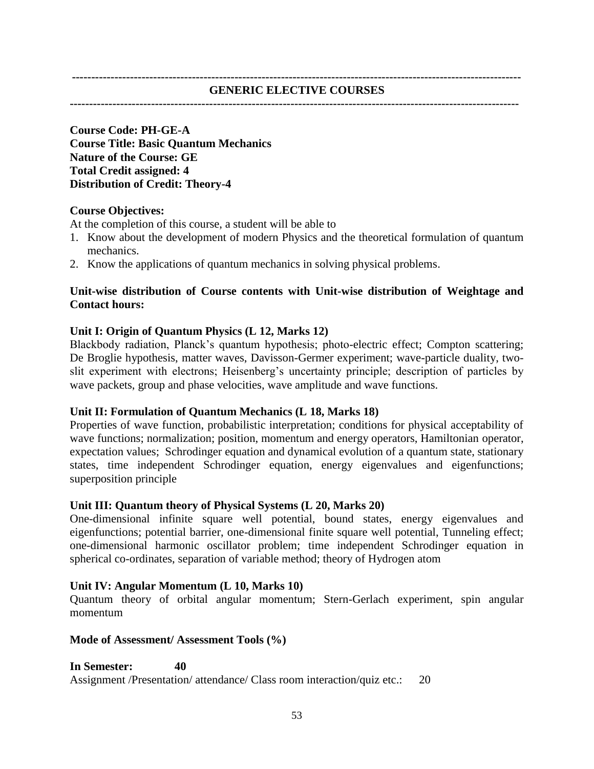---

## GENERIC ELECTIVE COURSES

---

**Course Code: PH-GE-A**
**Course Title: Basic Quantum Mechanics**
**Nature of the Course: GE**
**Total Credit assigned: 4**
**Distribution of Credit: Theory-4**

**Course Objectives:**

At the completion of this course, a student will be able to

1. Know about the development of modern Physics and the theoretical formulation of quantum mechanics.
2. Know the applications of quantum mechanics in solving physical problems.

**Unit-wise distribution of Course contents with Unit-wise distribution of Weightage and Contact hours:**

**Unit I: Origin of Quantum Physics (L 12, Marks 12)**

Blackbody radiation, Planck's quantum hypothesis; photo-electric effect; Compton scattering; De Broglie hypothesis, matter waves, Davisson-Germer experiment; wave-particle duality, two-slit experiment with electrons; Heisenberg's uncertainty principle; description of particles by wave packets, group and phase velocities, wave amplitude and wave functions.

**Unit II: Formulation of Quantum Mechanics (L 18, Marks 18)**

Properties of wave function, probabilistic interpretation; conditions for physical acceptability of wave functions; normalization; position, momentum and energy operators, Hamiltonian operator, expectation values; Schrodinger equation and dynamical evolution of a quantum state, stationary states, time independent Schrodinger equation, energy eigenvalues and eigenfunctions; superposition principle

**Unit III: Quantum theory of Physical Systems (L 20, Marks 20)**

One-dimensional infinite square well potential, bound states, energy eigenvalues and eigenfunctions; potential barrier, one-dimensional finite square well potential, Tunneling effect; one-dimensional harmonic oscillator problem; time independent Schrodinger equation in spherical co-ordinates, separation of variable method; theory of Hydrogen atom

**Unit IV: Angular Momentum (L 10, Marks 10)**

Quantum theory of orbital angular momentum; Stern-Gerlach experiment, spin angular momentum

**Mode of Assessment/ Assessment Tools (%)**

**In Semester: 40**

Assignment /Presentation/ attendance/ Class room interaction/quiz etc.: 20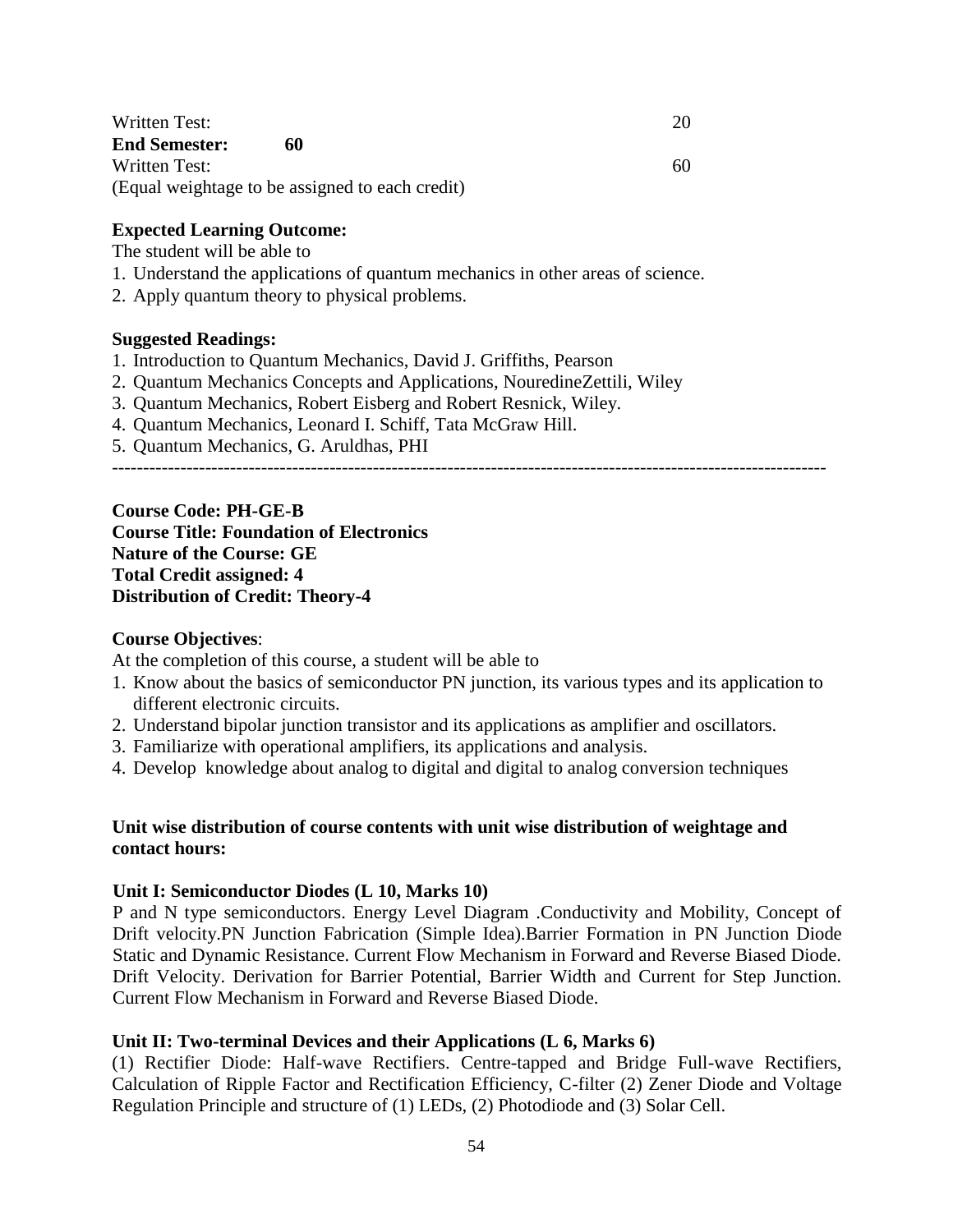Written Test: 20

**End Semester: 60**

Written Test: 60

(Equal weightage to be assigned to each credit)

**Expected Learning Outcome:**

The student will be able to

1. Understand the applications of quantum mechanics in other areas of science.
2. Apply quantum theory to physical problems.

**Suggested Readings:**

1. Introduction to Quantum Mechanics, David J. Griffiths, Pearson
2. Quantum Mechanics Concepts and Applications, NouredineZettili, Wiley
3. Quantum Mechanics, Robert Eisberg and Robert Resnick, Wiley.
4. Quantum Mechanics, Leonard I. Schiff, Tata McGraw Hill.
5. Quantum Mechanics, G. Aruldhas, PHI

---

**Course Code: PH-GE-B**
**Course Title: Foundation of Electronics**
**Nature of the Course: GE**
**Total Credit assigned: 4**
**Distribution of Credit: Theory-4**

**Course Objectives**:

At the completion of this course, a student will be able to

1. Know about the basics of semiconductor PN junction, its various types and its application to different electronic circuits.
2. Understand bipolar junction transistor and its applications as amplifier and oscillators.
3. Familiarize with operational amplifiers, its applications and analysis.
4. Develop knowledge about analog to digital and digital to analog conversion techniques

**Unit wise distribution of course contents with unit wise distribution of weightage and contact hours:**

**Unit I: Semiconductor Diodes (L 10, Marks 10)**

P and N type semiconductors. Energy Level Diagram .Conductivity and Mobility, Concept of Drift velocity.PN Junction Fabrication (Simple Idea).Barrier Formation in PN Junction Diode Static and Dynamic Resistance. Current Flow Mechanism in Forward and Reverse Biased Diode. Drift Velocity. Derivation for Barrier Potential, Barrier Width and Current for Step Junction. Current Flow Mechanism in Forward and Reverse Biased Diode.

**Unit II: Two-terminal Devices and their Applications (L 6, Marks 6)**

(1) Rectifier Diode: Half-wave Rectifiers. Centre-tapped and Bridge Full-wave Rectifiers, Calculation of Ripple Factor and Rectification Efficiency, C-filter (2) Zener Diode and Voltage Regulation Principle and structure of (1) LEDs, (2) Photodiode and (3) Solar Cell.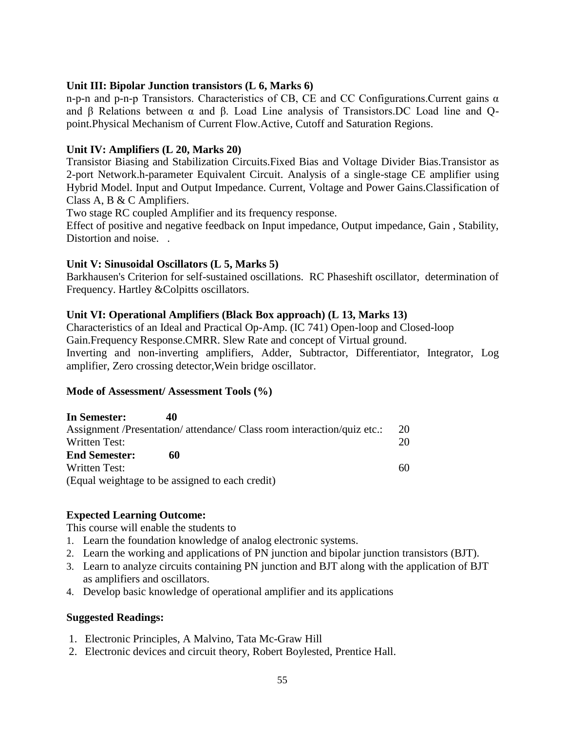**Unit III: Bipolar Junction transistors (L 6, Marks 6)**

n-p-n and p-n-p Transistors. Characteristics of CB, CE and CC Configurations.Current gains $\alpha$ and $\beta$ Relations between $\alpha$ and $\beta$. Load Line analysis of Transistors.DC Load line and Q-point.Physical Mechanism of Current Flow.Active, Cutoff and Saturation Regions.

**Unit IV: Amplifiers (L 20, Marks 20)**

Transistor Biasing and Stabilization Circuits.Fixed Bias and Voltage Divider Bias.Transistor as 2-port Network.h-parameter Equivalent Circuit. Analysis of a single-stage CE amplifier using Hybrid Model. Input and Output Impedance. Current, Voltage and Power Gains.Classification of Class A, B & C Amplifiers.

Two stage RC coupled Amplifier and its frequency response.

Effect of positive and negative feedback on Input impedance, Output impedance, Gain , Stability, Distortion and noise. .

**Unit V: Sinusoidal Oscillators (L 5, Marks 5)**

Barkhausen's Criterion for self-sustained oscillations. RC Phaseshift oscillator, determination of Frequency. Hartley &Colpitts oscillators.

**Unit VI: Operational Amplifiers (Black Box approach) (L 13, Marks 13)**

Characteristics of an Ideal and Practical Op-Amp. (IC 741) Open-loop and Closed-loop Gain.Frequency Response.CMRR. Slew Rate and concept of Virtual ground.

Inverting and non-inverting amplifiers, Adder, Subtractor, Differentiator, Integrator, Log amplifier, Zero crossing detector,Wein bridge oscillator.

**Mode of Assessment/ Assessment Tools (%)**

**In Semester: 40**

| | |
|---|---|
| Assignment /Presentation/ attendance/ Class room interaction/quiz etc.: | 20 |
| Written Test: | 20 |

**End Semester: 60**

| | |
|---|---|
| Written Test: | 60 |

(Equal weightage to be assigned to each credit)

**Expected Learning Outcome:**

This course will enable the students to

1. Learn the foundation knowledge of analog electronic systems.
2. Learn the working and applications of PN junction and bipolar junction transistors (BJT).
3. Learn to analyze circuits containing PN junction and BJT along with the application of BJT as amplifiers and oscillators.
4. Develop basic knowledge of operational amplifier and its applications

**Suggested Readings:**

1. Electronic Principles, A Malvino, Tata Mc-Graw Hill
2. Electronic devices and circuit theory, Robert Boylested, Prentice Hall.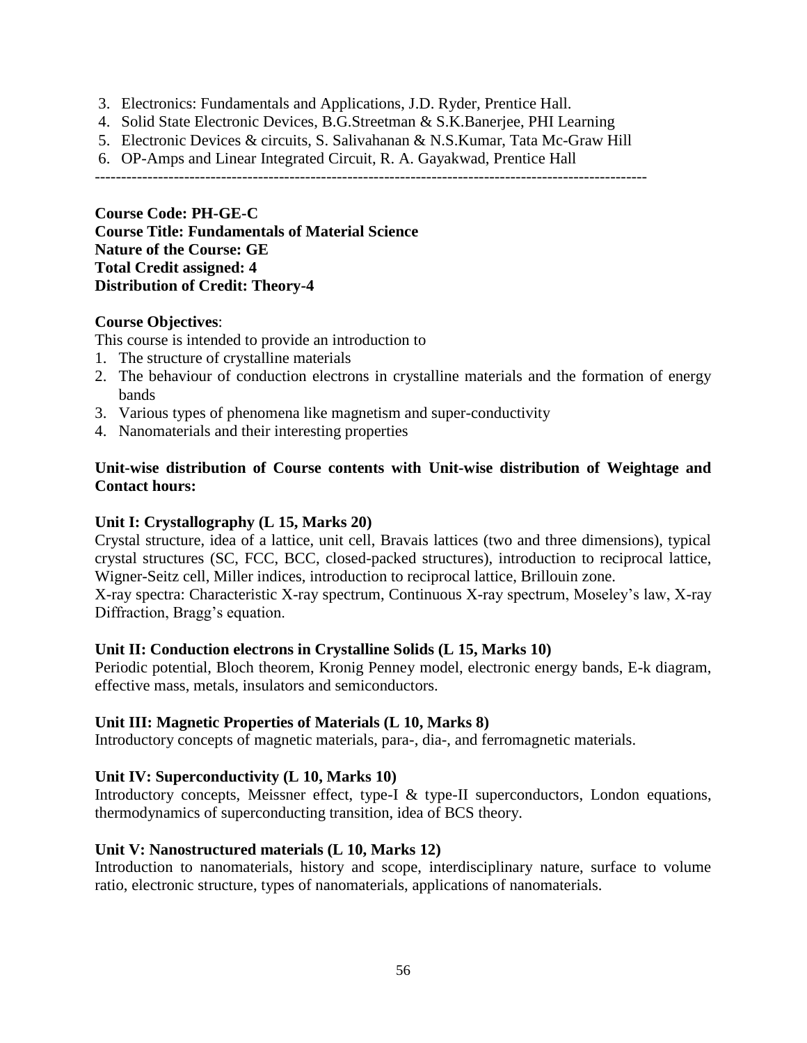3. Electronics: Fundamentals and Applications, J.D. Ryder, Prentice Hall.
4. Solid State Electronic Devices, B.G.Streetman & S.K.Banerjee, PHI Learning
5. Electronic Devices & circuits, S. Salivahanan & N.S.Kumar, Tata Mc-Graw Hill
6. OP-Amps and Linear Integrated Circuit, R. A. Gayakwad, Prentice Hall

---

**Course Code: PH-GE-C**
**Course Title: Fundamentals of Material Science**
**Nature of the Course: GE**
**Total Credit assigned: 4**
**Distribution of Credit: Theory-4**

**Course Objectives**:

This course is intended to provide an introduction to

1. The structure of crystalline materials
2. The behaviour of conduction electrons in crystalline materials and the formation of energy bands
3. Various types of phenomena like magnetism and super-conductivity
4. Nanomaterials and their interesting properties

**Unit-wise distribution of Course contents with Unit-wise distribution of Weightage and Contact hours:**

**Unit I: Crystallography (L 15, Marks 20)**

Crystal structure, idea of a lattice, unit cell, Bravais lattices (two and three dimensions), typical crystal structures (SC, FCC, BCC, closed-packed structures), introduction to reciprocal lattice, Wigner-Seitz cell, Miller indices, introduction to reciprocal lattice, Brillouin zone.

X-ray spectra: Characteristic X-ray spectrum, Continuous X-ray spectrum, Moseley's law, X-ray Diffraction, Bragg's equation.

**Unit II: Conduction electrons in Crystalline Solids (L 15, Marks 10)**

Periodic potential, Bloch theorem, Kronig Penney model, electronic energy bands, E-k diagram, effective mass, metals, insulators and semiconductors.

**Unit III: Magnetic Properties of Materials (L 10, Marks 8)**

Introductory concepts of magnetic materials, para-, dia-, and ferromagnetic materials.

**Unit IV: Superconductivity (L 10, Marks 10)**

Introductory concepts, Meissner effect, type-I & type-II superconductors, London equations, thermodynamics of superconducting transition, idea of BCS theory.

**Unit V: Nanostructured materials (L 10, Marks 12)**

Introduction to nanomaterials, history and scope, interdisciplinary nature, surface to volume ratio, electronic structure, types of nanomaterials, applications of nanomaterials.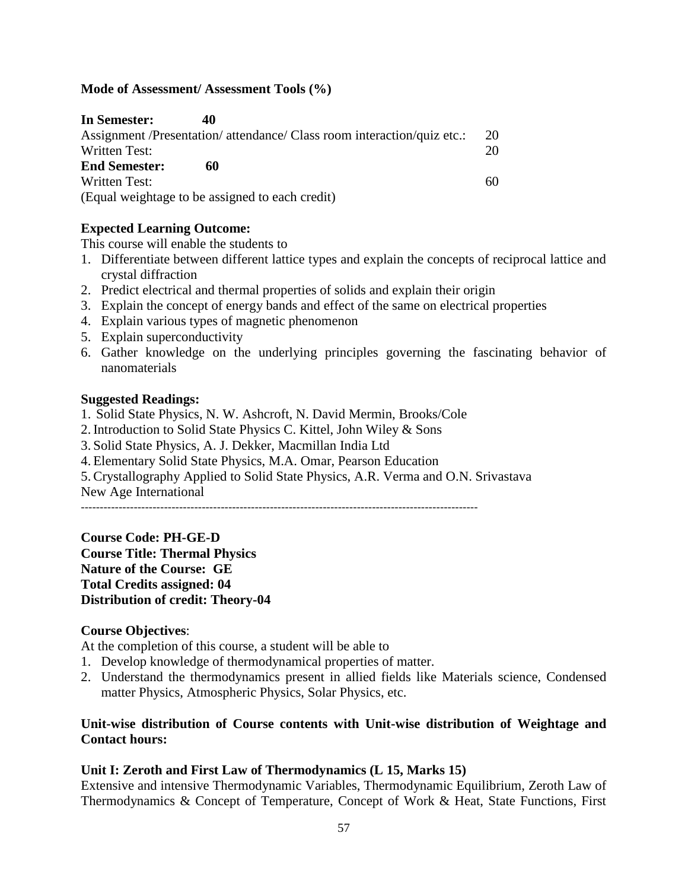**Mode of Assessment/ Assessment Tools (%)**

**In Semester: 40**

| | |
|---|---|
| Assignment /Presentation/ attendance/ Class room interaction/quiz etc.: | 20 |
| Written Test: | 20 |

**End Semester: 60**

| | |
|---|---|
| Written Test: | 60 |

(Equal weightage to be assigned to each credit)

**Expected Learning Outcome:**

This course will enable the students to

1. Differentiate between different lattice types and explain the concepts of reciprocal lattice and crystal diffraction
2. Predict electrical and thermal properties of solids and explain their origin
3. Explain the concept of energy bands and effect of the same on electrical properties
4. Explain various types of magnetic phenomenon
5. Explain superconductivity
6. Gather knowledge on the underlying principles governing the fascinating behavior of nanomaterials

**Suggested Readings:**

1. Solid State Physics, N. W. Ashcroft, N. David Mermin, Brooks/Cole
2. Introduction to Solid State Physics C. Kittel, John Wiley & Sons
3. Solid State Physics, A. J. Dekker, Macmillan India Ltd
4. Elementary Solid State Physics, M.A. Omar, Pearson Education
5. Crystallography Applied to Solid State Physics, A.R. Verma and O.N. Srivastava New Age International

---

**Course Code: PH-GE-D**
**Course Title: Thermal Physics**
**Nature of the Course: GE**
**Total Credits assigned: 04**
**Distribution of credit: Theory-04**

**Course Objectives**:

At the completion of this course, a student will be able to

1. Develop knowledge of thermodynamical properties of matter.
2. Understand the thermodynamics present in allied fields like Materials science, Condensed matter Physics, Atmospheric Physics, Solar Physics, etc.

**Unit-wise distribution of Course contents with Unit-wise distribution of Weightage and Contact hours:**

**Unit I: Zeroth and First Law of Thermodynamics (L 15, Marks 15)**

Extensive and intensive Thermodynamic Variables, Thermodynamic Equilibrium, Zeroth Law of Thermodynamics & Concept of Temperature, Concept of Work & Heat, State Functions, First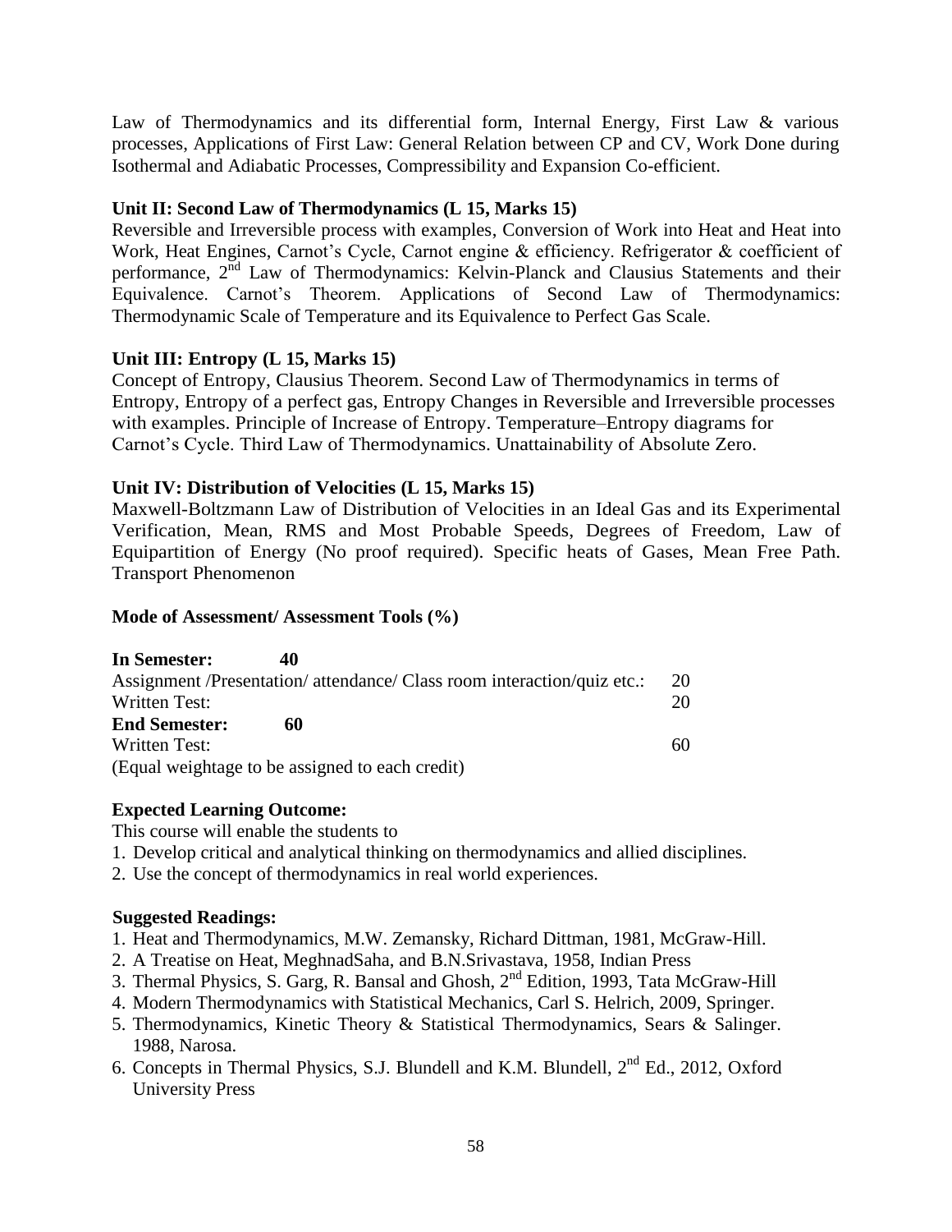Law of Thermodynamics and its differential form, Internal Energy, First Law & various processes, Applications of First Law: General Relation between CP and CV, Work Done during Isothermal and Adiabatic Processes, Compressibility and Expansion Co-efficient.

**Unit II: Second Law of Thermodynamics (L 15, Marks 15)**

Reversible and Irreversible process with examples, Conversion of Work into Heat and Heat into Work, Heat Engines, Carnot's Cycle, Carnot engine & efficiency. Refrigerator & coefficient of performance, 2nd Law of Thermodynamics: Kelvin-Planck and Clausius Statements and their Equivalence. Carnot's Theorem. Applications of Second Law of Thermodynamics: Thermodynamic Scale of Temperature and its Equivalence to Perfect Gas Scale.

**Unit III: Entropy (L 15, Marks 15)**

Concept of Entropy, Clausius Theorem. Second Law of Thermodynamics in terms of Entropy, Entropy of a perfect gas, Entropy Changes in Reversible and Irreversible processes with examples. Principle of Increase of Entropy. Temperature–Entropy diagrams for Carnot's Cycle. Third Law of Thermodynamics. Unattainability of Absolute Zero.

**Unit IV: Distribution of Velocities (L 15, Marks 15)**

Maxwell-Boltzmann Law of Distribution of Velocities in an Ideal Gas and its Experimental Verification, Mean, RMS and Most Probable Speeds, Degrees of Freedom, Law of Equipartition of Energy (No proof required). Specific heats of Gases, Mean Free Path. Transport Phenomenon

**Mode of Assessment/ Assessment Tools (%)**

| | |
|---|---|
| **In Semester: 40** | |
| Assignment /Presentation/ attendance/ Class room interaction/quiz etc.: | 20 |
| Written Test: | 20 |
| **End Semester: 60** | |
| Written Test: | 60 |

(Equal weightage to be assigned to each credit)

**Expected Learning Outcome:**

This course will enable the students to

1. Develop critical and analytical thinking on thermodynamics and allied disciplines.
2. Use the concept of thermodynamics in real world experiences.

**Suggested Readings:**

1. Heat and Thermodynamics, M.W. Zemansky, Richard Dittman, 1981, McGraw-Hill.
2. A Treatise on Heat, MeghnadSaha, and B.N.Srivastava, 1958, Indian Press
3. Thermal Physics, S. Garg, R. Bansal and Ghosh, 2nd Edition, 1993, Tata McGraw-Hill
4. Modern Thermodynamics with Statistical Mechanics, Carl S. Helrich, 2009, Springer.
5. Thermodynamics, Kinetic Theory & Statistical Thermodynamics, Sears & Salinger. 1988, Narosa.
6. Concepts in Thermal Physics, S.J. Blundell and K.M. Blundell, 2nd Ed., 2012, Oxford University Press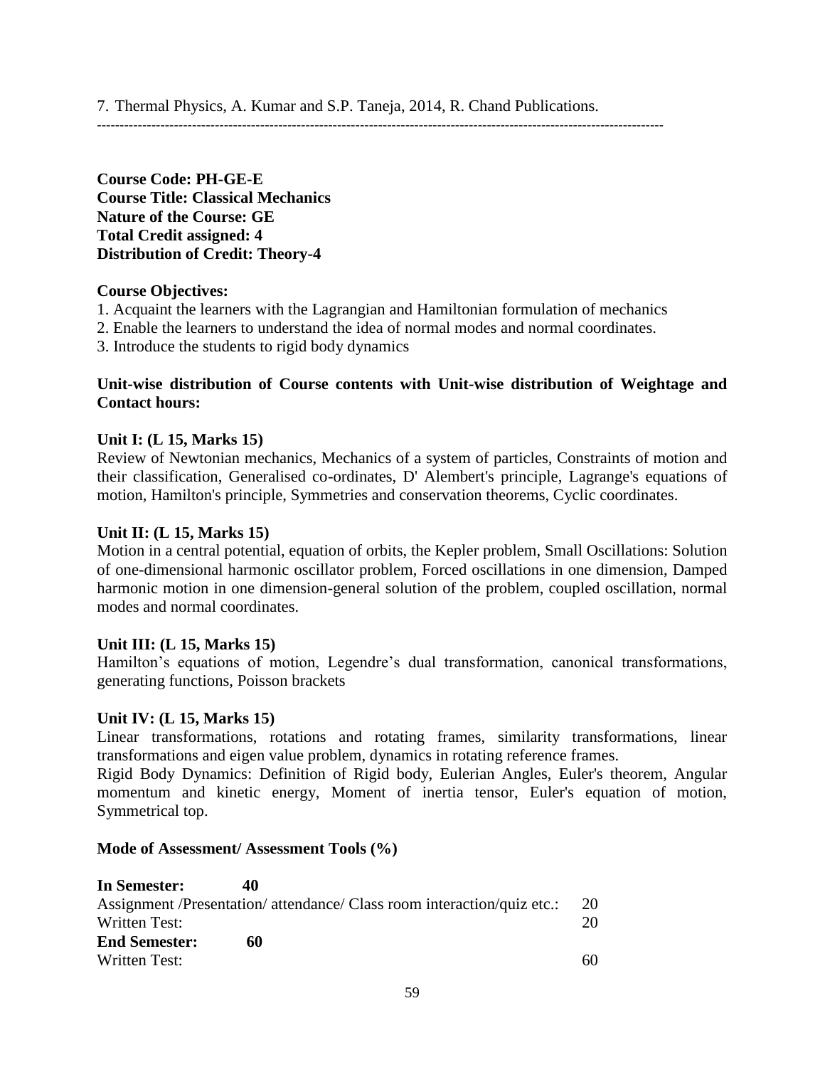7. Thermal Physics, A. Kumar and S.P. Taneja, 2014, R. Chand Publications.

---

**Course Code: PH-GE-E**
**Course Title: Classical Mechanics**
**Nature of the Course: GE**
**Total Credit assigned: 4**
**Distribution of Credit: Theory-4**

**Course Objectives:**

1. Acquaint the learners with the Lagrangian and Hamiltonian formulation of mechanics
2. Enable the learners to understand the idea of normal modes and normal coordinates.
3. Introduce the students to rigid body dynamics

**Unit-wise distribution of Course contents with Unit-wise distribution of Weightage and Contact hours:**

**Unit I: (L 15, Marks 15)**
Review of Newtonian mechanics, Mechanics of a system of particles, Constraints of motion and their classification, Generalised co-ordinates, D' Alembert's principle, Lagrange's equations of motion, Hamilton's principle, Symmetries and conservation theorems, Cyclic coordinates.

**Unit II: (L 15, Marks 15)**
Motion in a central potential, equation of orbits, the Kepler problem, Small Oscillations: Solution of one-dimensional harmonic oscillator problem, Forced oscillations in one dimension, Damped harmonic motion in one dimension-general solution of the problem, coupled oscillation, normal modes and normal coordinates.

**Unit III: (L 15, Marks 15)**
Hamilton's equations of motion, Legendre's dual transformation, canonical transformations, generating functions, Poisson brackets

**Unit IV: (L 15, Marks 15)**
Linear transformations, rotations and rotating frames, similarity transformations, linear transformations and eigen value problem, dynamics in rotating reference frames.
Rigid Body Dynamics: Definition of Rigid body, Eulerian Angles, Euler's theorem, Angular momentum and kinetic energy, Moment of inertia tensor, Euler's equation of motion, Symmetrical top.

**Mode of Assessment/ Assessment Tools (%)**

| **In Semester:** **40** | |
|---|---|
| Assignment /Presentation/ attendance/ Class room interaction/quiz etc.: | 20 |
| Written Test: | 20 |
| **End Semester:** **60** | |
| Written Test: | 60 |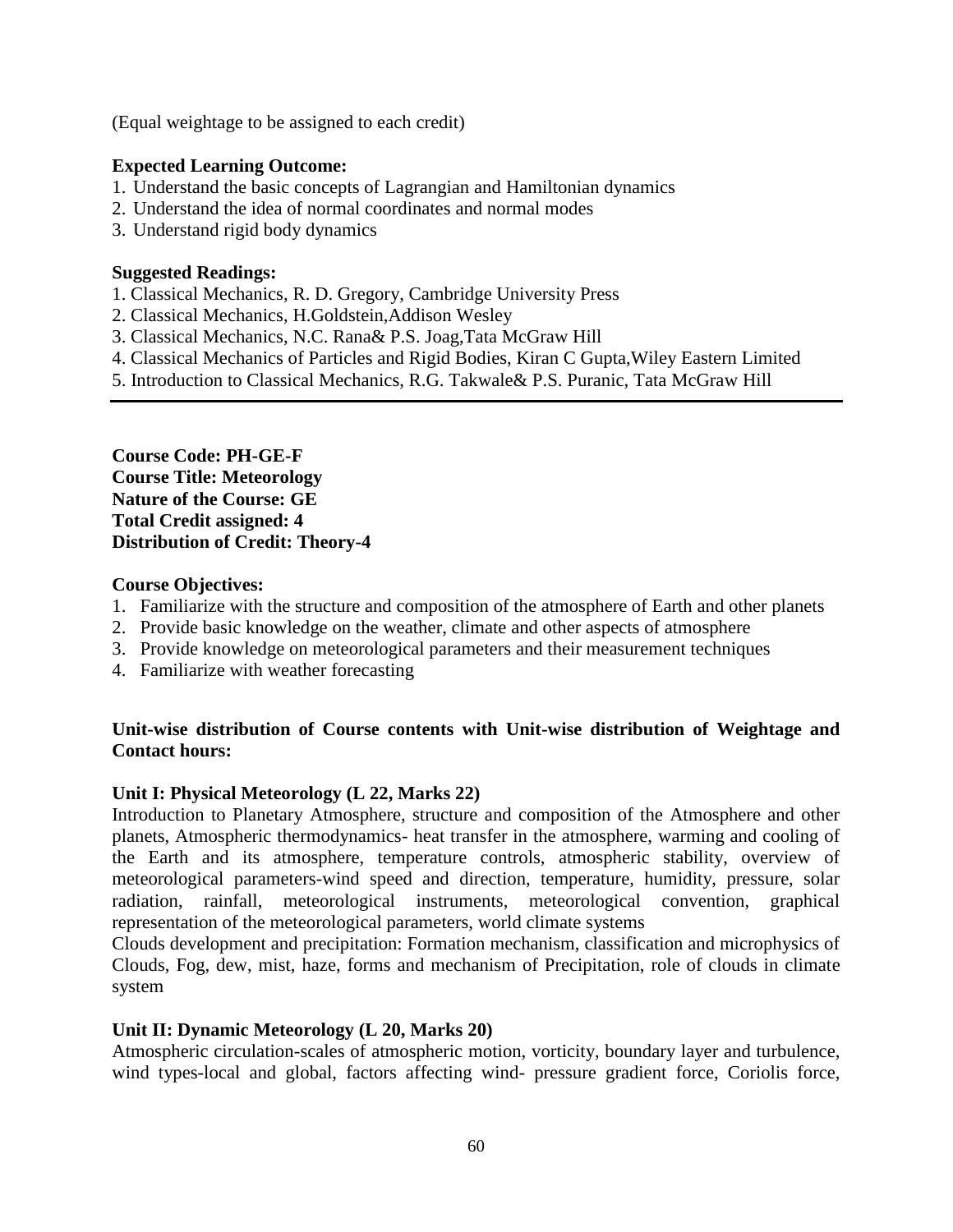(Equal weightage to be assigned to each credit)

**Expected Learning Outcome:**

1. Understand the basic concepts of Lagrangian and Hamiltonian dynamics
2. Understand the idea of normal coordinates and normal modes
3. Understand rigid body dynamics

**Suggested Readings:**

1. Classical Mechanics, R. D. Gregory, Cambridge University Press
2. Classical Mechanics, H.Goldstein,Addison Wesley
3. Classical Mechanics, N.C. Rana& P.S. Joag,Tata McGraw Hill
4. Classical Mechanics of Particles and Rigid Bodies, Kiran C Gupta,Wiley Eastern Limited
5. Introduction to Classical Mechanics, R.G. Takwale& P.S. Puranic, Tata McGraw Hill

---

**Course Code: PH-GE-F**
**Course Title: Meteorology**
**Nature of the Course: GE**
**Total Credit assigned: 4**
**Distribution of Credit: Theory-4**

**Course Objectives:**

1. Familiarize with the structure and composition of the atmosphere of Earth and other planets
2. Provide basic knowledge on the weather, climate and other aspects of atmosphere
3. Provide knowledge on meteorological parameters and their measurement techniques
4. Familiarize with weather forecasting

**Unit-wise distribution of Course contents with Unit-wise distribution of Weightage and Contact hours:**

**Unit I: Physical Meteorology (L 22, Marks 22)**

Introduction to Planetary Atmosphere, structure and composition of the Atmosphere and other planets, Atmospheric thermodynamics- heat transfer in the atmosphere, warming and cooling of the Earth and its atmosphere, temperature controls, atmospheric stability, overview of meteorological parameters-wind speed and direction, temperature, humidity, pressure, solar radiation, rainfall, meteorological instruments, meteorological convention, graphical representation of the meteorological parameters, world climate systems

Clouds development and precipitation: Formation mechanism, classification and microphysics of Clouds, Fog, dew, mist, haze, forms and mechanism of Precipitation, role of clouds in climate system

**Unit II: Dynamic Meteorology (L 20, Marks 20)**

Atmospheric circulation-scales of atmospheric motion, vorticity, boundary layer and turbulence, wind types-local and global, factors affecting wind- pressure gradient force, Coriolis force,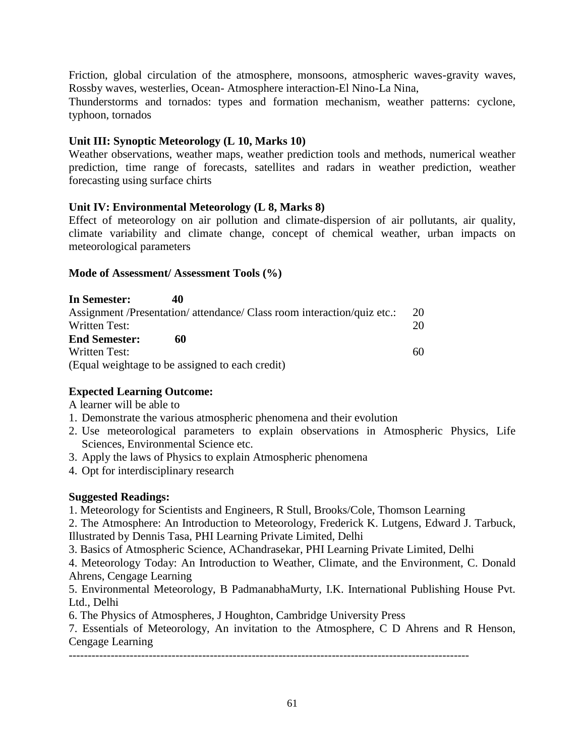Friction, global circulation of the atmosphere, monsoons, atmospheric waves-gravity waves, Rossby waves, westerlies, Ocean- Atmosphere interaction-El Nino-La Nina,

Thunderstorms and tornados: types and formation mechanism, weather patterns: cyclone, typhoon, tornados

**Unit III: Synoptic Meteorology (L 10, Marks 10)**

Weather observations, weather maps, weather prediction tools and methods, numerical weather prediction, time range of forecasts, satellites and radars in weather prediction, weather forecasting using surface chirts

**Unit IV: Environmental Meteorology (L 8, Marks 8)**

Effect of meteorology on air pollution and climate-dispersion of air pollutants, air quality, climate variability and climate change, concept of chemical weather, urban impacts on meteorological parameters

**Mode of Assessment/ Assessment Tools (%)**

**In Semester: 40**

Assignment /Presentation/ attendance/ Class room interaction/quiz etc.: 20

Written Test: 20

**End Semester: 60**

Written Test: 60

(Equal weightage to be assigned to each credit)

**Expected Learning Outcome:**

A learner will be able to

1. Demonstrate the various atmospheric phenomena and their evolution
2. Use meteorological parameters to explain observations in Atmospheric Physics, Life Sciences, Environmental Science etc.
3. Apply the laws of Physics to explain Atmospheric phenomena
4. Opt for interdisciplinary research

**Suggested Readings:**

1. Meteorology for Scientists and Engineers, R Stull, Brooks/Cole, Thomson Learning
2. The Atmosphere: An Introduction to Meteorology, Frederick K. Lutgens, Edward J. Tarbuck, Illustrated by Dennis Tasa, PHI Learning Private Limited, Delhi
3. Basics of Atmospheric Science, AChandrasekar, PHI Learning Private Limited, Delhi
4. Meteorology Today: An Introduction to Weather, Climate, and the Environment, C. Donald Ahrens, Cengage Learning
5. Environmental Meteorology, B PadmanabhaMurty, I.K. International Publishing House Pvt. Ltd., Delhi
6. The Physics of Atmospheres, J Houghton, Cambridge University Press
7. Essentials of Meteorology, An invitation to the Atmosphere, C D Ahrens and R Henson, Cengage Learning

---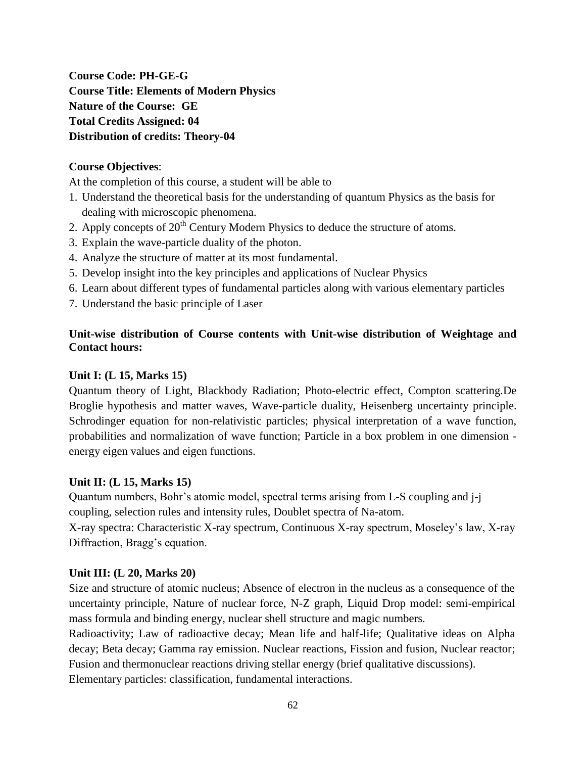**Course Code: PH-GE-G**
**Course Title: Elements of Modern Physics**
**Nature of the Course: GE**
**Total Credits Assigned: 04**
**Distribution of credits: Theory-04**

**Course Objectives**:

At the completion of this course, a student will be able to

1. Understand the theoretical basis for the understanding of quantum Physics as the basis for dealing with microscopic phenomena.
2. Apply concepts of 20th Century Modern Physics to deduce the structure of atoms.
3. Explain the wave-particle duality of the photon.
4. Analyze the structure of matter at its most fundamental.
5. Develop insight into the key principles and applications of Nuclear Physics
6. Learn about different types of fundamental particles along with various elementary particles
7. Understand the basic principle of Laser

**Unit-wise distribution of Course contents with Unit-wise distribution of Weightage and Contact hours:**

**Unit I: (L 15, Marks 15)**

Quantum theory of Light, Blackbody Radiation; Photo-electric effect, Compton scattering.De Broglie hypothesis and matter waves, Wave-particle duality, Heisenberg uncertainty principle. Schrodinger equation for non-relativistic particles; physical interpretation of a wave function, probabilities and normalization of wave function; Particle in a box problem in one dimension - energy eigen values and eigen functions.

**Unit II: (L 15, Marks 15)**

Quantum numbers, Bohr's atomic model, spectral terms arising from L-S coupling and j-j coupling, selection rules and intensity rules, Doublet spectra of Na-atom.

X-ray spectra: Characteristic X-ray spectrum, Continuous X-ray spectrum, Moseley's law, X-ray Diffraction, Bragg's equation.

**Unit III: (L 20, Marks 20)**

Size and structure of atomic nucleus; Absence of electron in the nucleus as a consequence of the uncertainty principle, Nature of nuclear force, N-Z graph, Liquid Drop model: semi-empirical mass formula and binding energy, nuclear shell structure and magic numbers.

Radioactivity; Law of radioactive decay; Mean life and half-life; Qualitative ideas on Alpha decay; Beta decay; Gamma ray emission. Nuclear reactions, Fission and fusion, Nuclear reactor; Fusion and thermonuclear reactions driving stellar energy (brief qualitative discussions).

Elementary particles: classification, fundamental interactions.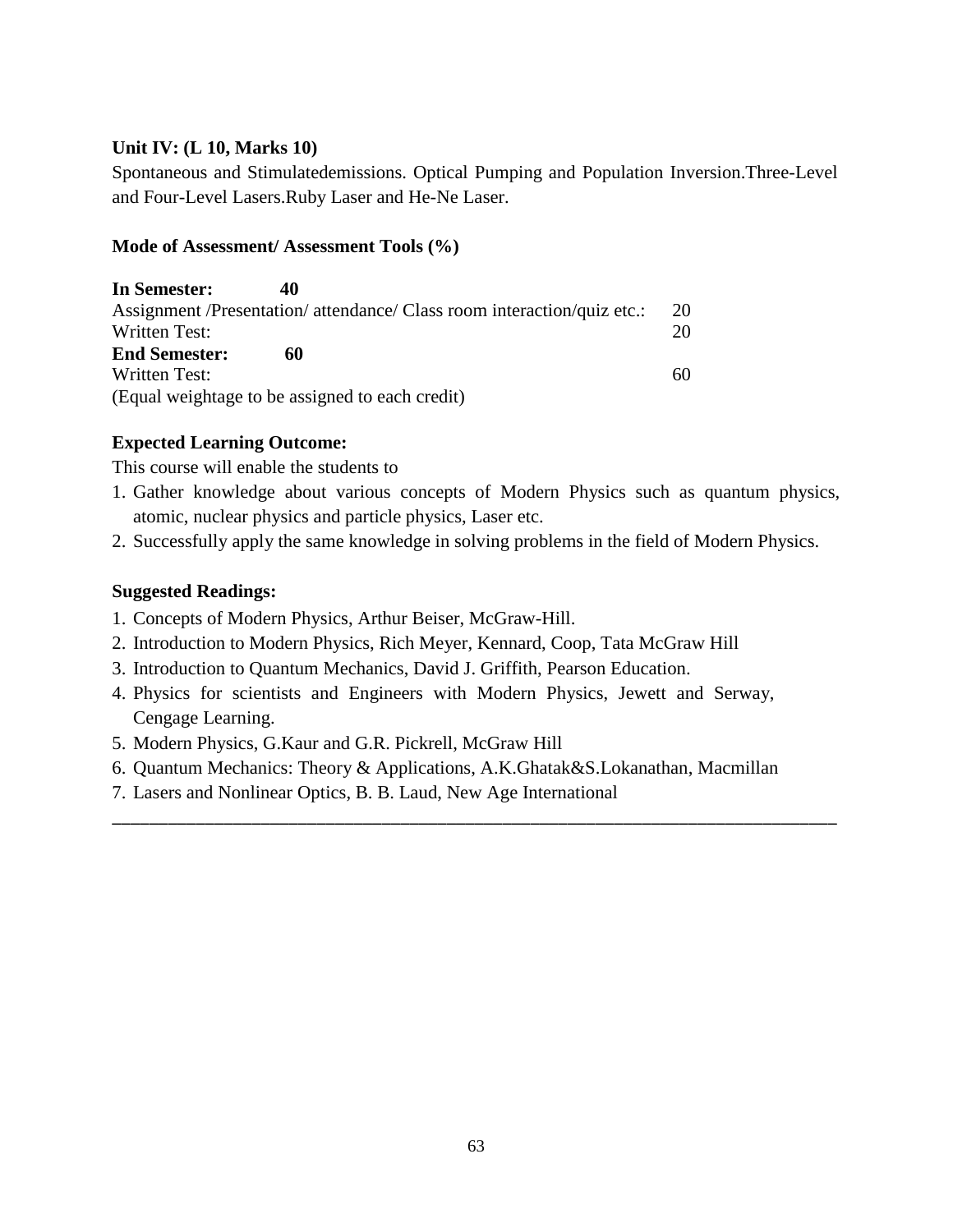**Unit IV: (L 10, Marks 10)**

Spontaneous and Stimulatedemissions. Optical Pumping and Population Inversion.Three-Level and Four-Level Lasers.Ruby Laser and He-Ne Laser.

**Mode of Assessment/ Assessment Tools (%)**

**In Semester: 40**

Assignment /Presentation/ attendance/ Class room interaction/quiz etc.: 20

Written Test: 20

**End Semester: 60**

Written Test: 60

(Equal weightage to be assigned to each credit)

**Expected Learning Outcome:**

This course will enable the students to

1. Gather knowledge about various concepts of Modern Physics such as quantum physics, atomic, nuclear physics and particle physics, Laser etc.
2. Successfully apply the same knowledge in solving problems in the field of Modern Physics.

**Suggested Readings:**

1. Concepts of Modern Physics, Arthur Beiser, McGraw-Hill.
2. Introduction to Modern Physics, Rich Meyer, Kennard, Coop, Tata McGraw Hill
3. Introduction to Quantum Mechanics, David J. Griffith, Pearson Education.
4. Physics for scientists and Engineers with Modern Physics, Jewett and Serway, Cengage Learning.
5. Modern Physics, G.Kaur and G.R. Pickrell, McGraw Hill
6. Quantum Mechanics: Theory & Applications, A.K.Ghatak&S.Lokanathan, Macmillan
7. Lasers and Nonlinear Optics, B. B. Laud, New Age International

---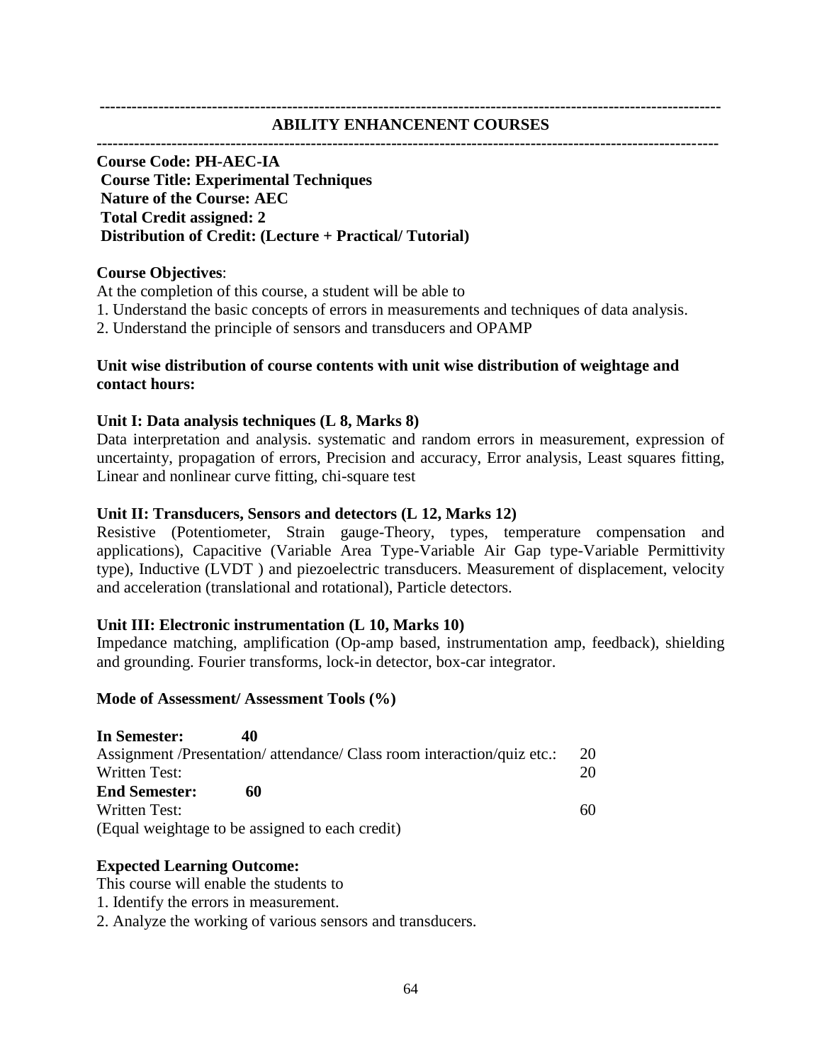## ABILITY ENHANCENENT COURSES

**Course Code: PH-AEC-IA**
**Course Title: Experimental Techniques**
**Nature of the Course: AEC**
**Total Credit assigned: 2**
**Distribution of Credit: (Lecture + Practical/ Tutorial)**

**Course Objectives**:

At the completion of this course, a student will be able to

1. Understand the basic concepts of errors in measurements and techniques of data analysis.
2. Understand the principle of sensors and transducers and OPAMP

**Unit wise distribution of course contents with unit wise distribution of weightage and contact hours:**

**Unit I: Data analysis techniques (L 8, Marks 8)**

Data interpretation and analysis. systematic and random errors in measurement, expression of uncertainty, propagation of errors, Precision and accuracy, Error analysis, Least squares fitting, Linear and nonlinear curve fitting, chi-square test

**Unit II: Transducers, Sensors and detectors (L 12, Marks 12)**

Resistive (Potentiometer, Strain gauge-Theory, types, temperature compensation and applications), Capacitive (Variable Area Type-Variable Air Gap type-Variable Permittivity type), Inductive (LVDT ) and piezoelectric transducers. Measurement of displacement, velocity and acceleration (translational and rotational), Particle detectors.

**Unit III: Electronic instrumentation (L 10, Marks 10)**

Impedance matching, amplification (Op-amp based, instrumentation amp, feedback), shielding and grounding. Fourier transforms, lock-in detector, box-car integrator.

**Mode of Assessment/ Assessment Tools (%)**

| | |
|---|---|
| **In Semester: 40** | |
| Assignment /Presentation/ attendance/ Class room interaction/quiz etc.: | 20 |
| Written Test: | 20 |
| **End Semester: 60** | |
| Written Test: | 60 |

(Equal weightage to be assigned to each credit)

**Expected Learning Outcome:**

This course will enable the students to

1. Identify the errors in measurement.
2. Analyze the working of various sensors and transducers.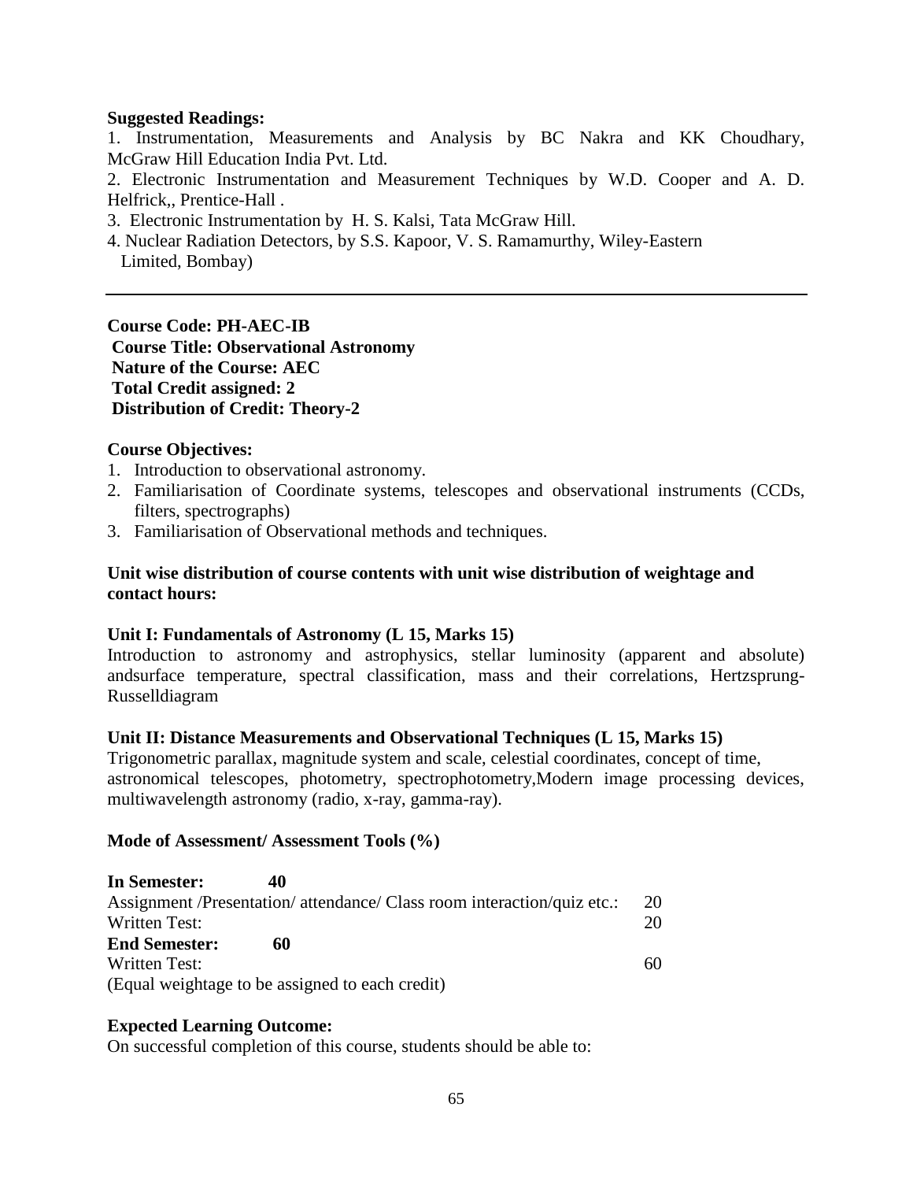**Suggested Readings:**

1. Instrumentation, Measurements and Analysis by BC Nakra and KK Choudhary, McGraw Hill Education India Pvt. Ltd.
2. Electronic Instrumentation and Measurement Techniques by W.D. Cooper and A. D. Helfrick,, Prentice-Hall .
3. Electronic Instrumentation by H. S. Kalsi, Tata McGraw Hill.
4. Nuclear Radiation Detectors, by S.S. Kapoor, V. S. Ramamurthy, Wiley-Eastern Limited, Bombay)

---

**Course Code: PH-AEC-IB**
**Course Title: Observational Astronomy**
**Nature of the Course: AEC**
**Total Credit assigned: 2**
**Distribution of Credit: Theory-2**

**Course Objectives:**

1. Introduction to observational astronomy.
2. Familiarisation of Coordinate systems, telescopes and observational instruments (CCDs, filters, spectrographs)
3. Familiarisation of Observational methods and techniques.

**Unit wise distribution of course contents with unit wise distribution of weightage and contact hours:**

**Unit I: Fundamentals of Astronomy (L 15, Marks 15)**

Introduction to astronomy and astrophysics, stellar luminosity (apparent and absolute) andsurface temperature, spectral classification, mass and their correlations, Hertzsprung-Russelldiagram

**Unit II: Distance Measurements and Observational Techniques (L 15, Marks 15)**

Trigonometric parallax, magnitude system and scale, celestial coordinates, concept of time, astronomical telescopes, photometry, spectrophotometry,Modern image processing devices, multiwavelength astronomy (radio, x-ray, gamma-ray).

**Mode of Assessment/ Assessment Tools (%)**

| | |
|---|---|
| **In Semester: 40** | |
| Assignment /Presentation/ attendance/ Class room interaction/quiz etc.: | 20 |
| Written Test: | 20 |
| **End Semester: 60** | |
| Written Test: | 60 |

(Equal weightage to be assigned to each credit)

**Expected Learning Outcome:**

On successful completion of this course, students should be able to: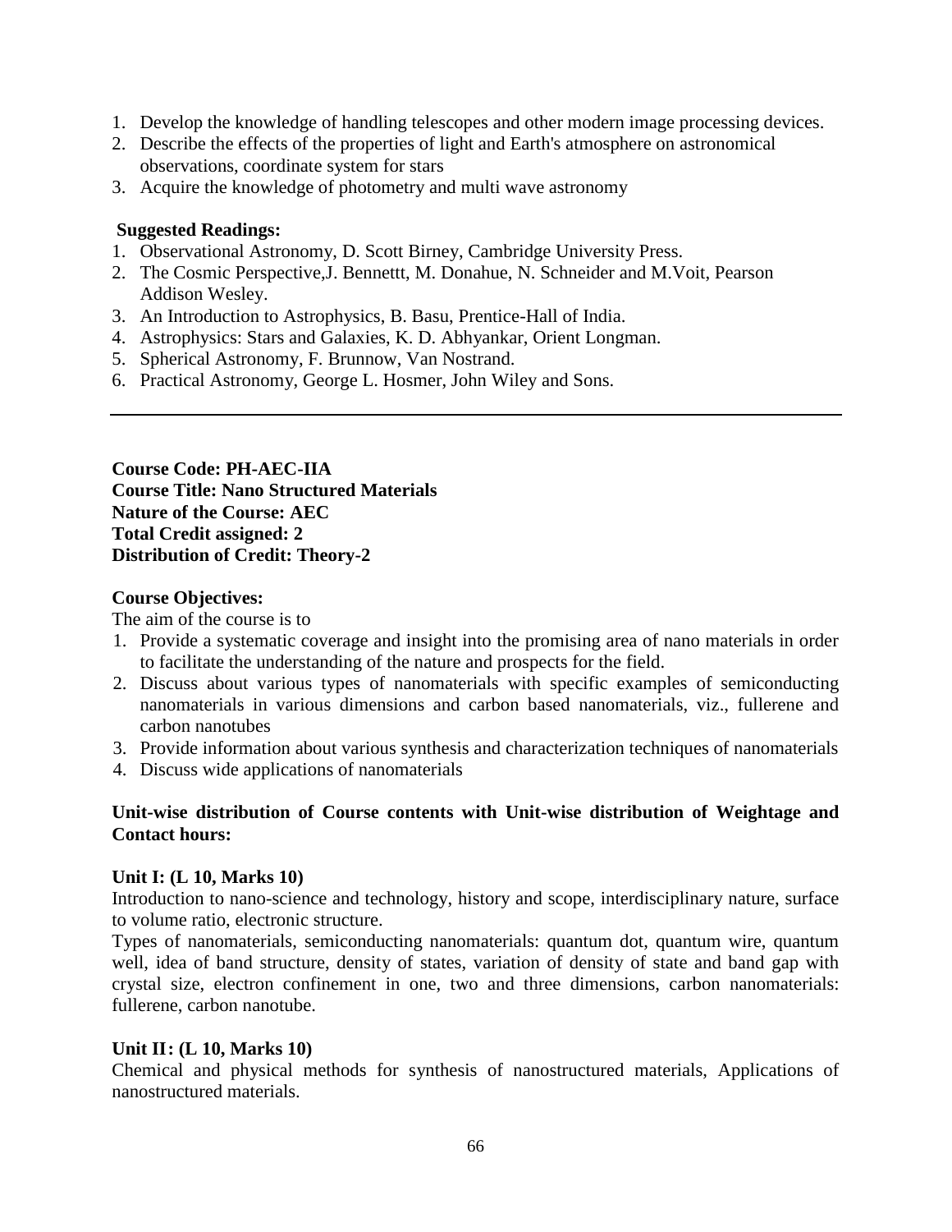1. Develop the knowledge of handling telescopes and other modern image processing devices.
2. Describe the effects of the properties of light and Earth's atmosphere on astronomical observations, coordinate system for stars
3. Acquire the knowledge of photometry and multi wave astronomy

**Suggested Readings:**

1. Observational Astronomy, D. Scott Birney, Cambridge University Press.
2. The Cosmic Perspective,J. Bennettt, M. Donahue, N. Schneider and M.Voit, Pearson Addison Wesley.
3. An Introduction to Astrophysics, B. Basu, Prentice-Hall of India.
4. Astrophysics: Stars and Galaxies, K. D. Abhyankar, Orient Longman.
5. Spherical Astronomy, F. Brunnow, Van Nostrand.
6. Practical Astronomy, George L. Hosmer, John Wiley and Sons.

---

**Course Code: PH-AEC-IIA**
**Course Title: Nano Structured Materials**
**Nature of the Course: AEC**
**Total Credit assigned: 2**
**Distribution of Credit: Theory-2**

**Course Objectives:**

The aim of the course is to

1. Provide a systematic coverage and insight into the promising area of nano materials in order to facilitate the understanding of the nature and prospects for the field.
2. Discuss about various types of nanomaterials with specific examples of semiconducting nanomaterials in various dimensions and carbon based nanomaterials, viz., fullerene and carbon nanotubes
3. Provide information about various synthesis and characterization techniques of nanomaterials
4. Discuss wide applications of nanomaterials

**Unit-wise distribution of Course contents with Unit-wise distribution of Weightage and Contact hours:**

**Unit I: (L 10, Marks 10)**

Introduction to nano-science and technology, history and scope, interdisciplinary nature, surface to volume ratio, electronic structure.

Types of nanomaterials, semiconducting nanomaterials: quantum dot, quantum wire, quantum well, idea of band structure, density of states, variation of density of state and band gap with crystal size, electron confinement in one, two and three dimensions, carbon nanomaterials: fullerene, carbon nanotube.

**Unit II: (L 10, Marks 10)**

Chemical and physical methods for synthesis of nanostructured materials, Applications of nanostructured materials.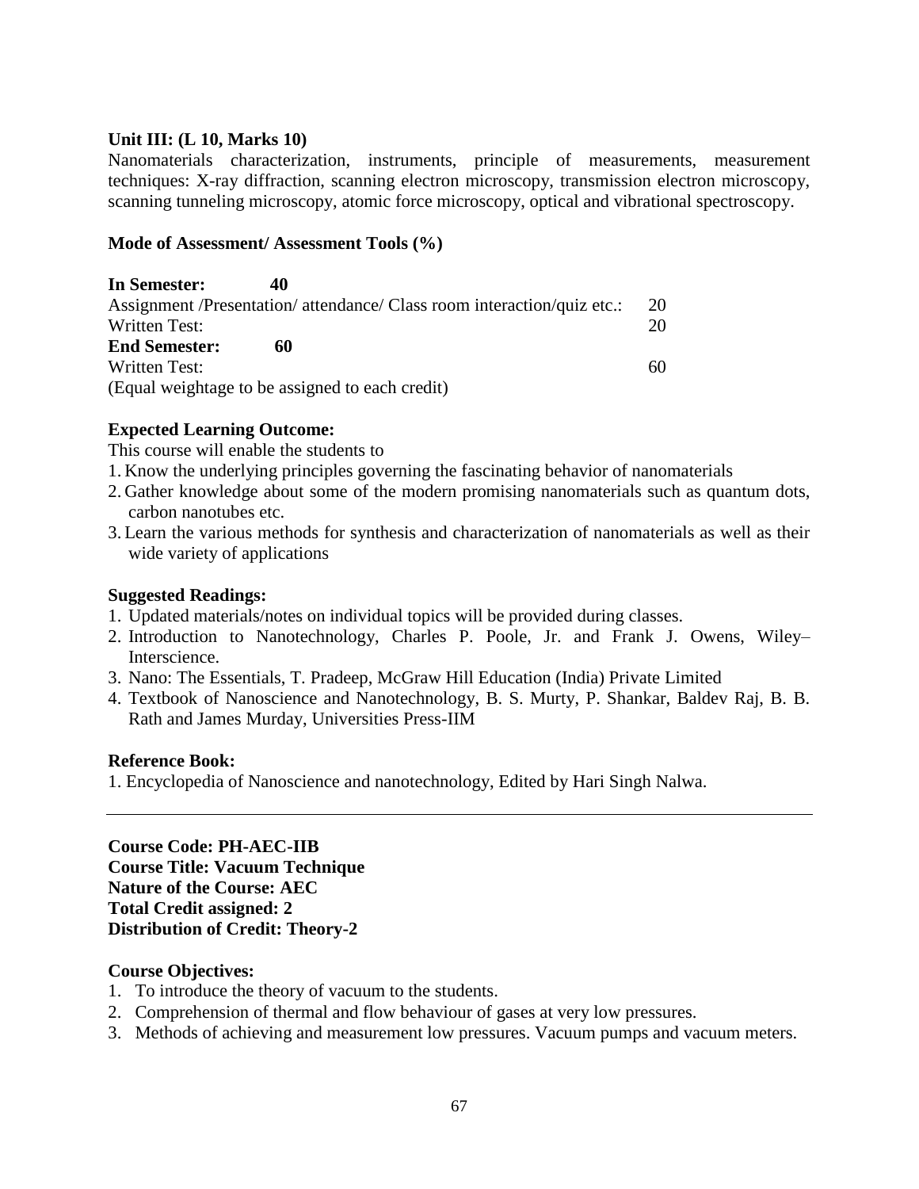**Unit III: (L 10, Marks 10)**

Nanomaterials characterization, instruments, principle of measurements, measurement techniques: X-ray diffraction, scanning electron microscopy, transmission electron microscopy, scanning tunneling microscopy, atomic force microscopy, optical and vibrational spectroscopy.

**Mode of Assessment/ Assessment Tools (%)**

| | |
|---|---|
| **In Semester: 40** | |
| Assignment /Presentation/ attendance/ Class room interaction/quiz etc.: | 20 |
| Written Test: | 20 |
| **End Semester: 60** | |
| Written Test: | 60 |

(Equal weightage to be assigned to each credit)

**Expected Learning Outcome:**

This course will enable the students to

1. Know the underlying principles governing the fascinating behavior of nanomaterials
2. Gather knowledge about some of the modern promising nanomaterials such as quantum dots, carbon nanotubes etc.
3. Learn the various methods for synthesis and characterization of nanomaterials as well as their wide variety of applications

**Suggested Readings:**

1. Updated materials/notes on individual topics will be provided during classes.
2. Introduction to Nanotechnology, Charles P. Poole, Jr. and Frank J. Owens, Wiley–Interscience.
3. Nano: The Essentials, T. Pradeep, McGraw Hill Education (India) Private Limited
4. Textbook of Nanoscience and Nanotechnology, B. S. Murty, P. Shankar, Baldev Raj, B. B. Rath and James Murday, Universities Press-IIM

**Reference Book:**

1. Encyclopedia of Nanoscience and nanotechnology, Edited by Hari Singh Nalwa.

---

**Course Code: PH-AEC-IIB**
**Course Title: Vacuum Technique**
**Nature of the Course: AEC**
**Total Credit assigned: 2**
**Distribution of Credit: Theory-2**

**Course Objectives:**

1. To introduce the theory of vacuum to the students.
2. Comprehension of thermal and flow behaviour of gases at very low pressures.
3. Methods of achieving and measurement low pressures. Vacuum pumps and vacuum meters.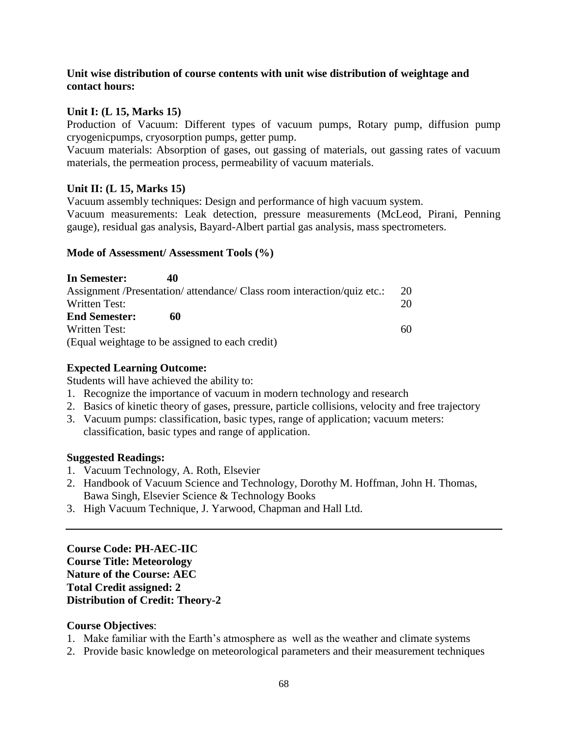**Unit wise distribution of course contents with unit wise distribution of weightage and contact hours:**

**Unit I: (L 15, Marks 15)**

Production of Vacuum: Different types of vacuum pumps, Rotary pump, diffusion pump cryogenicpumps, cryosorption pumps, getter pump.

Vacuum materials: Absorption of gases, out gassing of materials, out gassing rates of vacuum materials, the permeation process, permeability of vacuum materials.

**Unit II: (L 15, Marks 15)**

Vacuum assembly techniques: Design and performance of high vacuum system.

Vacuum measurements: Leak detection, pressure measurements (McLeod, Pirani, Penning gauge), residual gas analysis, Bayard-Albert partial gas analysis, mass spectrometers.

**Mode of Assessment/ Assessment Tools (%)**

| | |
|---|---|
| **In Semester: 40** | |
| Assignment /Presentation/ attendance/ Class room interaction/quiz etc.: | 20 |
| Written Test: | 20 |
| **End Semester: 60** | |
| Written Test: | 60 |

(Equal weightage to be assigned to each credit)

**Expected Learning Outcome:**

Students will have achieved the ability to:

1. Recognize the importance of vacuum in modern technology and research
2. Basics of kinetic theory of gases, pressure, particle collisions, velocity and free trajectory
3. Vacuum pumps: classification, basic types, range of application; vacuum meters: classification, basic types and range of application.

**Suggested Readings:**

1. Vacuum Technology, A. Roth, Elsevier
2. Handbook of Vacuum Science and Technology, Dorothy M. Hoffman, John H. Thomas, Bawa Singh, Elsevier Science & Technology Books
3. High Vacuum Technique, J. Yarwood, Chapman and Hall Ltd.

---

**Course Code: PH-AEC-IIC**
**Course Title: Meteorology**
**Nature of the Course: AEC**
**Total Credit assigned: 2**
**Distribution of Credit: Theory-2**

**Course Objectives**:

1. Make familiar with the Earth's atmosphere as well as the weather and climate systems
2. Provide basic knowledge on meteorological parameters and their measurement techniques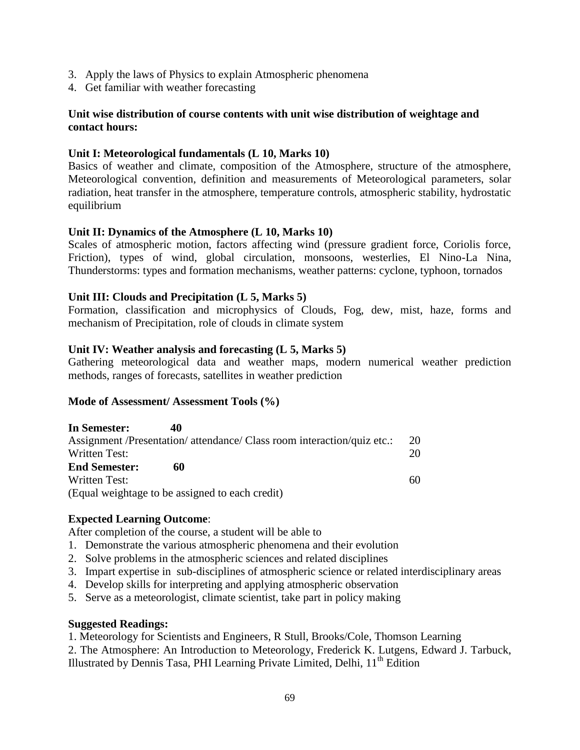3. Apply the laws of Physics to explain Atmospheric phenomena
4. Get familiar with weather forecasting

**Unit wise distribution of course contents with unit wise distribution of weightage and contact hours:**

**Unit I: Meteorological fundamentals (L 10, Marks 10)**

Basics of weather and climate, composition of the Atmosphere, structure of the atmosphere, Meteorological convention, definition and measurements of Meteorological parameters, solar radiation, heat transfer in the atmosphere, temperature controls, atmospheric stability, hydrostatic equilibrium

**Unit II: Dynamics of the Atmosphere (L 10, Marks 10)**

Scales of atmospheric motion, factors affecting wind (pressure gradient force, Coriolis force, Friction), types of wind, global circulation, monsoons, westerlies, El Nino-La Nina, Thunderstorms: types and formation mechanisms, weather patterns: cyclone, typhoon, tornados

**Unit III: Clouds and Precipitation (L 5, Marks 5)**

Formation, classification and microphysics of Clouds, Fog, dew, mist, haze, forms and mechanism of Precipitation, role of clouds in climate system

**Unit IV: Weather analysis and forecasting (L 5, Marks 5)**

Gathering meteorological data and weather maps, modern numerical weather prediction methods, ranges of forecasts, satellites in weather prediction

**Mode of Assessment/ Assessment Tools (%)**

**In Semester: 40**

Assignment /Presentation/ attendance/ Class room interaction/quiz etc.: 20

Written Test: 20

**End Semester: 60**

Written Test: 60

(Equal weightage to be assigned to each credit)

**Expected Learning Outcome**:

After completion of the course, a student will be able to

1. Demonstrate the various atmospheric phenomena and their evolution
2. Solve problems in the atmospheric sciences and related disciplines
3. Impart expertise in sub-disciplines of atmospheric science or related interdisciplinary areas
4. Develop skills for interpreting and applying atmospheric observation
5. Serve as a meteorologist, climate scientist, take part in policy making

**Suggested Readings:**

1. Meteorology for Scientists and Engineers, R Stull, Brooks/Cole, Thomson Learning
2. The Atmosphere: An Introduction to Meteorology, Frederick K. Lutgens, Edward J. Tarbuck, Illustrated by Dennis Tasa, PHI Learning Private Limited, Delhi, 11th Edition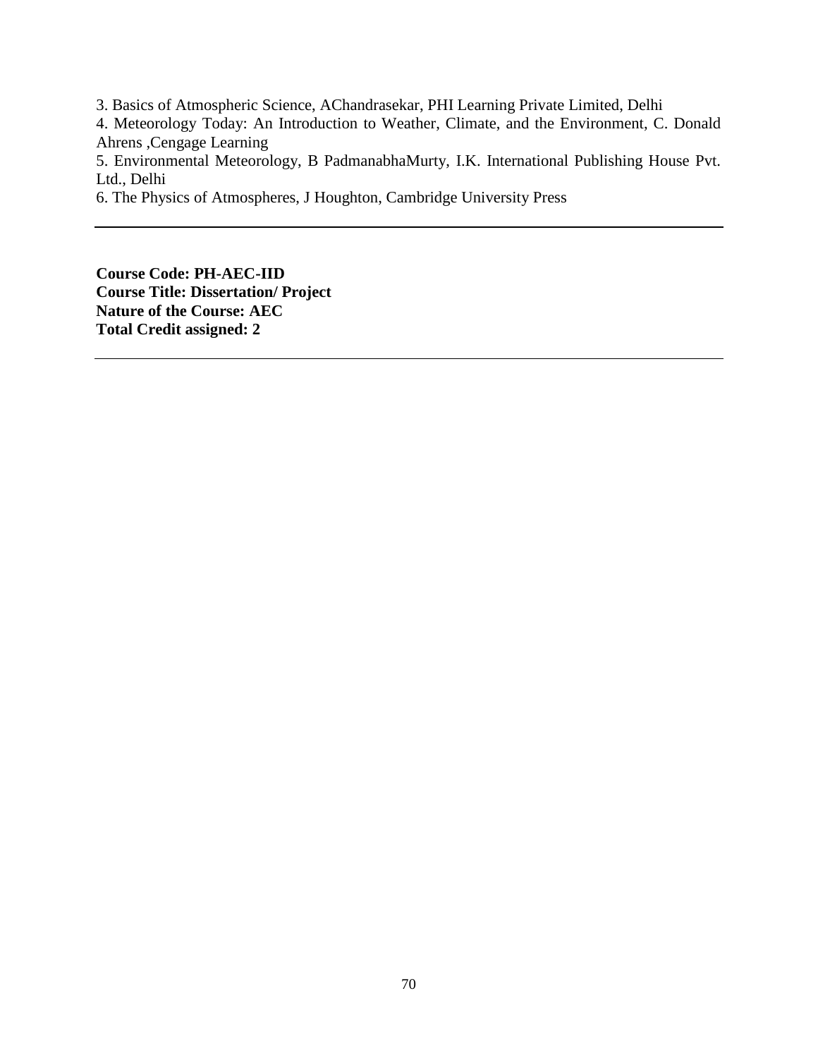3. Basics of Atmospheric Science, AChandrasekar, PHI Learning Private Limited, Delhi
4. Meteorology Today: An Introduction to Weather, Climate, and the Environment, C. Donald Ahrens ,Cengage Learning
5. Environmental Meteorology, B PadmanabhaMurty, I.K. International Publishing House Pvt. Ltd., Delhi
6. The Physics of Atmospheres, J Houghton, Cambridge University Press

---

**Course Code: PH-AEC-IID**
**Course Title: Dissertation/ Project**
**Nature of the Course: AEC**
**Total Credit assigned: 2**

---